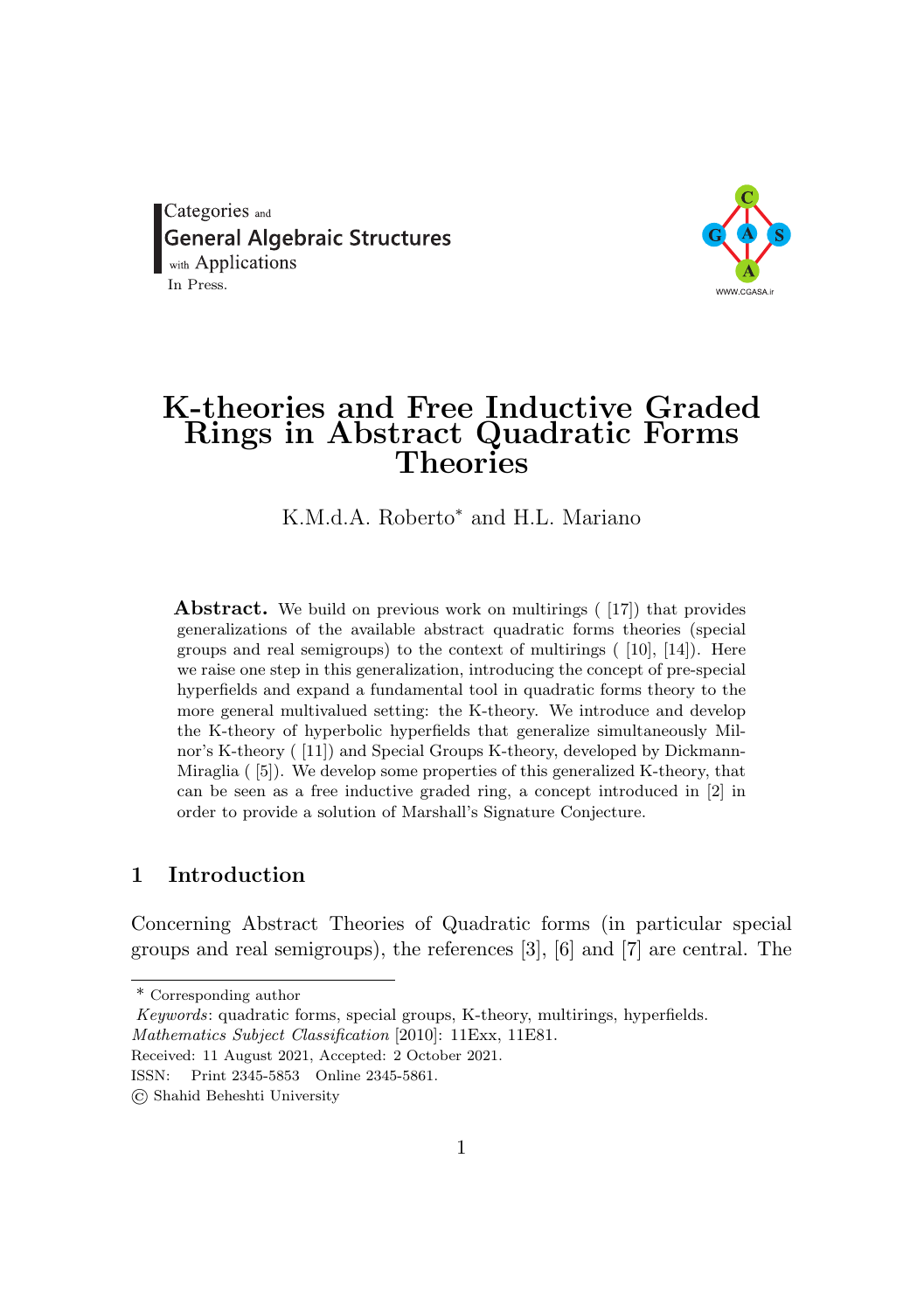# K-theories and Free Inductive Graded Rings in Abstract Quadratic Forms Theories

K.M.d.A. Roberto* and H.L. Mariano

**Abstract.** We build on previous work on multirings ( [17]) that provides generalizations of the available abstract quadratic forms theories (special groups and real semigroups) to the context of multirings ( [10], [14]). Here we raise one step in this generalization, introducing the concept of pre-special hyperfields and expand a fundamental tool in quadratic forms theory to the more general multivalued setting: the K-theory. We introduce and develop the K-theory of hyperbolic hyperfields that generalize simultaneously Milnor's K-theory ( [11]) and Special Groups K-theory, developed by Dickmann-Miraglia ( [5]). We develop some properties of this generalized K-theory, that can be seen as a free inductive graded ring, a concept introduced in [2] in order to provide a solution of Marshall's Signature Conjecture.

## 1 Introduction

Concerning Abstract Theories of Quadratic forms (in particular special groups and real semigroups), the references [3], [6] and [7] are central. The

---

* Corresponding author

*Keywords*: quadratic forms, special groups, K-theory, multirings, hyperfields.

*Mathematics Subject Classification* [2010]: 11Exx, 11E81.

Received: 11 August 2021, Accepted: 2 October 2021.

ISSN: Print 2345-5853 Online 2345-5861.

© Shahid Beheshti University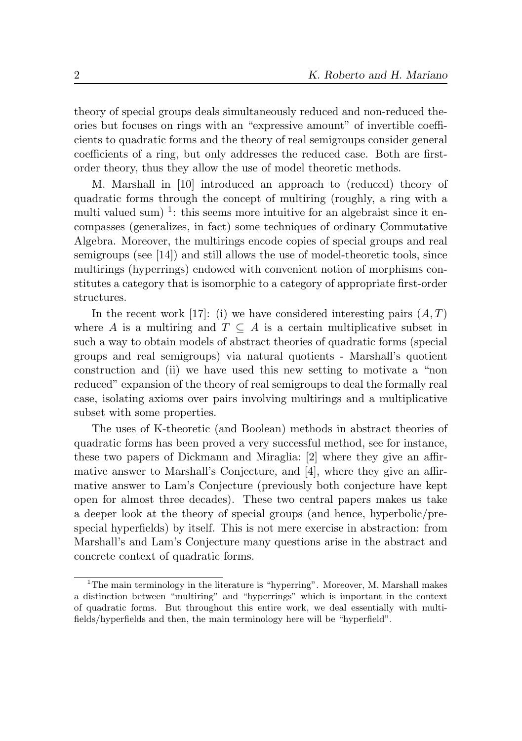theory of special groups deals simultaneously reduced and non-reduced theories but focuses on rings with an "expressive amount" of invertible coefficients to quadratic forms and the theory of real semigroups consider general coefficients of a ring, but only addresses the reduced case. Both are first-order theory, thus they allow the use of model theoretic methods.

M. Marshall in [10] introduced an approach to (reduced) theory of quadratic forms through the concept of multiring (roughly, a ring with a multi valued sum) [1]: this seems more intuitive for an algebraist since it encompasses (generalizes, in fact) some techniques of ordinary Commutative Algebra. Moreover, the multirings encode copies of special groups and real semigroups (see [14]) and still allows the use of model-theoretic tools, since multirings (hyperrings) endowed with convenient notion of morphisms constitutes a category that is isomorphic to a category of appropriate first-order structures.

In the recent work [17]: (i) we have considered interesting pairs $(A, T)$ where $A$ is a multiring and $T \subseteq A$ is a certain multiplicative subset in such a way to obtain models of abstract theories of quadratic forms (special groups and real semigroups) via natural quotients - Marshall's quotient construction and (ii) we have used this new setting to motivate a "non reduced" expansion of the theory of real semigroups to deal the formally real case, isolating axioms over pairs involving multirings and a multiplicative subset with some properties.

The uses of K-theoretic (and Boolean) methods in abstract theories of quadratic forms has been proved a very successful method, see for instance, these two papers of Dickmann and Miraglia: [2] where they give an affirmative answer to Marshall's Conjecture, and [4], where they give an affirmative answer to Lam's Conjecture (previously both conjecture have kept open for almost three decades). These two central papers makes us take a deeper look at the theory of special groups (and hence, hyperbolic/pre-special hyperfields) by itself. This is not mere exercise in abstraction: from Marshall's and Lam's Conjecture many questions arise in the abstract and concrete context of quadratic forms.

[1] The main terminology in the literature is "hyperring". Moreover, M. Marshall makes a distinction between "multiring" and "hyperrings" which is important in the context of quadratic forms. But throughout this entire work, we deal essentially with multifields/hyperfields and then, the main terminology here will be "hyperfield".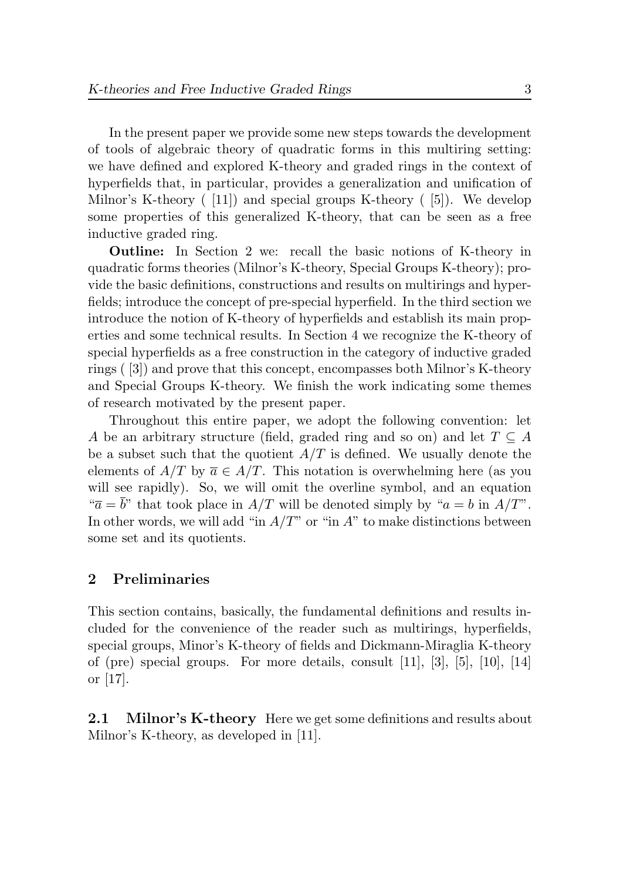In the present paper we provide some new steps towards the development of tools of algebraic theory of quadratic forms in this multiring setting: we have defined and explored K-theory and graded rings in the context of hyperfields that, in particular, provides a generalization and unification of Milnor's K-theory ( [11]) and special groups K-theory ( [5]). We develop some properties of this generalized K-theory, that can be seen as a free inductive graded ring.

**Outline:** In Section 2 we: recall the basic notions of K-theory in quadratic forms theories (Milnor's K-theory, Special Groups K-theory); provide the basic definitions, constructions and results on multirings and hyperfields; introduce the concept of pre-special hyperfield. In the third section we introduce the notion of K-theory of hyperfields and establish its main properties and some technical results. In Section 4 we recognize the K-theory of special hyperfields as a free construction in the category of inductive graded rings ( [3]) and prove that this concept, encompasses both Milnor's K-theory and Special Groups K-theory. We finish the work indicating some themes of research motivated by the present paper.

Throughout this entire paper, we adopt the following convention: let $A$ be an arbitrary structure (field, graded ring and so on) and let $T \subseteq A$ be a subset such that the quotient $A/T$ is defined. We usually denote the elements of $A/T$ by $\overline{a} \in A/T$. This notation is overwhelming here (as you will see rapidly). So, we will omit the overline symbol, and an equation "$\overline{a} = \overline{b}$" that took place in $A/T$ will be denoted simply by "$a = b$ in $A/T$". In other words, we will add "in $A/T$" or "in $A$" to make distinctions between some set and its quotients.

## 2 Preliminaries

This section contains, basically, the fundamental definitions and results included for the convenience of the reader such as multirings, hyperfields, special groups, Minor's K-theory of fields and Dickmann-Miraglia K-theory of (pre) special groups. For more details, consult [11], [3], [5], [10], [14] or [17].

**2.1 Milnor's K-theory** Here we get some definitions and results about Milnor's K-theory, as developed in [11].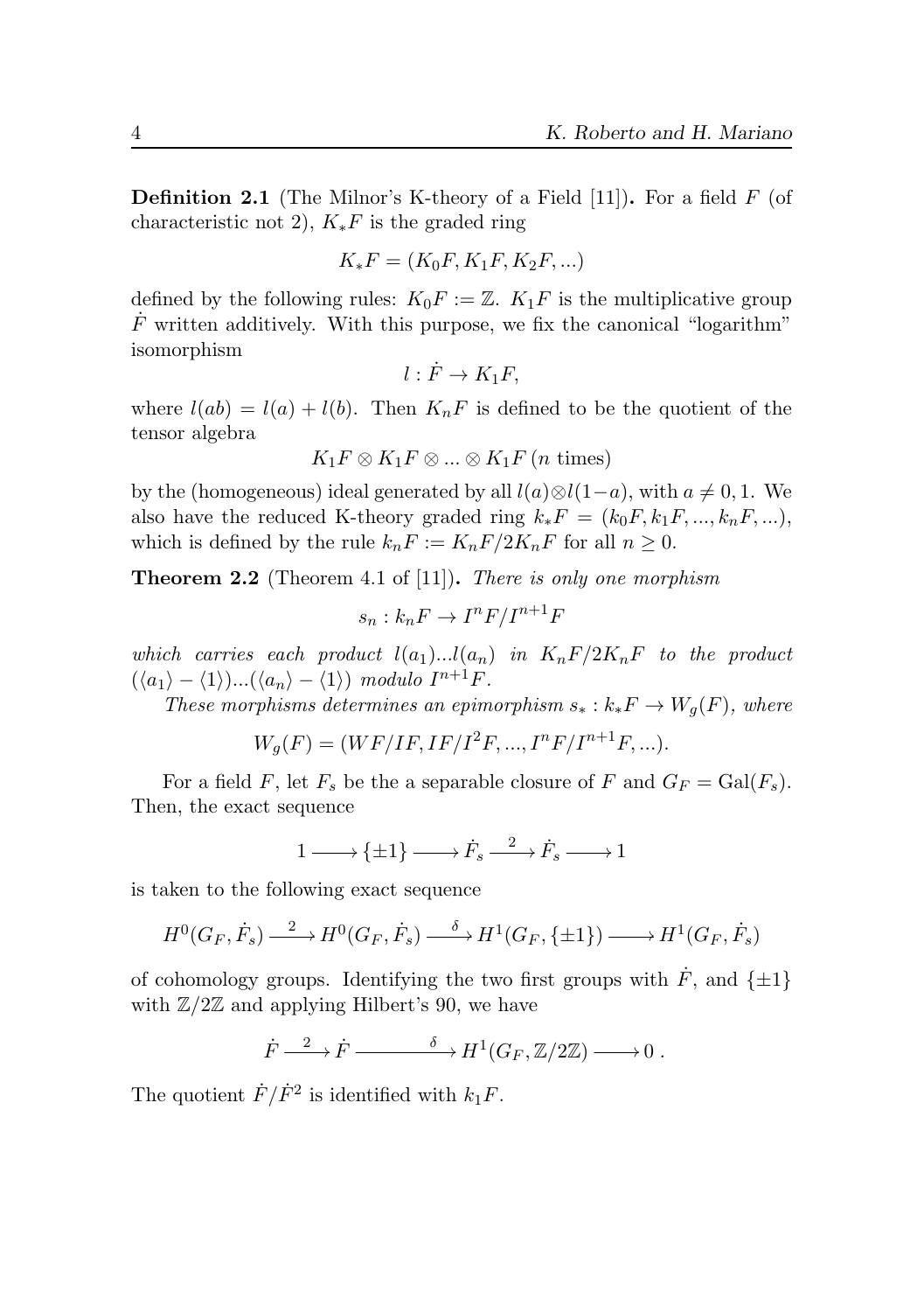**Definition 2.1** (The Milnor's K-theory of a Field [11])**.** For a field $F$ (of characteristic not 2), $K_*F$ is the graded ring

$$K_*F = (K_0F, K_1F, K_2F, ...)$$

defined by the following rules: $K_0F := \mathbb{Z}$. $K_1F$ is the multiplicative group $\dot{F}$ written additively. With this purpose, we fix the canonical "logarithm" isomorphism

$$l : \dot{F} \to K_1F,$$

where $l(ab) = l(a) + l(b)$. Then $K_nF$ is defined to be the quotient of the tensor algebra

$$K_1F \otimes K_1F \otimes ... \otimes K_1F \ (n \text{ times})$$

by the (homogeneous) ideal generated by all $l(a) \otimes l(1-a)$, with $a \neq 0, 1$. We also have the reduced K-theory graded ring $k_*F = (k_0F, k_1F, ..., k_nF, ...)$, which is defined by the rule $k_nF := K_nF/2K_nF$ for all $n \geq 0$.

**Theorem 2.2** (Theorem 4.1 of [11])**.** *There is only one morphism*

$$s_n : k_nF \to I^nF/I^{n+1}F$$

*which carries each product* $l(a_1)...l(a_n)$ *in* $K_nF/2K_nF$ *to the product* $(\langle a_1\rangle - \langle 1\rangle)...(\langle a_n\rangle - \langle 1\rangle)$ *modulo* $I^{n+1}F$.

*These morphisms determines an epimorphism* $s_* : k_*F \to W_g(F)$*, where*

$$W_g(F) = (WF/IF, IF/I^2F, ..., I^nF/I^{n+1}F, ...).$$

For a field $F$, let $F_s$ be the a separable closure of $F$ and $G_F = \text{Gal}(F_s)$. Then, the exact sequence

$$1 \longrightarrow \{\pm 1\} \longrightarrow \dot{F}_s \xrightarrow{\ 2\ } \dot{F}_s \longrightarrow 1$$

is taken to the following exact sequence

$$H^0(G_F, \dot{F}_s) \xrightarrow{\ 2\ } H^0(G_F, \dot{F}_s) \xrightarrow{\ \delta\ } H^1(G_F, \{\pm 1\}) \longrightarrow H^1(G_F, \dot{F}_s)$$

of cohomology groups. Identifying the two first groups with $\dot{F}$, and $\{\pm 1\}$ with $\mathbb{Z}/2\mathbb{Z}$ and applying Hilbert's 90, we have

$$\dot{F} \xrightarrow{\ 2\ } \dot{F} \xrightarrow{\quad \delta \quad} H^1(G_F, \mathbb{Z}/2\mathbb{Z}) \longrightarrow 0\ .$$

The quotient $\dot{F}/\dot{F}^2$ is identified with $k_1F$.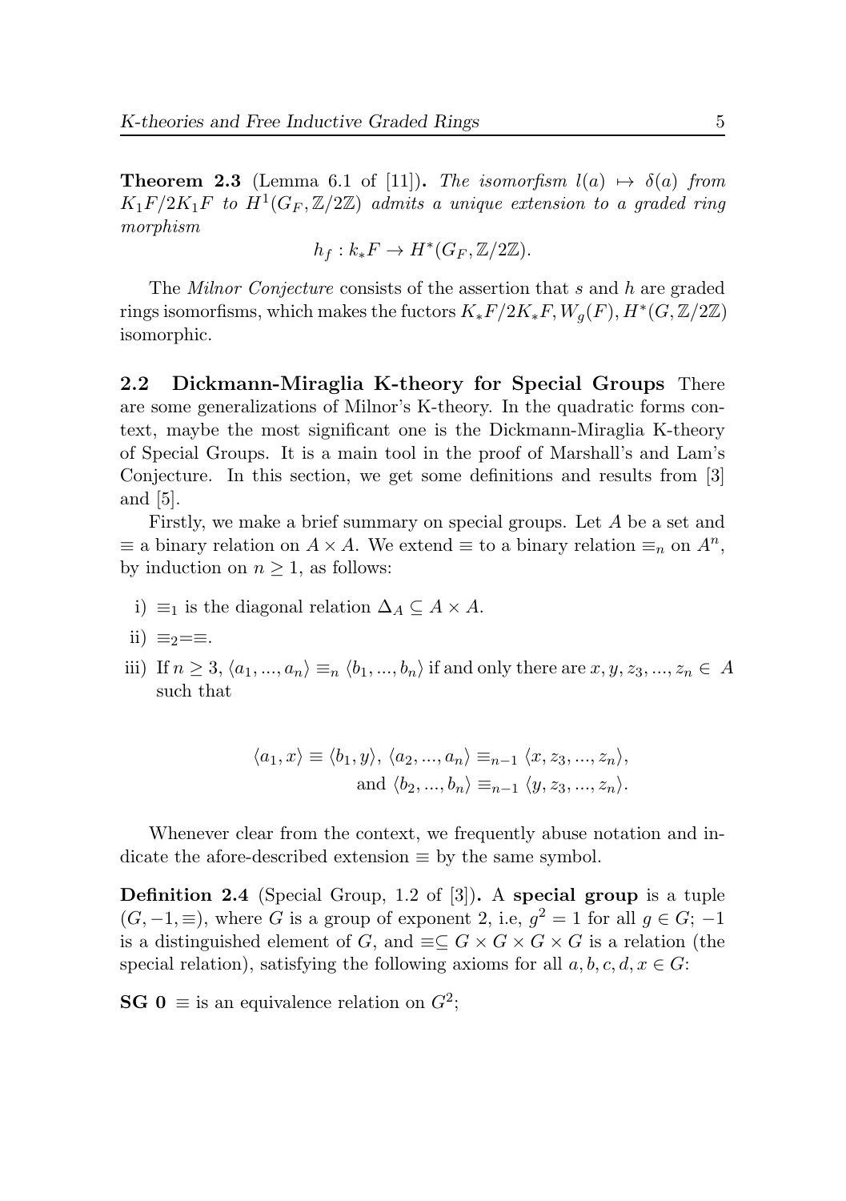**Theorem 2.3** (Lemma 6.1 of [11])**.** *The isomorfism $l(a) \mapsto \delta(a)$ from $K_1F/2K_1F$ to $H^1(G_F, \mathbb{Z}/2\mathbb{Z})$ admits a unique extension to a graded ring morphism*

$$h_f : k_*F \to H^*(G_F, \mathbb{Z}/2\mathbb{Z}).$$

The *Milnor Conjecture* consists of the assertion that $s$ and $h$ are graded rings isomorfisms, which makes the fuctors $K_*F/2K_*F, W_g(F), H^*(G, \mathbb{Z}/2\mathbb{Z})$ isomorphic.

## 2.2 Dickmann-Miraglia K-theory for Special Groups

There are some generalizations of Milnor's K-theory. In the quadratic forms context, maybe the most significant one is the Dickmann-Miraglia K-theory of Special Groups. It is a main tool in the proof of Marshall's and Lam's Conjecture. In this section, we get some definitions and results from [3] and [5].

Firstly, we make a brief summary on special groups. Let $A$ be a set and $\equiv$ a binary relation on $A \times A$. We extend $\equiv$ to a binary relation $\equiv_n$ on $A^n$, by induction on $n \geq 1$, as follows:

i) $\equiv_1$ is the diagonal relation $\Delta_A \subseteq A \times A$.

ii) $\equiv_2 = \equiv$.

iii) If $n \geq 3$, $\langle a_1, ..., a_n\rangle \equiv_n \langle b_1, ..., b_n\rangle$ if and only there are $x, y, z_3, ..., z_n \in A$ such that

$$\langle a_1, x\rangle \equiv \langle b_1, y\rangle,\ \langle a_2, ..., a_n\rangle \equiv_{n-1} \langle x, z_3, ..., z_n\rangle,$$
$$\text{and } \langle b_2, ..., b_n\rangle \equiv_{n-1} \langle y, z_3, ..., z_n\rangle.$$

Whenever clear from the context, we frequently abuse notation and indicate the afore-described extension $\equiv$ by the same symbol.

**Definition 2.4** (Special Group, 1.2 of [3])**.** A **special group** is a tuple $(G, -1, \equiv)$, where $G$ is a group of exponent 2, i.e, $g^2 = 1$ for all $g \in G$; $-1$ is a distinguished element of $G$, and $\equiv \subseteq G \times G \times G \times G$ is a relation (the special relation), satisfying the following axioms for all $a, b, c, d, x \in G$:

**SG 0** $\equiv$ is an equivalence relation on $G^2$;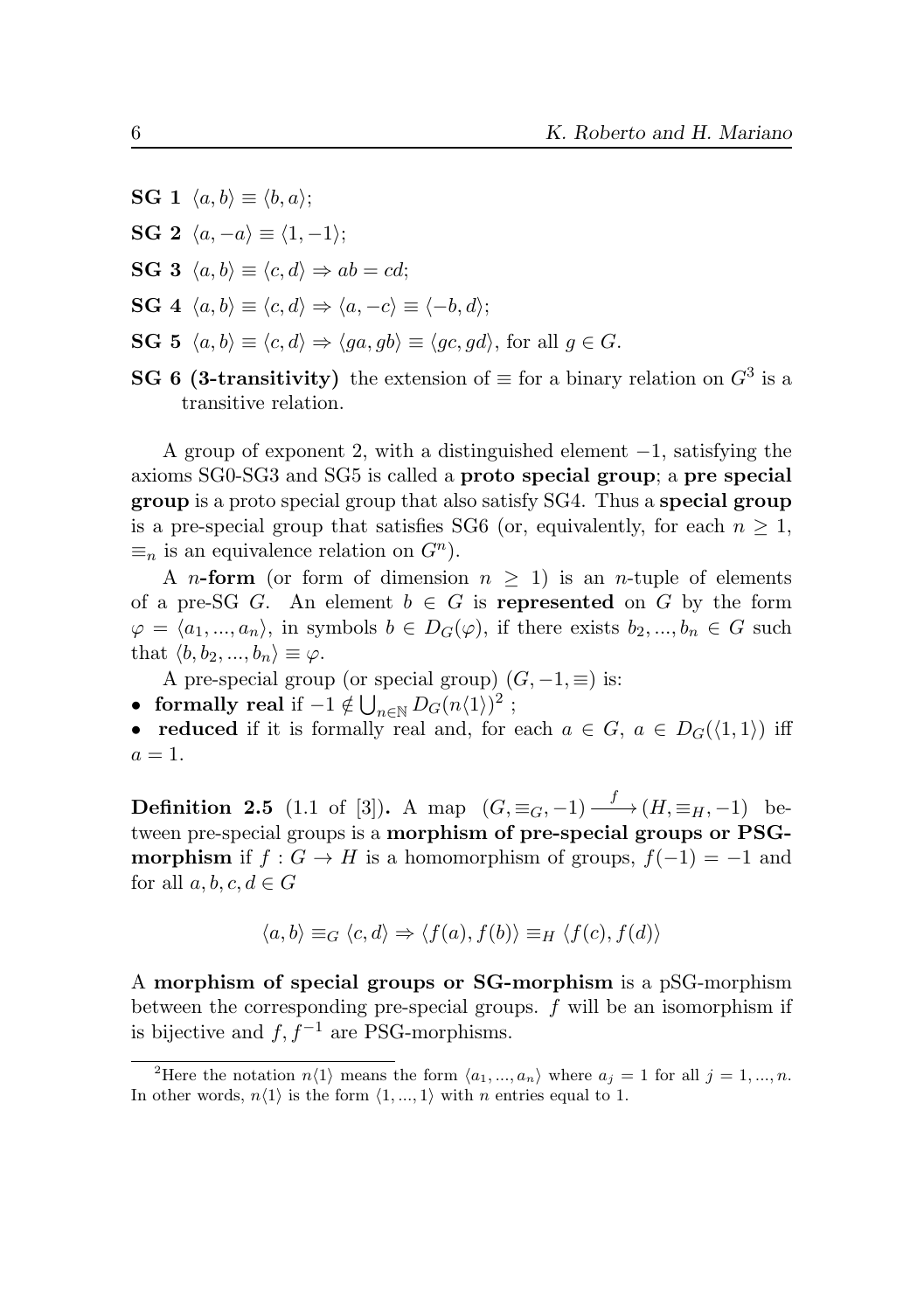**SG 1** $\langle a, b\rangle \equiv \langle b, a\rangle$;

**SG 2** $\langle a, -a\rangle \equiv \langle 1, -1\rangle$;

**SG 3** $\langle a, b\rangle \equiv \langle c, d\rangle \Rightarrow ab = cd$;

**SG 4** $\langle a, b\rangle \equiv \langle c, d\rangle \Rightarrow \langle a, -c\rangle \equiv \langle -b, d\rangle$;

**SG 5** $\langle a, b\rangle \equiv \langle c, d\rangle \Rightarrow \langle ga, gb\rangle \equiv \langle gc, gd\rangle$, for all $g \in G$.

**SG 6 (3-transitivity)** the extension of $\equiv$ for a binary relation on $G^3$ is a transitive relation.

A group of exponent 2, with a distinguished element $-1$, satisfying the axioms SG0-SG3 and SG5 is called a **proto special group**; a **pre special group** is a proto special group that also satisfy SG4. Thus a **special group** is a pre-special group that satisfies SG6 (or, equivalently, for each $n \geq 1$, $\equiv_n$ is an equivalence relation on $G^n$).

A $n$**-form** (or form of dimension $n \geq 1$) is an $n$-tuple of elements of a pre-SG $G$. An element $b \in G$ is **represented** on $G$ by the form $\varphi = \langle a_1, ..., a_n\rangle$, in symbols $b \in D_G(\varphi)$, if there exists $b_2, ..., b_n \in G$ such that $\langle b, b_2, ..., b_n\rangle \equiv \varphi$.

A pre-special group (or special group) $(G, -1, \equiv)$ is:

- **formally real** if $-1 \notin \bigcup_{n\in\mathbb{N}} D_G(n\langle 1\rangle)$[2] ;
- **reduced** if it is formally real and, for each $a \in G$, $a \in D_G(\langle 1, 1\rangle)$ iff $a = 1$.

**Definition 2.5** (1.1 of [3])**.** A map $(G, \equiv_G, -1) \xrightarrow{f} (H, \equiv_H, -1)$ between pre-special groups is a **morphism of pre-special groups or PSG-morphism** if $f : G \to H$ is a homomorphism of groups, $f(-1) = -1$ and for all $a, b, c, d \in G$

$$\langle a, b\rangle \equiv_G \langle c, d\rangle \Rightarrow \langle f(a), f(b)\rangle \equiv_H \langle f(c), f(d)\rangle$$

A **morphism of special groups or SG-morphism** is a pSG-morphism between the corresponding pre-special groups. $f$ will be an isomorphism if is bijective and $f, f^{-1}$ are PSG-morphisms.

---

[2]Here the notation $n\langle 1\rangle$ means the form $\langle a_1, ..., a_n\rangle$ where $a_j = 1$ for all $j = 1, ..., n$. In other words, $n\langle 1\rangle$ is the form $\langle 1, ..., 1\rangle$ with $n$ entries equal to 1.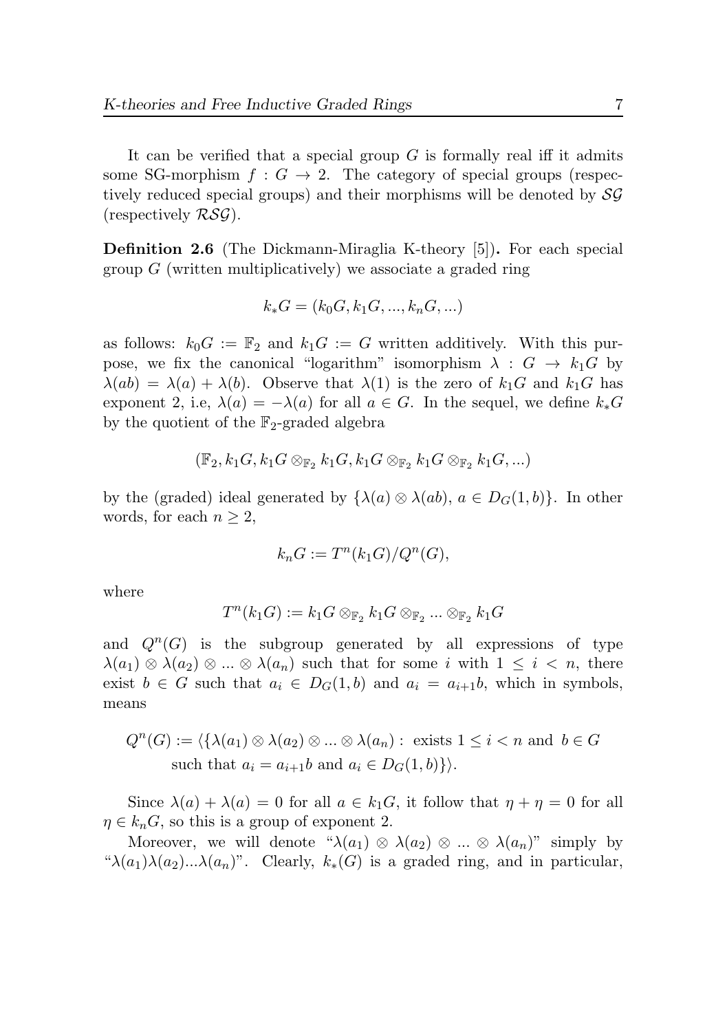It can be verified that a special group $G$ is formally real iff it admits some SG-morphism $f : G \to 2$. The category of special groups (respectively reduced special groups) and their morphisms will be denoted by $\mathcal{SG}$ (respectively $\mathcal{RSG}$).

**Definition 2.6** (The Dickmann-Miraglia K-theory [5])**.** For each special group $G$ (written multiplicatively) we associate a graded ring

$$k_*G = (k_0G, k_1G, ..., k_nG, ...)$$

as follows: $k_0G := \mathbb{F}_2$ and $k_1G := G$ written additively. With this purpose, we fix the canonical "logarithm" isomorphism $\lambda : G \to k_1G$ by $\lambda(ab) = \lambda(a) + \lambda(b)$. Observe that $\lambda(1)$ is the zero of $k_1G$ and $k_1G$ has exponent 2, i.e, $\lambda(a) = -\lambda(a)$ for all $a \in G$. In the sequel, we define $k_*G$ by the quotient of the $\mathbb{F}_2$-graded algebra

$$(\mathbb{F}_2, k_1G, k_1G \otimes_{\mathbb{F}_2} k_1G, k_1G \otimes_{\mathbb{F}_2} k_1G \otimes_{\mathbb{F}_2} k_1G, ...)$$

by the (graded) ideal generated by $\{\lambda(a) \otimes \lambda(ab),\ a \in D_G(1, b)\}$. In other words, for each $n \geq 2$,

$$k_nG := T^n(k_1G)/Q^n(G),$$

where

$$T^n(k_1G) := k_1G \otimes_{\mathbb{F}_2} k_1G \otimes_{\mathbb{F}_2} ... \otimes_{\mathbb{F}_2} k_1G$$

and $Q^n(G)$ is the subgroup generated by all expressions of type $\lambda(a_1) \otimes \lambda(a_2) \otimes ... \otimes \lambda(a_n)$ such that for some $i$ with $1 \leq i < n$, there exist $b \in G$ such that $a_i \in D_G(1, b)$ and $a_i = a_{i+1}b$, which in symbols, means

$$Q^n(G) := \langle \{\lambda(a_1) \otimes \lambda(a_2) \otimes ... \otimes \lambda(a_n) : \text{ exists } 1 \leq i < n \text{ and } b \in G \text{ such that } a_i = a_{i+1}b \text{ and } a_i \in D_G(1, b)\}\rangle.$$

Since $\lambda(a) + \lambda(a) = 0$ for all $a \in k_1G$, it follow that $\eta + \eta = 0$ for all $\eta \in k_nG$, so this is a group of exponent 2.

Moreover, we will denote "$\lambda(a_1) \otimes \lambda(a_2) \otimes ... \otimes \lambda(a_n)$" simply by "$\lambda(a_1)\lambda(a_2)...\lambda(a_n)$". Clearly, $k_*(G)$ is a graded ring, and in particular,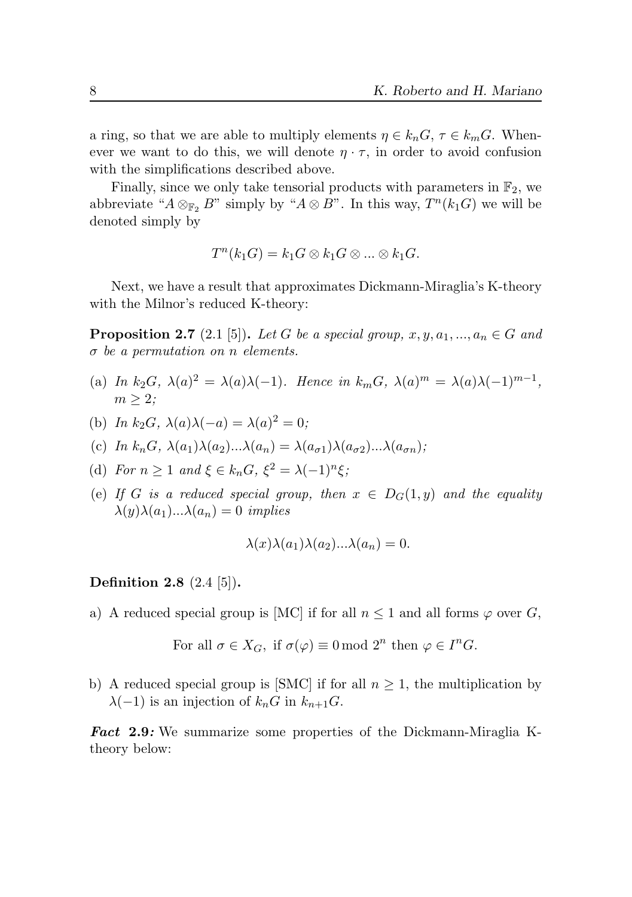a ring, so that we are able to multiply elements $\eta \in k_nG$, $\tau \in k_mG$. Whenever we want to do this, we will denote $\eta \cdot \tau$, in order to avoid confusion with the simplifications described above.

Finally, since we only take tensorial products with parameters in $\mathbb{F}_2$, we abbreviate "$A \otimes_{\mathbb{F}_2} B$" simply by "$A \otimes B$". In this way, $T^n(k_1G)$ we will be denoted simply by

$$T^n(k_1G) = k_1G \otimes k_1G \otimes ... \otimes k_1G.$$

Next, we have a result that approximates Dickmann-Miraglia's K-theory with the Milnor's reduced K-theory:

**Proposition 2.7** (2.1 [5]). *Let $G$ be a special group, $x, y, a_1, ..., a_n \in G$ and $\sigma$ be a permutation on $n$ elements.*

(a) *In $k_2G$, $\lambda(a)^2 = \lambda(a)\lambda(-1)$. Hence in $k_mG$, $\lambda(a)^m = \lambda(a)\lambda(-1)^{m-1}$, $m \geq 2$;*

(b) *In $k_2G$, $\lambda(a)\lambda(-a) = \lambda(a)^2 = 0$;*

(c) *In $k_nG$, $\lambda(a_1)\lambda(a_2)...\lambda(a_n) = \lambda(a_{\sigma 1})\lambda(a_{\sigma 2})...\lambda(a_{\sigma n})$;*

(d) *For $n \geq 1$ and $\xi \in k_nG$, $\xi^2 = \lambda(-1)^n\xi$;*

(e) *If $G$ is a reduced special group, then $x \in D_G(1, y)$ and the equality $\lambda(y)\lambda(a_1)...\lambda(a_n) = 0$ implies*

$$\lambda(x)\lambda(a_1)\lambda(a_2)...\lambda(a_n) = 0.$$

**Definition 2.8** (2.4 [5]).

a) A reduced special group is [MC] if for all $n \leq 1$ and all forms $\varphi$ over $G$,

For all $\sigma \in X_G$, if $\sigma(\varphi) \equiv 0 \bmod 2^n$ then $\varphi \in I^nG$.

b) A reduced special group is [SMC] if for all $n \geq 1$, the multiplication by $\lambda(-1)$ is an injection of $k_nG$ in $k_{n+1}G$.

***Fact* 2.9:** We summarize some properties of the Dickmann-Miraglia K-theory below: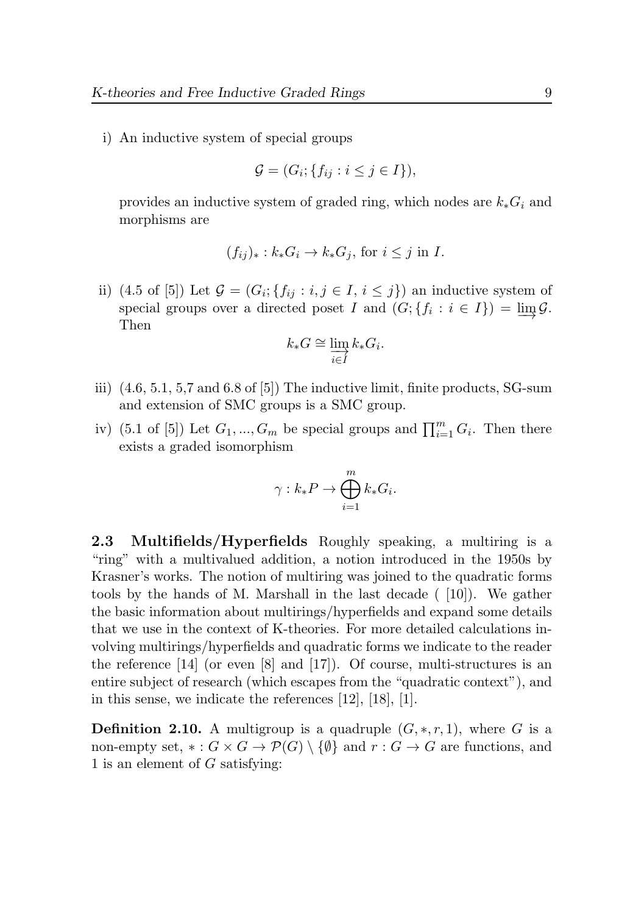i) An inductive system of special groups

$$\mathcal{G} = (G_i; \{f_{ij} : i \leq j \in I\}),$$

provides an inductive system of graded ring, which nodes are $k_*G_i$ and morphisms are

$$(f_{ij})_* : k_*G_i \to k_*G_j, \text{ for } i \leq j \text{ in } I.$$

ii) (4.5 of [5]) Let $\mathcal{G} = (G_i; \{f_{ij} : i, j \in I, \, i \leq j\})$ an inductive system of special groups over a directed poset $I$ and $(G; \{f_i : i \in I\}) = \varinjlim \mathcal{G}$. Then

$$k_*G \cong \varinjlim_{i \in I} k_*G_i.$$

iii) (4.6, 5.1, 5,7 and 6.8 of [5]) The inductive limit, finite products, SG-sum and extension of SMC groups is a SMC group.

iv) (5.1 of [5]) Let $G_1, ..., G_m$ be special groups and $\prod_{i=1}^m G_i$. Then there exists a graded isomorphism

$$\gamma : k_*P \to \bigoplus_{i=1}^m k_*G_i.$$

## 2.3 Multifields/Hyperfields

Roughly speaking, a multiring is a "ring" with a multivalued addition, a notion introduced in the 1950s by Krasner's works. The notion of multiring was joined to the quadratic forms tools by the hands of M. Marshall in the last decade ( [10]). We gather the basic information about multirings/hyperfields and expand some details that we use in the context of K-theories. For more detailed calculations involving multirings/hyperfields and quadratic forms we indicate to the reader the reference [14] (or even [8] and [17]). Of course, multi-structures is an entire subject of research (which escapes from the "quadratic context"), and in this sense, we indicate the references [12], [18], [1].

**Definition 2.10.** A multigroup is a quadruple $(G, *, r, 1)$, where $G$ is a non-empty set, $* : G \times G \to \mathcal{P}(G) \setminus \{\emptyset\}$ and $r : G \to G$ are functions, and 1 is an element of $G$ satisfying: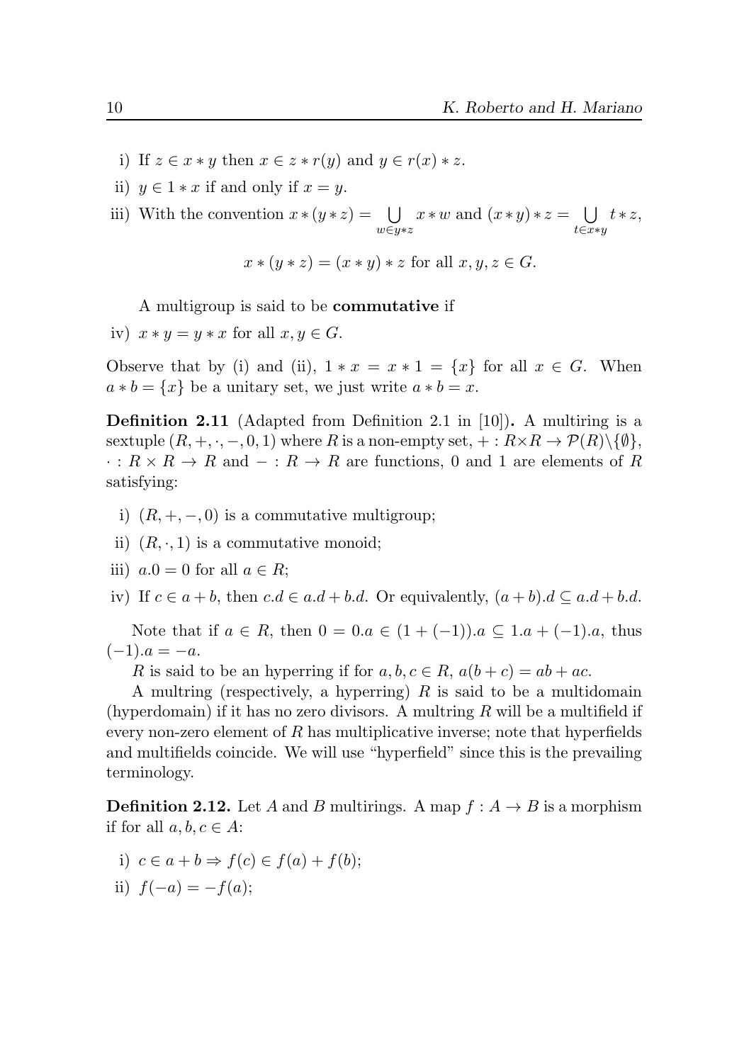i) If $z \in x * y$ then $x \in z * r(y)$ and $y \in r(x) * z$.

ii) $y \in 1 * x$ if and only if $x = y$.

iii) With the convention $x * (y * z) = \bigcup_{w \in y*z} x * w$ and $(x * y) * z = \bigcup_{t \in x*y} t * z$,

$$x * (y * z) = (x * y) * z \text{ for all } x, y, z \in G.$$

A multigroup is said to be **commutative** if

iv) $x * y = y * x$ for all $x, y \in G$.

Observe that by (i) and (ii), $1 * x = x * 1 = \{x\}$ for all $x \in G$. When $a * b = \{x\}$ be a unitary set, we just write $a * b = x$.

**Definition 2.11** (Adapted from Definition 2.1 in [10])**.** A multiring is a sextuple $(R, +, \cdot, -, 0, 1)$ where $R$ is a non-empty set, $+ : R \times R \to \mathcal{P}(R) \setminus \{\emptyset\}$, $\cdot : R \times R \to R$ and $- : R \to R$ are functions, 0 and 1 are elements of $R$ satisfying:

i) $(R, +, -, 0)$ is a commutative multigroup;

ii) $(R, \cdot, 1)$ is a commutative monoid;

iii) $a.0 = 0$ for all $a \in R$;

iv) If $c \in a + b$, then $c.d \in a.d + b.d$. Or equivalently, $(a + b).d \subseteq a.d + b.d$.

Note that if $a \in R$, then $0 = 0.a \in (1 + (-1)).a \subseteq 1.a + (-1).a$, thus $(-1).a = -a$.

$R$ is said to be an hyperring if for $a, b, c \in R$, $a(b + c) = ab + ac$.

A multring (respectively, a hyperring) $R$ is said to be a multidomain (hyperdomain) if it has no zero divisors. A multring $R$ will be a multifield if every non-zero element of $R$ has multiplicative inverse; note that hyperfields and multifields coincide. We will use "hyperfield" since this is the prevailing terminology.

**Definition 2.12.** Let $A$ and $B$ multirings. A map $f : A \to B$ is a morphism if for all $a, b, c \in A$:

i) $c \in a + b \Rightarrow f(c) \in f(a) + f(b)$;

ii) $f(-a) = -f(a)$;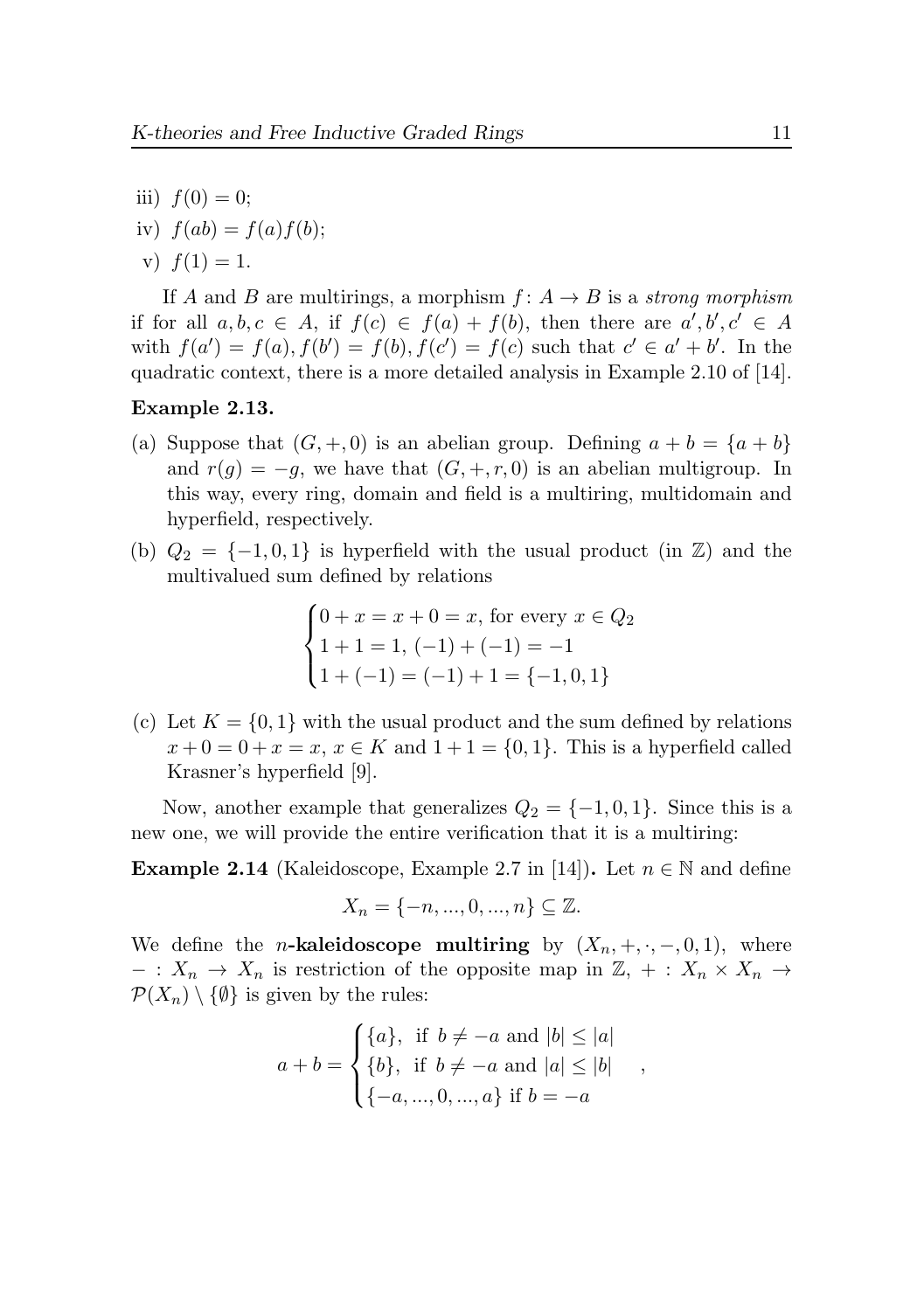iii) $f(0) = 0$;

iv) $f(ab) = f(a)f(b)$;

v) $f(1) = 1$.

If $A$ and $B$ are multirings, a morphism $f\colon A \to B$ is a *strong morphism* if for all $a, b, c \in A$, if $f(c) \in f(a) + f(b)$, then there are $a', b', c' \in A$ with $f(a') = f(a), f(b') = f(b), f(c') = f(c)$ such that $c' \in a' + b'$. In the quadratic context, there is a more detailed analysis in Example 2.10 of [14].

**Example 2.13.**

(a) Suppose that $(G, +, 0)$ is an abelian group. Defining $a + b = \{a + b\}$ and $r(g) = -g$, we have that $(G, +, r, 0)$ is an abelian multigroup. In this way, every ring, domain and field is a multiring, multidomain and hyperfield, respectively.

(b) $Q_2 = \{-1, 0, 1\}$ is hyperfield with the usual product (in $\mathbb{Z}$) and the multivalued sum defined by relations

$$\begin{cases} 0 + x = x + 0 = x, \text{ for every } x \in Q_2 \\ 1 + 1 = 1,\ (-1) + (-1) = -1 \\ 1 + (-1) = (-1) + 1 = \{-1, 0, 1\} \end{cases}$$

(c) Let $K = \{0, 1\}$ with the usual product and the sum defined by relations $x + 0 = 0 + x = x$, $x \in K$ and $1 + 1 = \{0, 1\}$. This is a hyperfield called Krasner's hyperfield [9].

Now, another example that generalizes $Q_2 = \{-1, 0, 1\}$. Since this is a new one, we will provide the entire verification that it is a multiring:

**Example 2.14** (Kaleidoscope, Example 2.7 in [14])**.** Let $n \in \mathbb{N}$ and define

$$X_n = \{-n, ..., 0, ..., n\} \subseteq \mathbb{Z}.$$

We define the $n$-**kaleidoscope multiring** by $(X_n, +, \cdot, -, 0, 1)$, where $- : X_n \to X_n$ is restriction of the opposite map in $\mathbb{Z}$, $+ : X_n \times X_n \to \mathcal{P}(X_n) \setminus \{\emptyset\}$ is given by the rules:

$$a + b = \begin{cases} \{a\}, \text{ if } b \neq -a \text{ and } |b| \leq |a| \\ \{b\}, \text{ if } b \neq -a \text{ and } |a| \leq |b| \\ \{-a, ..., 0, ..., a\} \text{ if } b = -a \end{cases},$$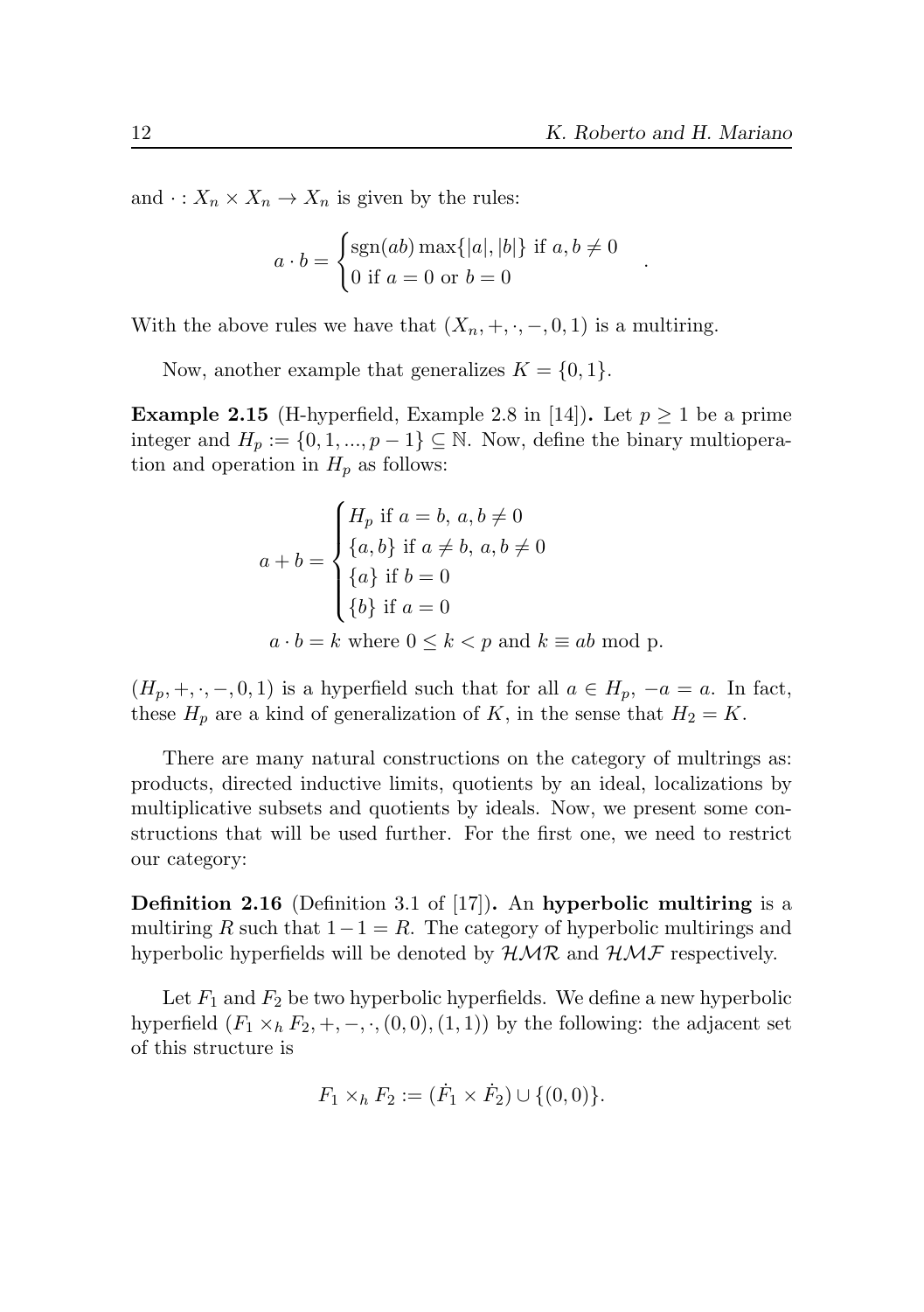and $\cdot : X_n \times X_n \to X_n$ is given by the rules:

$$a \cdot b = \begin{cases} \text{sgn}(ab)\max\{|a|,|b|\} \text{ if } a,b \neq 0 \\ 0 \text{ if } a=0 \text{ or } b=0 \end{cases}.$$

With the above rules we have that $(X_n, +, \cdot, -, 0, 1)$ is a multiring.

Now, another example that generalizes $K = \{0, 1\}$.

**Example 2.15** (H-hyperfield, Example 2.8 in [14]). Let $p \geq 1$ be a prime integer and $H_p := \{0, 1, ..., p-1\} \subseteq \mathbb{N}$. Now, define the binary multioperation and operation in $H_p$ as follows:

$$a + b = \begin{cases} H_p \text{ if } a = b,\ a, b \neq 0 \\ \{a, b\} \text{ if } a \neq b,\ a, b \neq 0 \\ \{a\} \text{ if } b = 0 \\ \{b\} \text{ if } a = 0 \end{cases}$$

$$a \cdot b = k \text{ where } 0 \leq k < p \text{ and } k \equiv ab \text{ mod p}.$$

$(H_p, +, \cdot, -, 0, 1)$ is a hyperfield such that for all $a \in H_p$, $-a = a$. In fact, these $H_p$ are a kind of generalization of $K$, in the sense that $H_2 = K$.

There are many natural constructions on the category of multrings as: products, directed inductive limits, quotients by an ideal, localizations by multiplicative subsets and quotients by ideals. Now, we present some constructions that will be used further. For the first one, we need to restrict our category:

**Definition 2.16** (Definition 3.1 of [17]). An **hyperbolic multiring** is a multiring $R$ such that $1 - 1 = R$. The category of hyperbolic multirings and hyperbolic hyperfields will be denoted by $\mathcal{HMR}$ and $\mathcal{HMF}$ respectively.

Let $F_1$ and $F_2$ be two hyperbolic hyperfields. We define a new hyperbolic hyperfield $(F_1 \times_h F_2, +, -, \cdot, (0,0), (1,1))$ by the following: the adjacent set of this structure is

$$F_1 \times_h F_2 := (\dot{F_1} \times \dot{F_2}) \cup \{(0,0)\}.$$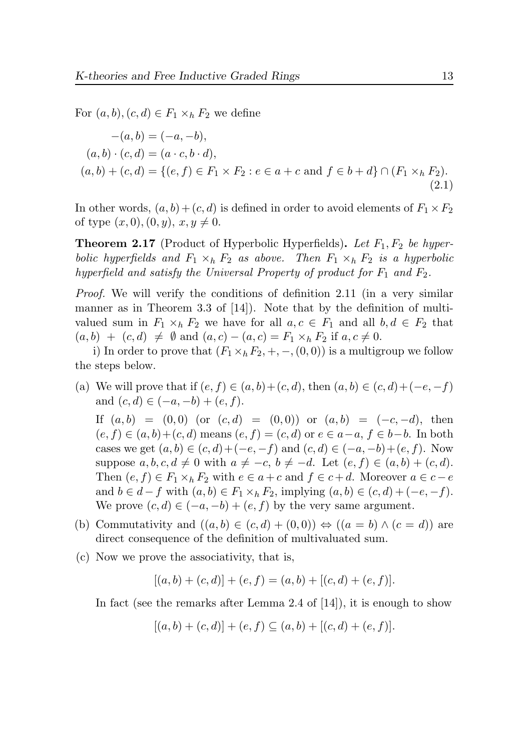For $(a,b),(c,d)\in F_1\times_h F_2$ we define

$$
\begin{aligned}
-(a,b)&=(-a,-b),\\
(a,b)\cdot(c,d)&=(a\cdot c,b\cdot d),\\
(a,b)+(c,d)&=\{(e,f)\in F_1\times F_2: e\in a+c \text{ and } f\in b+d\}\cap(F_1\times_h F_2).
\end{aligned}
\tag{2.1}
$$

In other words, $(a,b)+(c,d)$ is defined in order to avoid elements of $F_1\times F_2$ of type $(x,0),(0,y)$, $x,y\neq 0$.

**Theorem 2.17** (Product of Hyperbolic Hyperfields)**.** *Let $F_1,F_2$ be hyperbolic hyperfields and $F_1\times_h F_2$ as above. Then $F_1\times_h F_2$ is a hyperbolic hyperfield and satisfy the Universal Property of product for $F_1$ and $F_2$.*

*Proof.* We will verify the conditions of definition 2.11 (in a very similar manner as in Theorem 3.3 of [14]). Note that by the definition of multivalued sum in $F_1\times_h F_2$ we have for all $a,c\in F_1$ and all $b,d\in F_2$ that $(a,b)+(c,d)\neq\emptyset$ and $(a,c)-(a,c)=F_1\times_h F_2$ if $a,c\neq 0$.

i) In order to prove that $(F_1\times_h F_2,+,-,(0,0))$ is a multigroup we follow the steps below.

(a) We will prove that if $(e,f)\in(a,b)+(c,d)$, then $(a,b)\in(c,d)+(-e,-f)$ and $(c,d)\in(-a,-b)+(e,f)$.

If $(a,b)=(0,0)$ (or $(c,d)=(0,0)$) or $(a,b)=(-c,-d)$, then $(e,f)\in(a,b)+(c,d)$ means $(e,f)=(c,d)$ or $e\in a-a$, $f\in b-b$. In both cases we get $(a,b)\in(c,d)+(-e,-f)$ and $(c,d)\in(-a,-b)+(e,f)$. Now suppose $a,b,c,d\neq 0$ with $a\neq -c$, $b\neq -d$. Let $(e,f)\in(a,b)+(c,d)$. Then $(e,f)\in F_1\times_h F_2$ with $e\in a+c$ and $f\in c+d$. Moreover $a\in c-e$ and $b\in d-f$ with $(a,b)\in F_1\times_h F_2$, implying $(a,b)\in(c,d)+(-e,-f)$. We prove $(c,d)\in(-a,-b)+(e,f)$ by the very same argument.

(b) Commutativity and $((a,b)\in(c,d)+(0,0))\Leftrightarrow((a=b)\wedge(c=d))$ are direct consequence of the definition of multivaluated sum.

(c) Now we prove the associativity, that is,

$$[(a,b)+(c,d)]+(e,f)=(a,b)+[(c,d)+(e,f)].$$

In fact (see the remarks after Lemma 2.4 of [14]), it is enough to show

$$[(a,b)+(c,d)]+(e,f)\subseteq(a,b)+[(c,d)+(e,f)].$$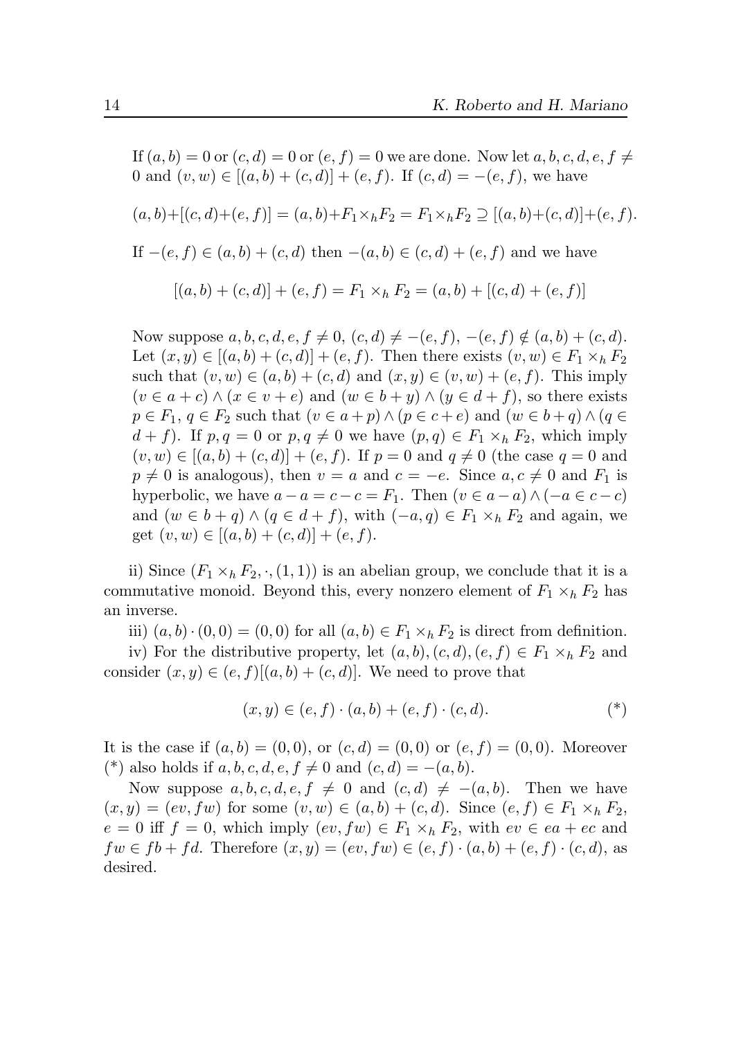If $(a,b)=0$ or $(c,d)=0$ or $(e,f)=0$ we are done. Now let $a,b,c,d,e,f\neq 0$ and $(v,w)\in[(a,b)+(c,d)]+(e,f)$. If $(c,d)=-(e,f)$, we have

$$(a,b)+[(c,d)+(e,f)]=(a,b)+F_1\times_h F_2=F_1\times_h F_2\supseteq[(a,b)+(c,d)]+(e,f).$$

If $-(e,f)\in(a,b)+(c,d)$ then $-(a,b)\in(c,d)+(e,f)$ and we have

$$[(a,b)+(c,d)]+(e,f)=F_1\times_h F_2=(a,b)+[(c,d)+(e,f)]$$

Now suppose $a,b,c,d,e,f\neq 0$, $(c,d)\neq-(e,f)$, $-(e,f)\notin(a,b)+(c,d)$. Let $(x,y)\in[(a,b)+(c,d)]+(e,f)$. Then there exists $(v,w)\in F_1\times_h F_2$ such that $(v,w)\in(a,b)+(c,d)$ and $(x,y)\in(v,w)+(e,f)$. This imply $(v\in a+c)\wedge(x\in v+e)$ and $(w\in b+y)\wedge(y\in d+f)$, so there exists $p\in F_1$, $q\in F_2$ such that $(v\in a+p)\wedge(p\in c+e)$ and $(w\in b+q)\wedge(q\in d+f)$. If $p,q=0$ or $p,q\neq 0$ we have $(p,q)\in F_1\times_h F_2$, which imply $(v,w)\in[(a,b)+(c,d)]+(e,f)$. If $p=0$ and $q\neq 0$ (the case $q=0$ and $p\neq 0$ is analogous), then $v=a$ and $c=-e$. Since $a,c\neq 0$ and $F_1$ is hyperbolic, we have $a-a=c-c=F_1$. Then $(v\in a-a)\wedge(-a\in c-c)$ and $(w\in b+q)\wedge(q\in d+f)$, with $(-a,q)\in F_1\times_h F_2$ and again, we get $(v,w)\in[(a,b)+(c,d)]+(e,f)$.

ii) Since $(F_1\times_h F_2,\cdot,(1,1))$ is an abelian group, we conclude that it is a commutative monoid. Beyond this, every nonzero element of $F_1\times_h F_2$ has an inverse.

iii) $(a,b)\cdot(0,0)=(0,0)$ for all $(a,b)\in F_1\times_h F_2$ is direct from definition.

iv) For the distributive property, let $(a,b),(c,d),(e,f)\in F_1\times_h F_2$ and consider $(x,y)\in(e,f)[(a,b)+(c,d)]$. We need to prove that

$$(x,y)\in(e,f)\cdot(a,b)+(e,f)\cdot(c,d). \qquad (*)$$

It is the case if $(a,b)=(0,0)$, or $(c,d)=(0,0)$ or $(e,f)=(0,0)$. Moreover (*) also holds if $a,b,c,d,e,f\neq 0$ and $(c,d)=-(a,b)$.

Now suppose $a,b,c,d,e,f\neq 0$ and $(c,d)\neq-(a,b)$. Then we have $(x,y)=(ev,fw)$ for some $(v,w)\in(a,b)+(c,d)$. Since $(e,f)\in F_1\times_h F_2$, $e=0$ iff $f=0$, which imply $(ev,fw)\in F_1\times_h F_2$, with $ev\in ea+ec$ and $fw\in fb+fd$. Therefore $(x,y)=(ev,fw)\in(e,f)\cdot(a,b)+(e,f)\cdot(c,d)$, as desired.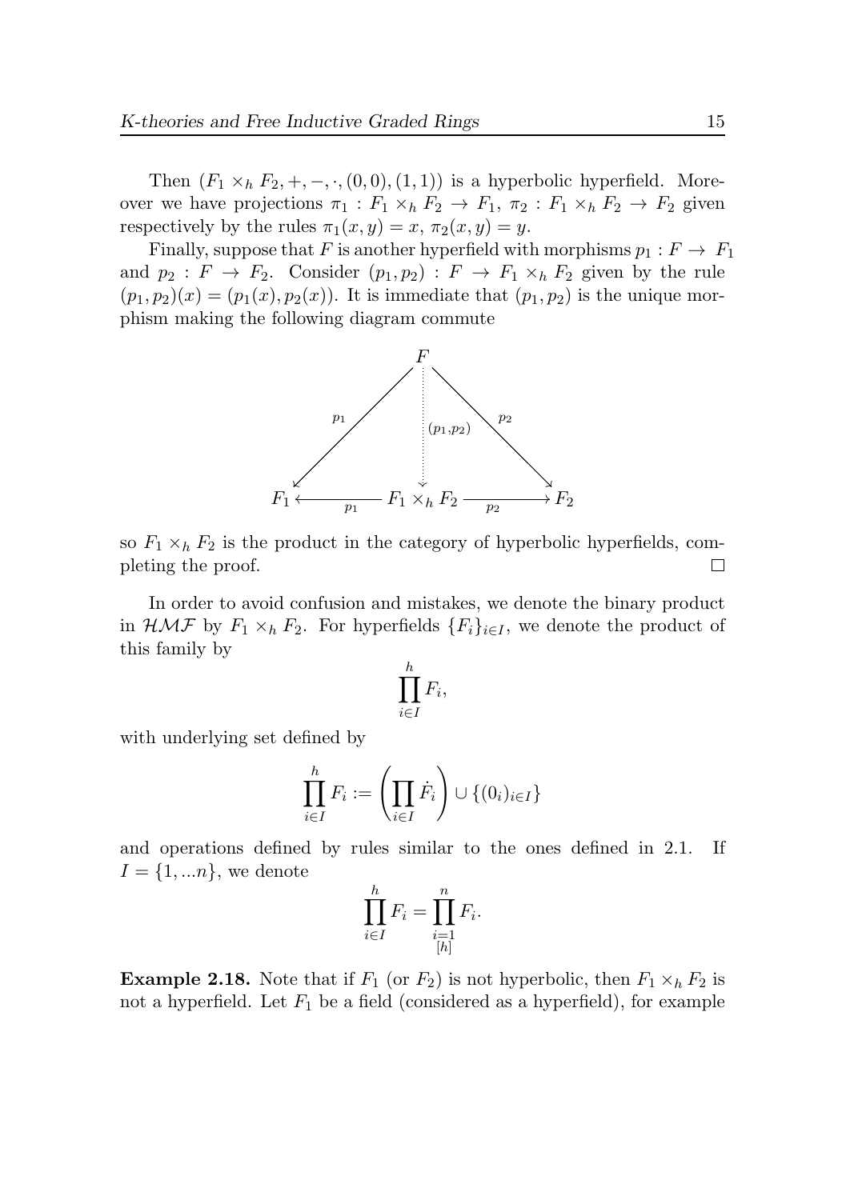Then $(F_1 \times_h F_2, +, -, \cdot, (0,0), (1,1))$ is a hyperbolic hyperfield. Moreover we have projections $\pi_1 : F_1 \times_h F_2 \to F_1$, $\pi_2 : F_1 \times_h F_2 \to F_2$ given respectively by the rules $\pi_1(x, y) = x$, $\pi_2(x, y) = y$.

Finally, suppose that $F$ is another hyperfield with morphisms $p_1 : F \to F_1$ and $p_2 : F \to F_2$. Consider $(p_1, p_2) : F \to F_1 \times_h F_2$ given by the rule $(p_1, p_2)(x) = (p_1(x), p_2(x))$. It is immediate that $(p_1, p_2)$ is the unique morphism making the following diagram commute

$$\begin{array}{ccccc} & & F & & \\ & \swarrow^{p_1} & \vdots^{(p_1,p_2)} & \searrow^{p_2} & \\ F_1 & \xleftarrow[p_1]{} & F_1 \times_h F_2 & \xrightarrow[p_2]{} & F_2 \end{array}$$

so $F_1 \times_h F_2$ is the product in the category of hyperbolic hyperfields, completing the proof. $\square$

In order to avoid confusion and mistakes, we denote the binary product in $\mathcal{HMF}$ by $F_1 \times_h F_2$. For hyperfields $\{F_i\}_{i \in I}$, we denote the product of this family by

$$\prod_{i \in I}^{h} F_i,$$

with underlying set defined by

$$\prod_{i \in I}^{h} F_i := \left( \prod_{i \in I} \dot{F_i} \right) \cup \{(0_i)_{i \in I}\}$$

and operations defined by rules similar to the ones defined in 2.1. If $I = \{1, ...n\}$, we denote

$$\prod_{i \in I}^{h} F_i = \prod_{\substack{i=1 \\ [h]}}^{n} F_i.$$

**Example 2.18.** Note that if $F_1$ (or $F_2$) is not hyperbolic, then $F_1 \times_h F_2$ is not a hyperfield. Let $F_1$ be a field (considered as a hyperfield), for example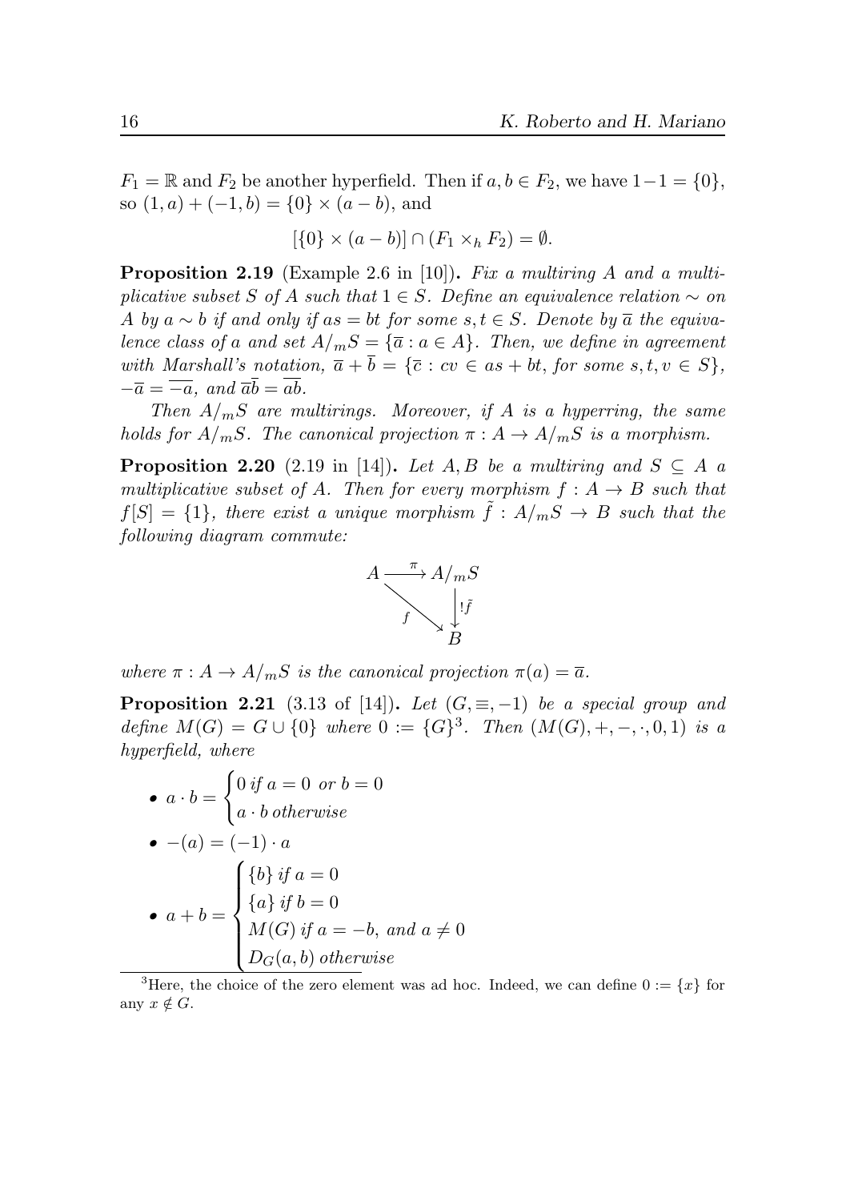$F_1 = \mathbb{R}$ and $F_2$ be another hyperfield. Then if $a, b \in F_2$, we have $1 - 1 = \{0\}$, so $(1, a) + (-1, b) = \{0\} \times (a - b)$, and

$$[\{0\} \times (a - b)] \cap (F_1 \times_h F_2) = \emptyset.$$

**Proposition 2.19** (Example 2.6 in [10])**.** *Fix a multiring $A$ and a multiplicative subset $S$ of $A$ such that $1 \in S$. Define an equivalence relation $\sim$ on $A$ by $a \sim b$ if and only if $as = bt$ for some $s, t \in S$. Denote by $\overline{a}$ the equivalence class of $a$ and set $A/_m S = \{\overline{a} : a \in A\}$. Then, we define in agreement with Marshall's notation, $\overline{a} + \overline{b} = \{\overline{c} : cv \in as + bt$, for some $s, t, v \in S\}$, $-\overline{a} = \overline{-a}$, and $\overline{a}\overline{b} = \overline{ab}$.*

*Then $A/_m S$ are multirings. Moreover, if $A$ is a hyperring, the same holds for $A/_m S$. The canonical projection $\pi : A \to A/_m S$ is a morphism.*

**Proposition 2.20** (2.19 in [14])**.** *Let $A, B$ be a multiring and $S \subseteq A$ a multiplicative subset of $A$. Then for every morphism $f : A \to B$ such that $f[S] = \{1\}$, there exist a unique morphism $\tilde{f} : A/_m S \to B$ such that the following diagram commute:*

$$\begin{array}{ccc} A & \xrightarrow{\pi} & A/_m S \\ & {\scriptstyle f}\searrow & \downarrow {\scriptstyle !\tilde{f}} \\ & & B \end{array}$$

*where $\pi : A \to A/_m S$ is the canonical projection $\pi(a) = \overline{a}$.*

**Proposition 2.21** (3.13 of [14])**.** *Let $(G, \equiv, -1)$ be a special group and define $M(G) = G \cup \{0\}$ where $0 := \{G\}$*[3]*. Then $(M(G), +, -, \cdot, 0, 1)$ is a hyperfield, where*

- $a \cdot b = \begin{cases} 0 \text{ if } a = 0 \text{ or } b = 0 \\ a \cdot b \text{ otherwise} \end{cases}$
- $-(a) = (-1) \cdot a$
- $a + b = \begin{cases} \{b\} \text{ if } a = 0 \\ \{a\} \text{ if } b = 0 \\ M(G) \text{ if } a = -b, \text{ and } a \neq 0 \\ D_G(a, b) \text{ otherwise} \end{cases}$

[3] Here, the choice of the zero element was ad hoc. Indeed, we can define $0 := \{x\}$ for any $x \notin G$.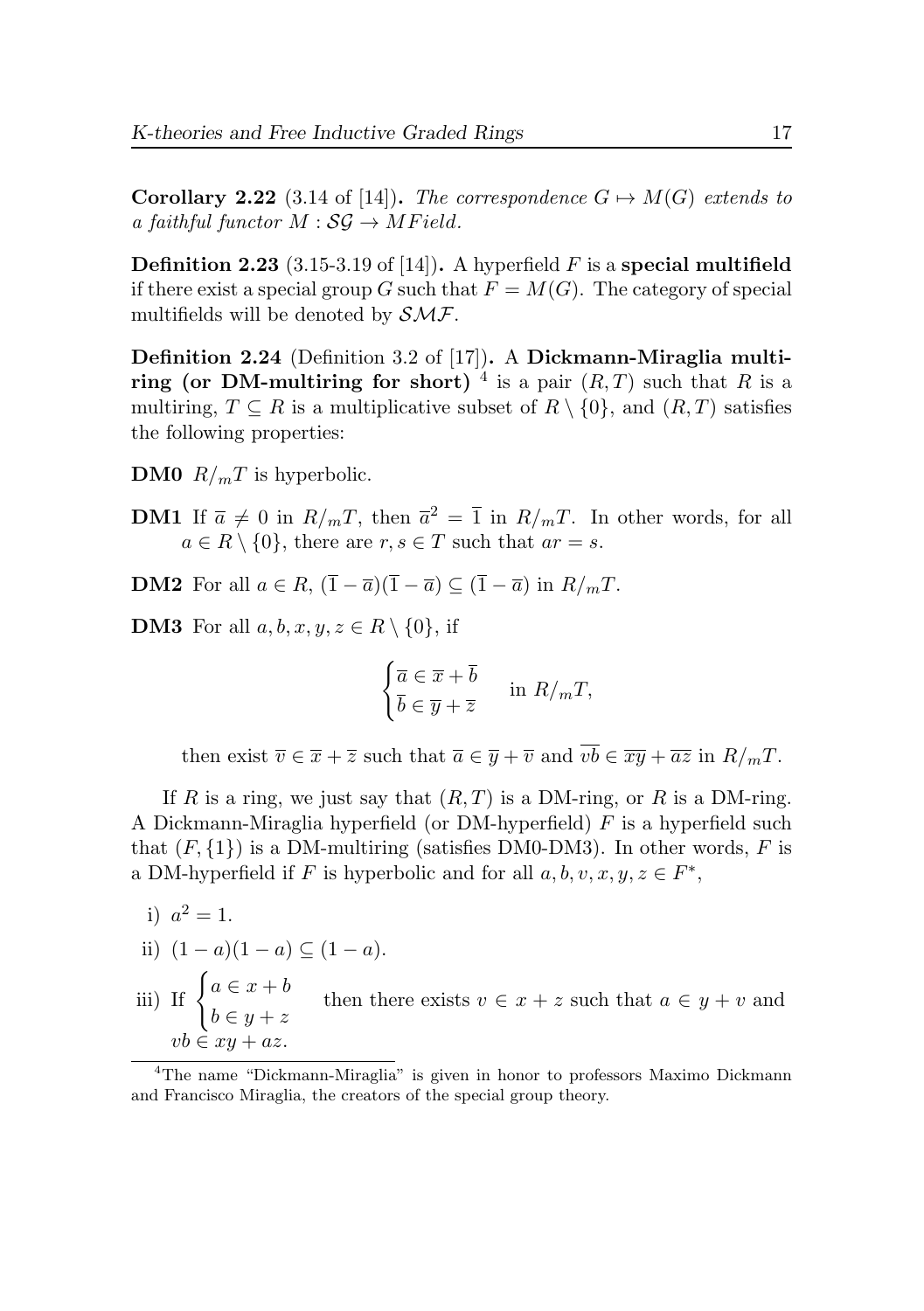**Corollary 2.22** (3.14 of [14]). *The correspondence $G \mapsto M(G)$ extends to a faithful functor $M : \mathcal{SG} \to MField$.*

**Definition 2.23** (3.15-3.19 of [14]). A hyperfield $F$ is a **special multifield** if there exist a special group $G$ such that $F = M(G)$. The category of special multifields will be denoted by $\mathcal{SMF}$.

**Definition 2.24** (Definition 3.2 of [17]). A **Dickmann-Miraglia multiring (or DM-multiring for short)** [4] is a pair $(R, T)$ such that $R$ is a multiring, $T \subseteq R$ is a multiplicative subset of $R \setminus \{0\}$, and $(R, T)$ satisfies the following properties:

**DM0** $R/_mT$ is hyperbolic.

**DM1** If $\overline{a} \neq 0$ in $R/_mT$, then $\overline{a}^2 = \overline{1}$ in $R/_mT$. In other words, for all $a \in R \setminus \{0\}$, there are $r, s \in T$ such that $ar = s$.

**DM2** For all $a \in R$, $(\overline{1} - \overline{a})(\overline{1} - \overline{a}) \subseteq (\overline{1} - \overline{a})$ in $R/_mT$.

**DM3** For all $a, b, x, y, z \in R \setminus \{0\}$, if

$$\begin{cases} \overline{a} \in \overline{x} + \overline{b} \\ \overline{b} \in \overline{y} + \overline{z} \end{cases} \text{in } R/_mT,$$

then exist $\overline{v} \in \overline{x} + \overline{z}$ such that $\overline{a} \in \overline{y} + \overline{v}$ and $\overline{vb} \in \overline{xy} + \overline{az}$ in $R/_mT$.

If $R$ is a ring, we just say that $(R, T)$ is a DM-ring, or $R$ is a DM-ring. A Dickmann-Miraglia hyperfield (or DM-hyperfield) $F$ is a hyperfield such that $(F, \{1\})$ is a DM-multiring (satisfies DM0-DM3). In other words, $F$ is a DM-hyperfield if $F$ is hyperbolic and for all $a, b, v, x, y, z \in F^*$,

i) $a^2 = 1$.

ii) $(1 - a)(1 - a) \subseteq (1 - a)$.

iii) If $\begin{cases} a \in x + b \\ b \in y + z \end{cases}$ then there exists $v \in x + z$ such that $a \in y + v$ and $vb \in xy + az$.

[4] The name "Dickmann-Miraglia" is given in honor to professors Maximo Dickmann and Francisco Miraglia, the creators of the special group theory.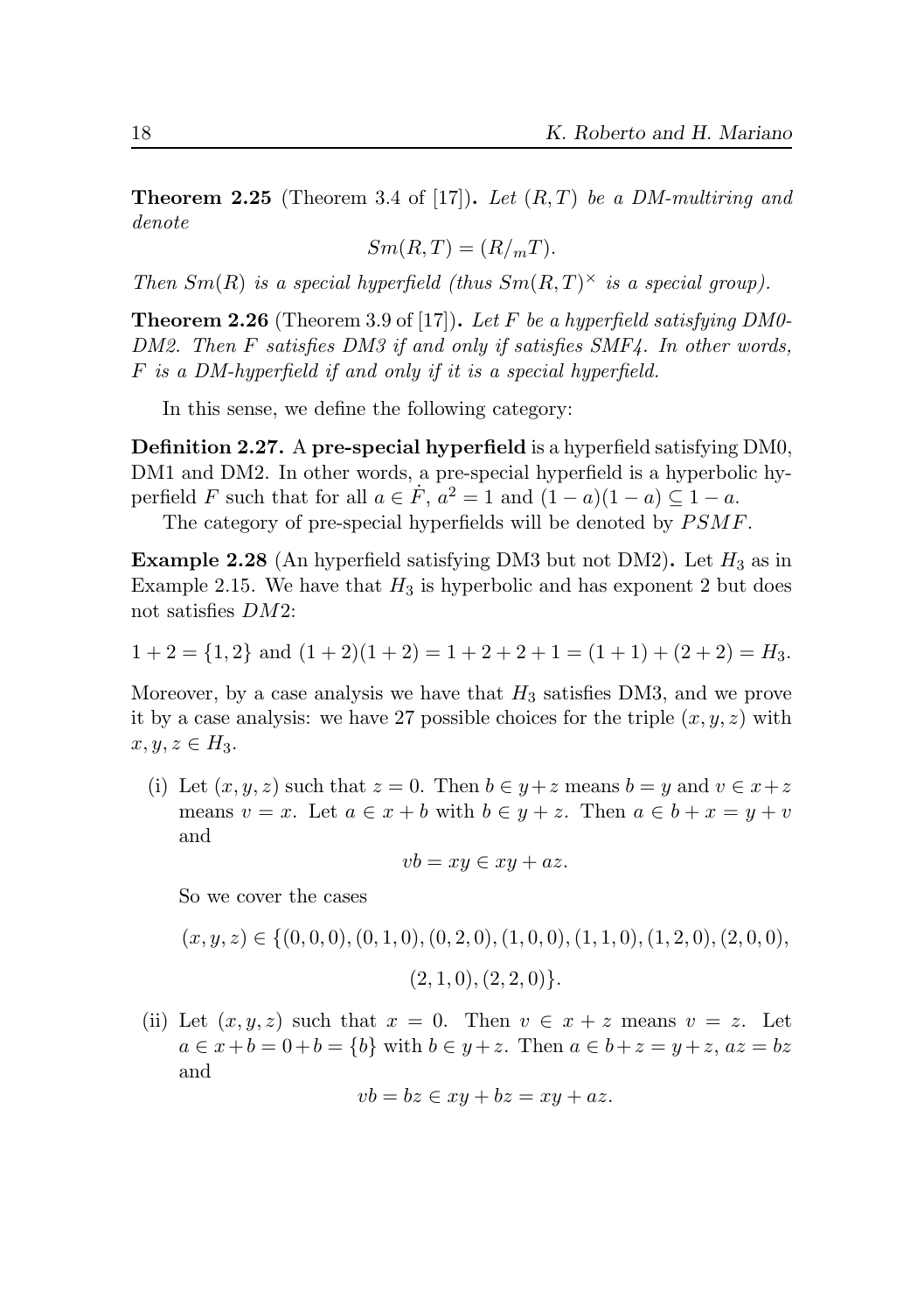**Theorem 2.25** (Theorem 3.4 of [17]). *Let $(R,T)$ be a DM-multiring and denote*

$$Sm(R,T) = (R/_m T).$$

*Then $Sm(R)$ is a special hyperfield (thus $Sm(R,T)^\times$ is a special group).*

**Theorem 2.26** (Theorem 3.9 of [17]). *Let $F$ be a hyperfield satisfying DM0-DM2. Then $F$ satisfies DM3 if and only if satisfies SMF4. In other words, $F$ is a DM-hyperfield if and only if it is a special hyperfield.*

In this sense, we define the following category:

**Definition 2.27.** A **pre-special hyperfield** is a hyperfield satisfying DM0, DM1 and DM2. In other words, a pre-special hyperfield is a hyperbolic hyperfield $F$ such that for all $a \in \dot{F}$, $a^2 = 1$ and $(1-a)(1-a) \subseteq 1-a$.

The category of pre-special hyperfields will be denoted by $PSMF$.

**Example 2.28** (An hyperfield satisfying DM3 but not DM2). Let $H_3$ as in Example 2.15. We have that $H_3$ is hyperbolic and has exponent 2 but does not satisfies $DM2$:

$$1+2 = \{1,2\} \text{ and } (1+2)(1+2) = 1+2+2+1 = (1+1)+(2+2) = H_3.$$

Moreover, by a case analysis we have that $H_3$ satisfies DM3, and we prove it by a case analysis: we have 27 possible choices for the triple $(x,y,z)$ with $x,y,z \in H_3$.

(i) Let $(x,y,z)$ such that $z=0$. Then $b \in y+z$ means $b=y$ and $v \in x+z$ means $v=x$. Let $a \in x+b$ with $b \in y+z$. Then $a \in b+x = y+v$ and

$$vb = xy \in xy + az.$$

So we cover the cases

$$(x,y,z) \in \{(0,0,0),(0,1,0),(0,2,0),(1,0,0),(1,1,0),(1,2,0),(2,0,0),$$
$$(2,1,0),(2,2,0)\}.$$

(ii) Let $(x,y,z)$ such that $x=0$. Then $v \in x+z$ means $v=z$. Let $a \in x+b = 0+b = \{b\}$ with $b \in y+z$. Then $a \in b+z = y+z$, $az = bz$ and

$$vb = bz \in xy + bz = xy + az.$$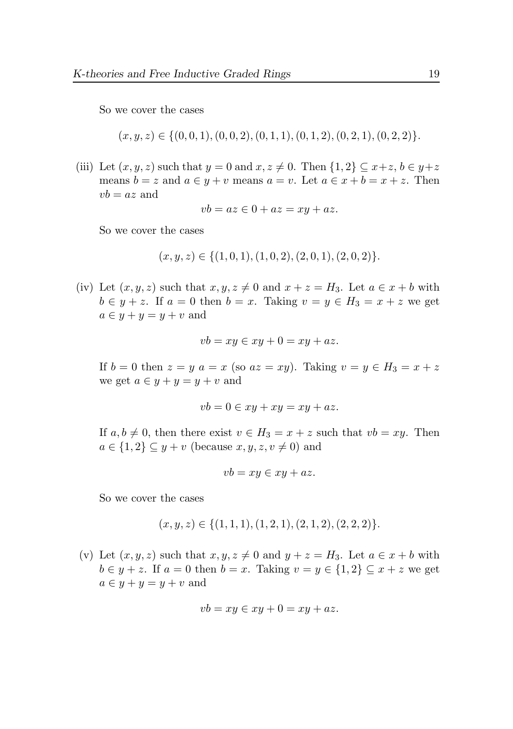So we cover the cases

$$(x, y, z) \in \{(0,0,1), (0,0,2), (0,1,1), (0,1,2), (0,2,1), (0,2,2)\}.$$

(iii) Let $(x, y, z)$ such that $y = 0$ and $x, z \neq 0$. Then $\{1, 2\} \subseteq x+z$, $b \in y+z$ means $b = z$ and $a \in y + v$ means $a = v$. Let $a \in x + b = x + z$. Then $vb = az$ and

$$vb = az \in 0 + az = xy + az.$$

So we cover the cases

$$(x, y, z) \in \{(1,0,1), (1,0,2), (2,0,1), (2,0,2)\}.$$

(iv) Let $(x, y, z)$ such that $x, y, z \neq 0$ and $x + z = H_3$. Let $a \in x + b$ with $b \in y + z$. If $a = 0$ then $b = x$. Taking $v = y \in H_3 = x + z$ we get $a \in y + y = y + v$ and

$$vb = xy \in xy + 0 = xy + az.$$

If $b = 0$ then $z = y$ $a = x$ (so $az = xy$). Taking $v = y \in H_3 = x + z$ we get $a \in y + y = y + v$ and

$$vb = 0 \in xy + xy = xy + az.$$

If $a, b \neq 0$, then there exist $v \in H_3 = x + z$ such that $vb = xy$. Then $a \in \{1, 2\} \subseteq y + v$ (because $x, y, z, v \neq 0$) and

$$vb = xy \in xy + az.$$

So we cover the cases

$$(x, y, z) \in \{(1,1,1), (1,2,1), (2,1,2), (2,2,2)\}.$$

(v) Let $(x, y, z)$ such that $x, y, z \neq 0$ and $y + z = H_3$. Let $a \in x + b$ with $b \in y + z$. If $a = 0$ then $b = x$. Taking $v = y \in \{1, 2\} \subseteq x + z$ we get $a \in y + y = y + v$ and

$$vb = xy \in xy + 0 = xy + az.$$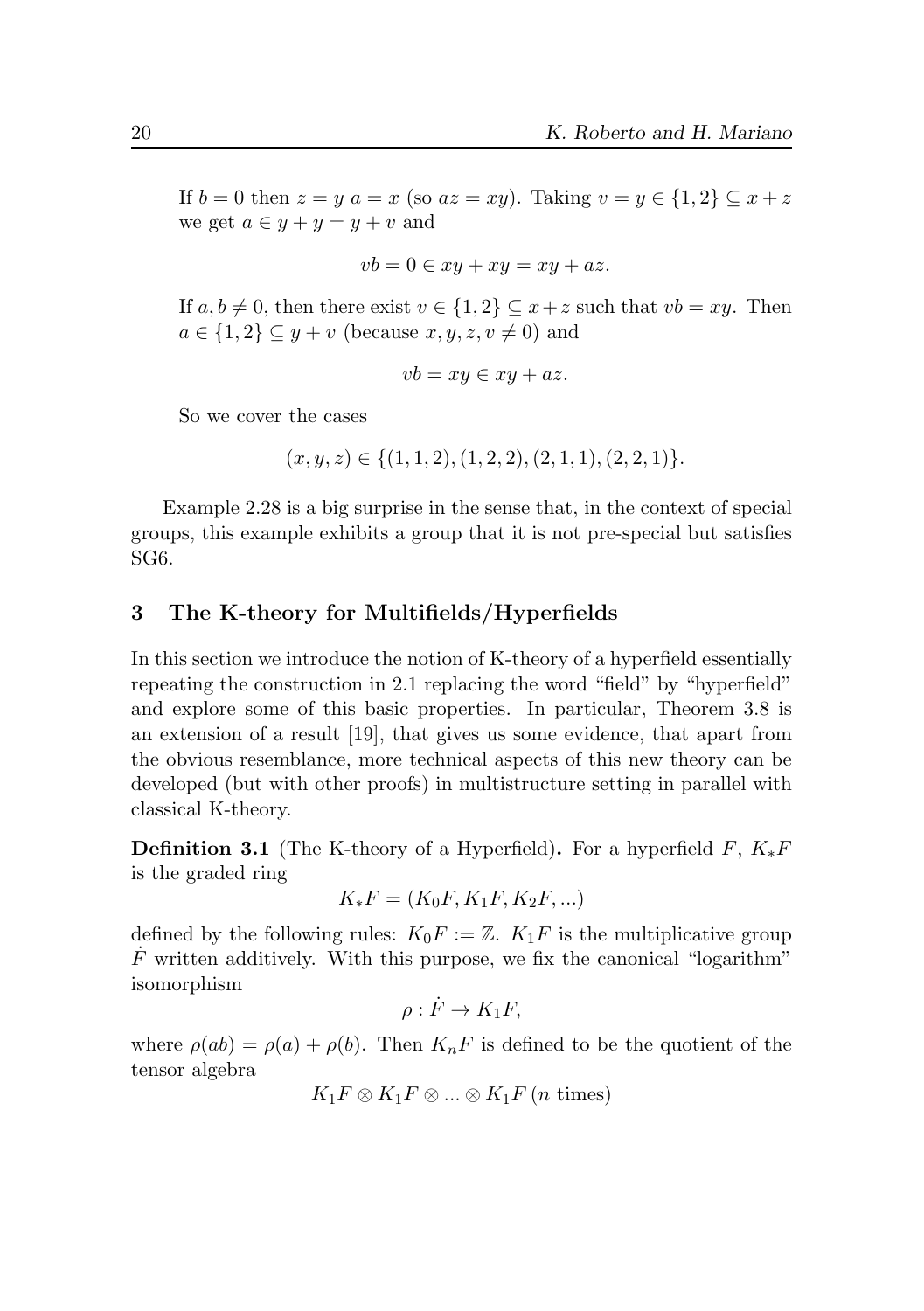If $b = 0$ then $z = y$ $a = x$ (so $az = xy$). Taking $v = y \in \{1, 2\} \subseteq x + z$ we get $a \in y + y = y + v$ and

$$vb = 0 \in xy + xy = xy + az.$$

If $a, b \neq 0$, then there exist $v \in \{1, 2\} \subseteq x + z$ such that $vb = xy$. Then $a \in \{1, 2\} \subseteq y + v$ (because $x, y, z, v \neq 0$) and

$$vb = xy \in xy + az.$$

So we cover the cases

$$(x, y, z) \in \{(1, 1, 2), (1, 2, 2), (2, 1, 1), (2, 2, 1)\}.$$

Example 2.28 is a big surprise in the sense that, in the context of special groups, this example exhibits a group that it is not pre-special but satisfies SG6.

## 3 The K-theory for Multifields/Hyperfields

In this section we introduce the notion of K-theory of a hyperfield essentially repeating the construction in 2.1 replacing the word "field" by "hyperfield" and explore some of this basic properties. In particular, Theorem 3.8 is an extension of a result [19], that gives us some evidence, that apart from the obvious resemblance, more technical aspects of this new theory can be developed (but with other proofs) in multistructure setting in parallel with classical K-theory.

**Definition 3.1** (The K-theory of a Hyperfield)**.** For a hyperfield $F$, $K_*F$ is the graded ring

$$K_*F = (K_0F, K_1F, K_2F, ...)$$

defined by the following rules: $K_0F := \mathbb{Z}$. $K_1F$ is the multiplicative group $\dot{F}$ written additively. With this purpose, we fix the canonical "logarithm" isomorphism

$$\rho : \dot{F} \to K_1F,$$

where $\rho(ab) = \rho(a) + \rho(b)$. Then $K_nF$ is defined to be the quotient of the tensor algebra

$$K_1F \otimes K_1F \otimes ... \otimes K_1F \ (n \text{ times})$$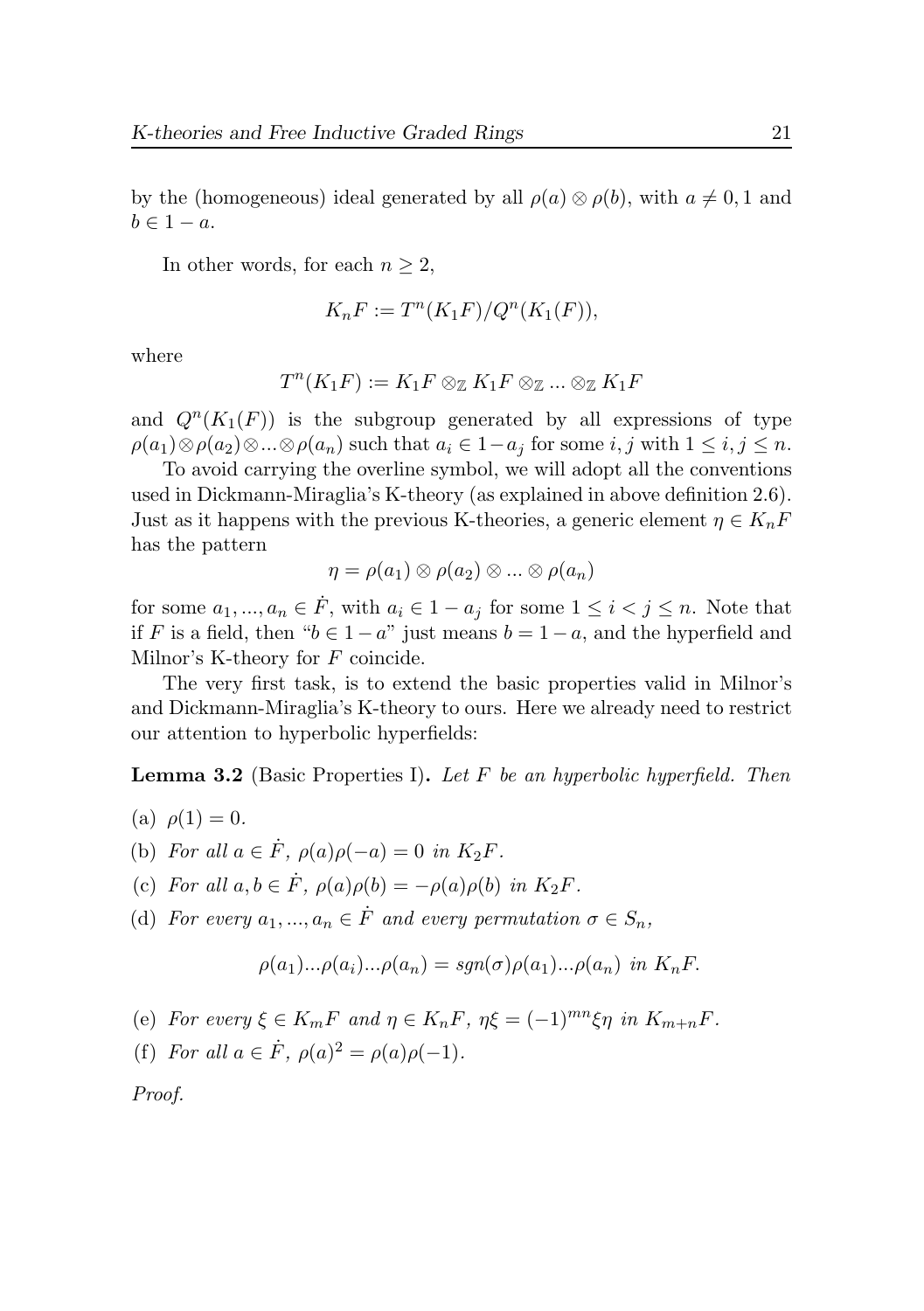by the (homogeneous) ideal generated by all $\rho(a)\otimes\rho(b)$, with $a\neq 0,1$ and $b\in 1-a$.

In other words, for each $n\geq 2$,

$$K_nF := T^n(K_1F)/Q^n(K_1(F)),$$

where

$$T^n(K_1F) := K_1F\otimes_{\mathbb{Z}} K_1F\otimes_{\mathbb{Z}} ...\otimes_{\mathbb{Z}} K_1F$$

and $Q^n(K_1(F))$ is the subgroup generated by all expressions of type $\rho(a_1)\otimes\rho(a_2)\otimes...\otimes\rho(a_n)$ such that $a_i\in 1-a_j$ for some $i,j$ with $1\leq i,j\leq n$.

To avoid carrying the overline symbol, we will adopt all the conventions used in Dickmann-Miraglia's K-theory (as explained in above definition 2.6). Just as it happens with the previous K-theories, a generic element $\eta\in K_nF$ has the pattern

$$\eta = \rho(a_1)\otimes\rho(a_2)\otimes...\otimes\rho(a_n)$$

for some $a_1,...,a_n\in\dot{F}$, with $a_i\in 1-a_j$ for some $1\leq i<j\leq n$. Note that if $F$ is a field, then "$b\in 1-a$" just means $b=1-a$, and the hyperfield and Milnor's K-theory for $F$ coincide.

The very first task, is to extend the basic properties valid in Milnor's and Dickmann-Miraglia's K-theory to ours. Here we already need to restrict our attention to hyperbolic hyperfields:

**Lemma 3.2** (Basic Properties I)**.** *Let $F$ be an hyperbolic hyperfield. Then*

(a) $\rho(1)=0$.

(b) *For all $a\in\dot{F}$, $\rho(a)\rho(-a)=0$ in $K_2F$.*

(c) *For all $a,b\in\dot{F}$, $\rho(a)\rho(b)=-\rho(a)\rho(b)$ in $K_2F$.*

(d) *For every $a_1,...,a_n\in\dot{F}$ and every permutation $\sigma\in S_n$,*

$$\rho(a_1)...\rho(a_i)...\rho(a_n) = sgn(\sigma)\rho(a_1)...\rho(a_n) \text{ in } K_nF.$$

(e) *For every $\xi\in K_mF$ and $\eta\in K_nF$, $\eta\xi=(-1)^{mn}\xi\eta$ in $K_{m+n}F$.*

(f) *For all $a\in\dot{F}$, $\rho(a)^2=\rho(a)\rho(-1)$.*

*Proof.*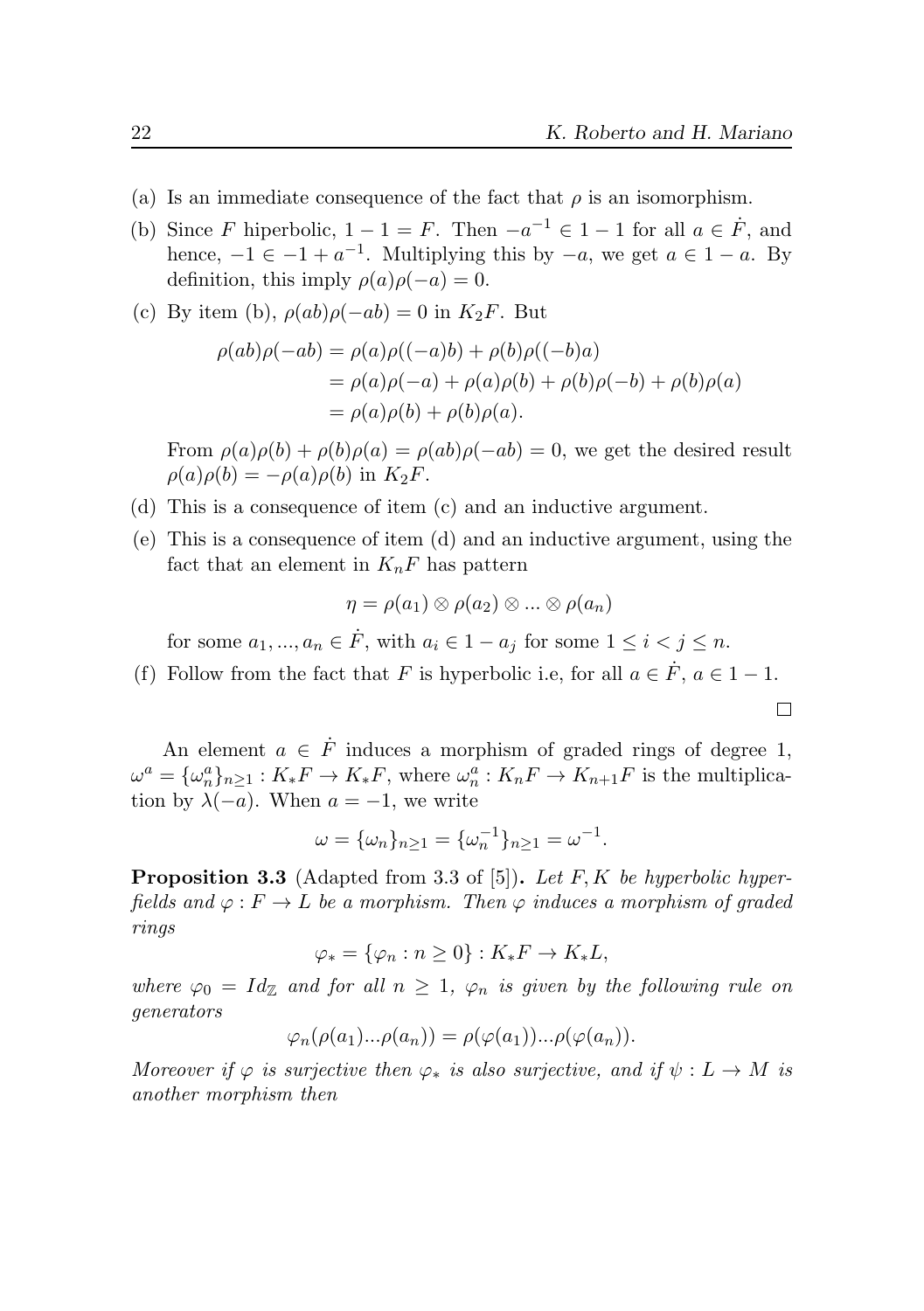(a) Is an immediate consequence of the fact that $\rho$ is an isomorphism.

(b) Since $F$ hiperbolic, $1-1=F$. Then $-a^{-1}\in 1-1$ for all $a\in\dot{F}$, and hence, $-1\in -1+a^{-1}$. Multiplying this by $-a$, we get $a\in 1-a$. By definition, this imply $\rho(a)\rho(-a)=0$.

(c) By item (b), $\rho(ab)\rho(-ab)=0$ in $K_2F$. But

$$
\begin{aligned}
\rho(ab)\rho(-ab) &= \rho(a)\rho((-a)b)+\rho(b)\rho((-b)a)\\
&= \rho(a)\rho(-a)+\rho(a)\rho(b)+\rho(b)\rho(-b)+\rho(b)\rho(a)\\
&= \rho(a)\rho(b)+\rho(b)\rho(a).
\end{aligned}
$$

From $\rho(a)\rho(b)+\rho(b)\rho(a)=\rho(ab)\rho(-ab)=0$, we get the desired result $\rho(a)\rho(b)=-\rho(a)\rho(b)$ in $K_2F$.

(d) This is a consequence of item (c) and an inductive argument.

(e) This is a consequence of item (d) and an inductive argument, using the fact that an element in $K_nF$ has pattern

$$
\eta=\rho(a_1)\otimes\rho(a_2)\otimes...\otimes\rho(a_n)
$$

for some $a_1,...,a_n\in\dot{F}$, with $a_i\in 1-a_j$ for some $1\le i<j\le n$.

(f) Follow from the fact that $F$ is hyperbolic i.e, for all $a\in\dot{F}$, $a\in 1-1$.

□

An element $a\in\dot{F}$ induces a morphism of graded rings of degree 1, $\omega^a=\{\omega^a_n\}_{n\ge1}:K_*F\to K_*F$, where $\omega^a_n:K_nF\to K_{n+1}F$ is the multiplication by $\lambda(-a)$. When $a=-1$, we write

$$
\omega=\{\omega_n\}_{n\ge1}=\{\omega^{-1}_n\}_{n\ge1}=\omega^{-1}.
$$

**Proposition 3.3** (Adapted from 3.3 of [5]). *Let $F,K$ be hyperbolic hyperfields and $\varphi:F\to L$ be a morphism. Then $\varphi$ induces a morphism of graded rings*

$$
\varphi_*=\{\varphi_n:n\ge0\}:K_*F\to K_*L,
$$

*where $\varphi_0=Id_{\mathbb{Z}}$ and for all $n\ge1$, $\varphi_n$ is given by the following rule on generators*

$$
\varphi_n(\rho(a_1)...\rho(a_n))=\rho(\varphi(a_1))...\rho(\varphi(a_n)).
$$

*Moreover if $\varphi$ is surjective then $\varphi_*$ is also surjective, and if $\psi:L\to M$ is another morphism then*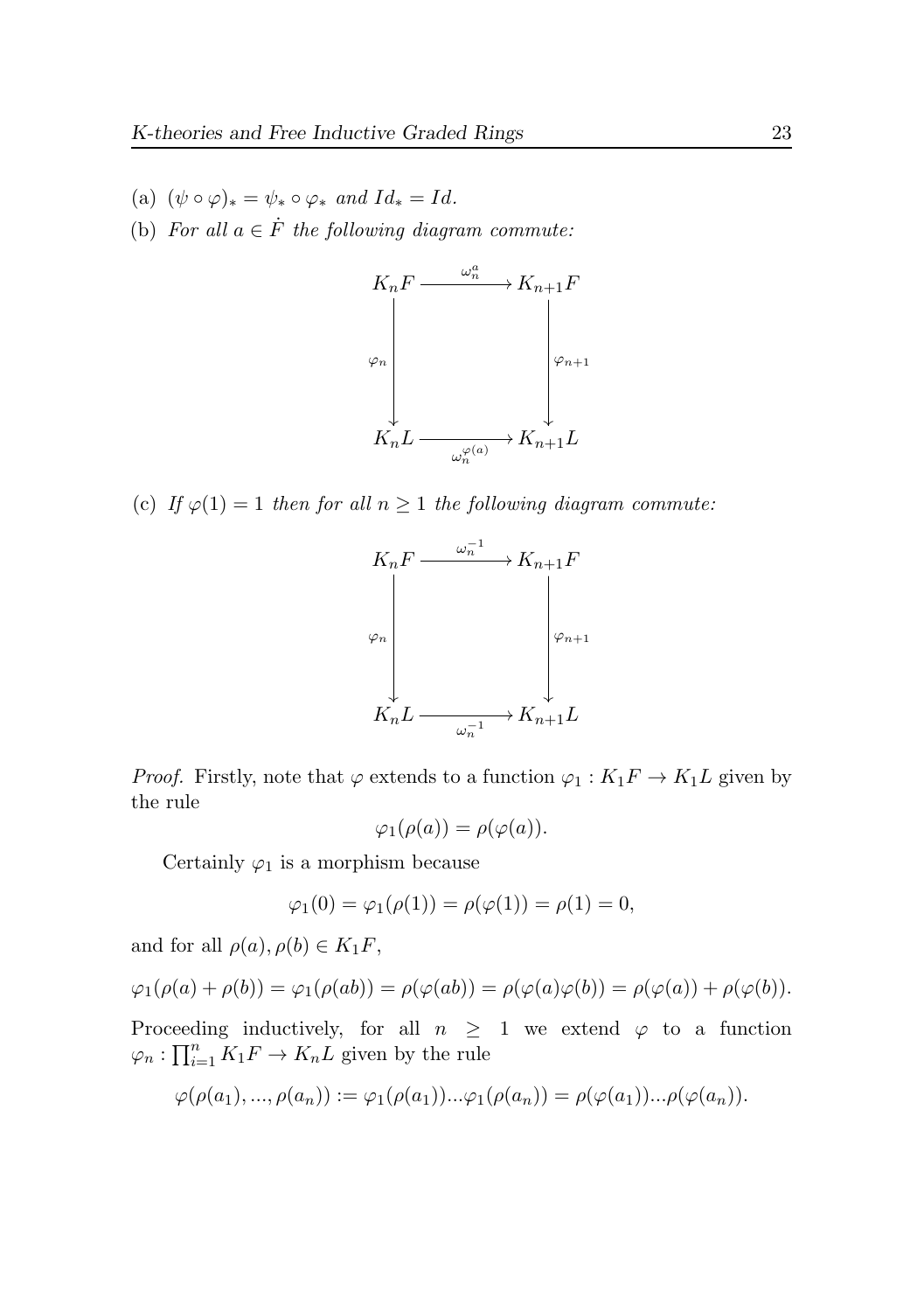(a) $(\psi \circ \varphi)_* = \psi_* \circ \varphi_*$ *and* $Id_* = Id$.

(b) *For all* $a \in \dot{F}$ *the following diagram commute:*

$$\begin{array}{ccc} K_nF & \xrightarrow{\omega_n^a} & K_{n+1}F \\ \downarrow{\scriptstyle \varphi_n} & & \downarrow{\scriptstyle \varphi_{n+1}} \\ K_nL & \xrightarrow[\omega_n^{\varphi(a)}]{} & K_{n+1}L \end{array}$$

(c) *If* $\varphi(1) = 1$ *then for all* $n \geq 1$ *the following diagram commute:*

$$\begin{array}{ccc} K_nF & \xrightarrow{\omega_n^{-1}} & K_{n+1}F \\ \downarrow{\scriptstyle \varphi_n} & & \downarrow{\scriptstyle \varphi_{n+1}} \\ K_nL & \xrightarrow[\omega_n^{-1}]{} & K_{n+1}L \end{array}$$

*Proof.* Firstly, note that $\varphi$ extends to a function $\varphi_1 : K_1F \to K_1L$ given by the rule

$$\varphi_1(\rho(a)) = \rho(\varphi(a)).$$

Certainly $\varphi_1$ is a morphism because

$$\varphi_1(0) = \varphi_1(\rho(1)) = \rho(\varphi(1)) = \rho(1) = 0,$$

and for all $\rho(a), \rho(b) \in K_1F$,

$$\varphi_1(\rho(a) + \rho(b)) = \varphi_1(\rho(ab)) = \rho(\varphi(ab)) = \rho(\varphi(a)\varphi(b)) = \rho(\varphi(a)) + \rho(\varphi(b)).$$

Proceeding inductively, for all $n \geq 1$ we extend $\varphi$ to a function $\varphi_n : \prod_{i=1}^n K_1F \to K_nL$ given by the rule

$$\varphi(\rho(a_1), ..., \rho(a_n)) := \varphi_1(\rho(a_1))...\varphi_1(\rho(a_n)) = \rho(\varphi(a_1))...\rho(\varphi(a_n)).$$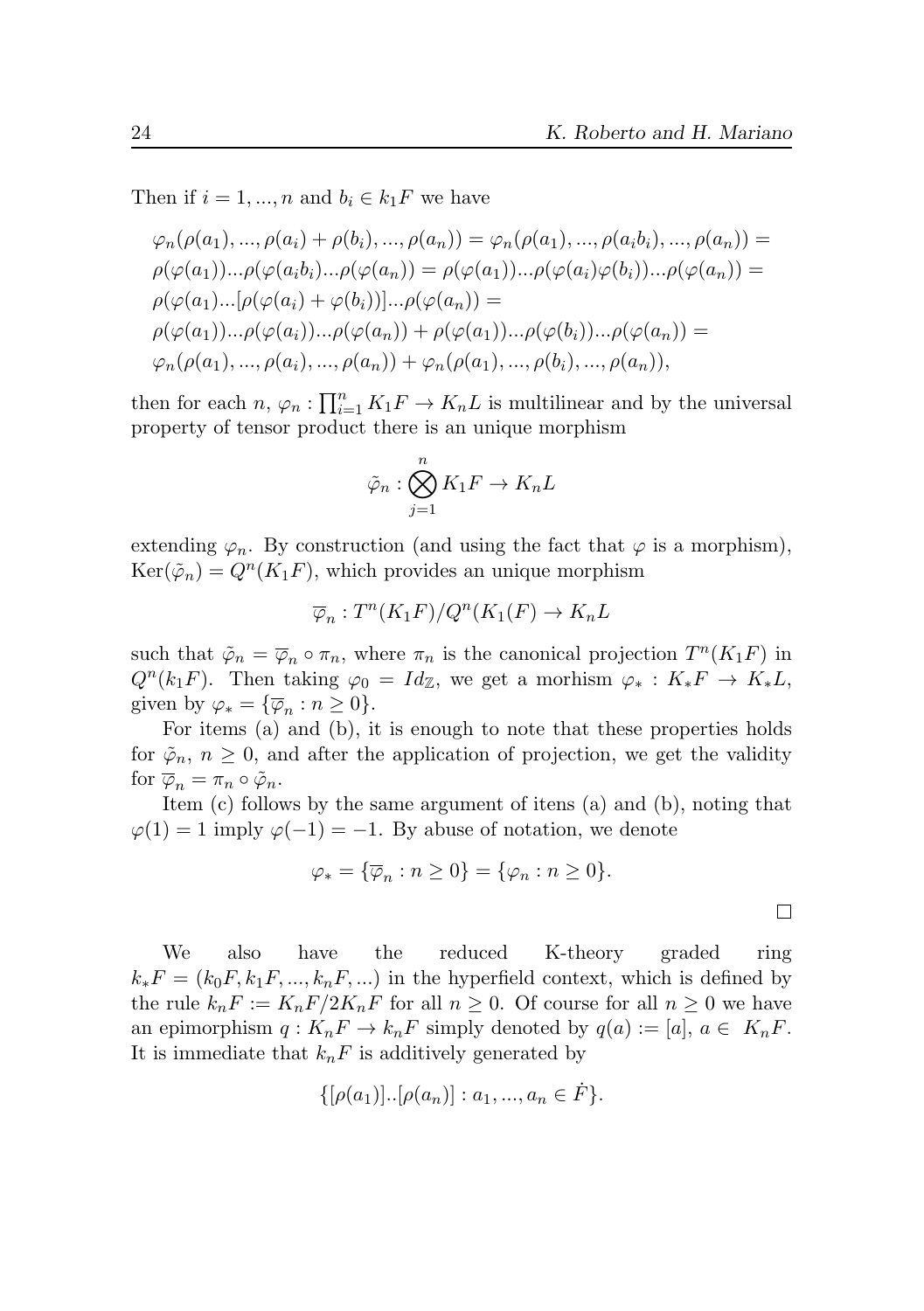Then if $i = 1, ..., n$ and $b_i \in k_1F$ we have

$$
\begin{aligned}
&\varphi_n(\rho(a_1), ..., \rho(a_i) + \rho(b_i), ..., \rho(a_n)) = \varphi_n(\rho(a_1), ..., \rho(a_ib_i), ..., \rho(a_n)) = \\
&\rho(\varphi(a_1))...\rho(\varphi(a_ib_i)...\rho(\varphi(a_n)) = \rho(\varphi(a_1))...\rho(\varphi(a_i)\varphi(b_i))...\rho(\varphi(a_n)) = \\
&\rho(\varphi(a_1)...[\rho(\varphi(a_i) + \varphi(b_i))]...\rho(\varphi(a_n)) = \\
&\rho(\varphi(a_1))...\rho(\varphi(a_i))...\rho(\varphi(a_n)) + \rho(\varphi(a_1))...\rho(\varphi(b_i))...\rho(\varphi(a_n)) = \\
&\varphi_n(\rho(a_1), ..., \rho(a_i), ..., \rho(a_n)) + \varphi_n(\rho(a_1), ..., \rho(b_i), ..., \rho(a_n)),
\end{aligned}
$$

then for each $n$, $\varphi_n : \prod_{i=1}^n K_1F \to K_nL$ is multilinear and by the universal property of tensor product there is an unique morphism

$$\tilde{\varphi}_n : \bigotimes_{j=1}^n K_1F \to K_nL$$

extending $\varphi_n$. By construction (and using the fact that $\varphi$ is a morphism), $\mathrm{Ker}(\tilde{\varphi}_n) = Q^n(K_1F)$, which provides an unique morphism

$$\overline{\varphi}_n : T^n(K_1F)/Q^n(K_1(F) \to K_nL$$

such that $\tilde{\varphi}_n = \overline{\varphi}_n \circ \pi_n$, where $\pi_n$ is the canonical projection $T^n(K_1F)$ in $Q^n(k_1F)$. Then taking $\varphi_0 = Id_{\mathbb{Z}}$, we get a morhism $\varphi_* : K_*F \to K_*L$, given by $\varphi_* = \{\overline{\varphi}_n : n \geq 0\}$.

For items (a) and (b), it is enough to note that these properties holds for $\tilde{\varphi}_n$, $n \geq 0$, and after the application of projection, we get the validity for $\overline{\varphi}_n = \pi_n \circ \tilde{\varphi}_n$.

Item (c) follows by the same argument of itens (a) and (b), noting that $\varphi(1) = 1$ imply $\varphi(-1) = -1$. By abuse of notation, we denote

$$\varphi_* = \{\overline{\varphi}_n : n \geq 0\} = \{\varphi_n : n \geq 0\}.$$

□

We also have the reduced K-theory graded ring $k_*F = (k_0F, k_1F, ..., k_nF, ...)$ in the hyperfield context, which is defined by the rule $k_nF := K_nF/2K_nF$ for all $n \geq 0$. Of course for all $n \geq 0$ we have an epimorphism $q : K_nF \to k_nF$ simply denoted by $q(a) := [a]$, $a \in K_nF$. It is immediate that $k_nF$ is additively generated by

$$\{[\rho(a_1)]..[\rho(a_n)] : a_1, ..., a_n \in \dot{F}\}.$$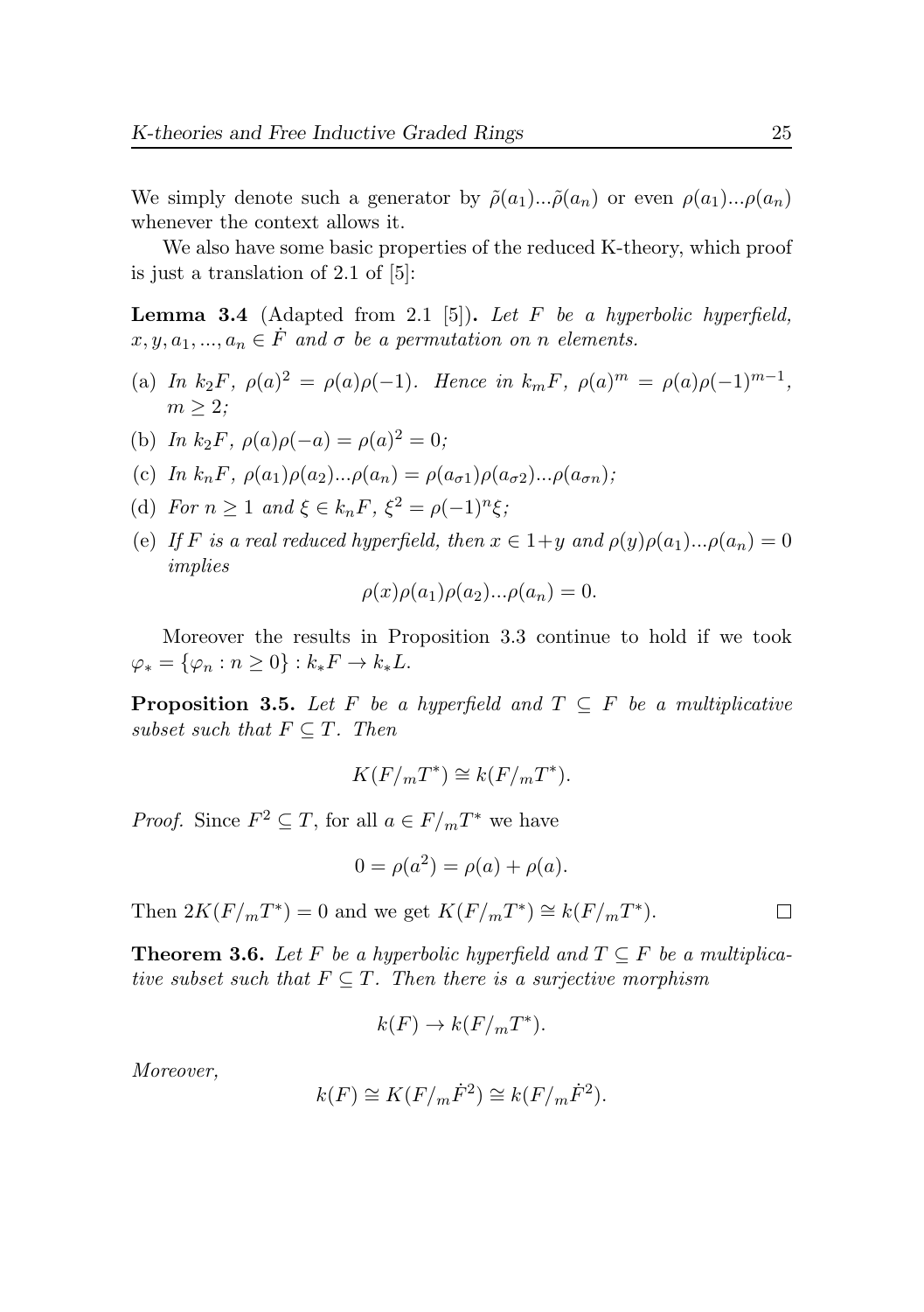We simply denote such a generator by $\tilde{\rho}(a_1)...\tilde{\rho}(a_n)$ or even $\rho(a_1)...\rho(a_n)$ whenever the context allows it.

We also have some basic properties of the reduced K-theory, which proof is just a translation of 2.1 of [5]:

**Lemma 3.4** (Adapted from 2.1 [5])**.** *Let $F$ be a hyperbolic hyperfield, $x, y, a_1, ..., a_n \in \dot{F}$ and $\sigma$ be a permutation on $n$ elements.*

(a) *In $k_2F$, $\rho(a)^2 = \rho(a)\rho(-1)$. Hence in $k_mF$, $\rho(a)^m = \rho(a)\rho(-1)^{m-1}$, $m \geq 2$;*

(b) *In $k_2F$, $\rho(a)\rho(-a) = \rho(a)^2 = 0$;*

(c) *In $k_nF$, $\rho(a_1)\rho(a_2)...\rho(a_n) = \rho(a_{\sigma 1})\rho(a_{\sigma 2})...\rho(a_{\sigma n})$;*

(d) *For $n \geq 1$ and $\xi \in k_nF$, $\xi^2 = \rho(-1)^n\xi$;*

(e) *If $F$ is a real reduced hyperfield, then $x \in 1+y$ and $\rho(y)\rho(a_1)...\rho(a_n) = 0$ implies*

$$\rho(x)\rho(a_1)\rho(a_2)...\rho(a_n) = 0.$$

Moreover the results in Proposition 3.3 continue to hold if we took $\varphi_* = \{\varphi_n : n \geq 0\} : k_*F \to k_*L$.

**Proposition 3.5.** *Let $F$ be a hyperfield and $T \subseteq F$ be a multiplicative subset such that $F \subseteq T$. Then*

$$K(F/_mT^*) \cong k(F/_mT^*).$$

*Proof.* Since $F^2 \subseteq T$, for all $a \in F/_mT^*$ we have

$$0 = \rho(a^2) = \rho(a) + \rho(a).$$

Then $2K(F/_mT^*) = 0$ and we get $K(F/_mT^*) \cong k(F/_mT^*)$. $\square$

**Theorem 3.6.** *Let $F$ be a hyperbolic hyperfield and $T \subseteq F$ be a multiplicative subset such that $F \subseteq T$. Then there is a surjective morphism*

$$k(F) \to k(F/_mT^*).$$

*Moreover,*

$$k(F) \cong K(F/_m\dot{F}^2) \cong k(F/_m\dot{F}^2).$$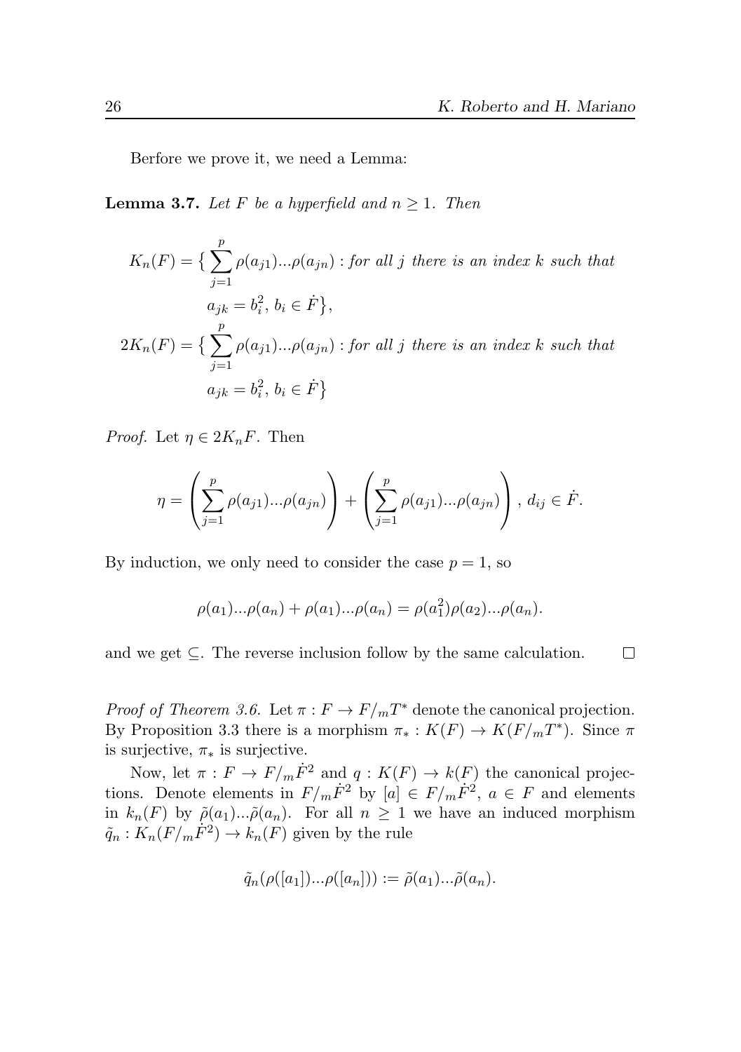Berfore we prove it, we need a Lemma:

**Lemma 3.7.** *Let $F$ be a hyperfield and $n \geq 1$. Then*

$$K_n(F) = \big\{ \sum_{j=1}^{p} \rho(a_{j1})...\rho(a_{jn}) : \textit{for all } j \textit{ there is an index } k \textit{ such that}$$
$$a_{jk} = b_i^2,\, b_i \in \dot{F} \big\},$$
$$2K_n(F) = \big\{ \sum_{j=1}^{p} \rho(a_{j1})...\rho(a_{jn}) : \textit{for all } j \textit{ there is an index } k \textit{ such that}$$
$$a_{jk} = b_i^2,\, b_i \in \dot{F} \big\}$$

*Proof.* Let $\eta \in 2K_n F$. Then

$$\eta = \left( \sum_{j=1}^{p} \rho(a_{j1})...\rho(a_{jn}) \right) + \left( \sum_{j=1}^{p} \rho(a_{j1})...\rho(a_{jn}) \right),\ d_{ij} \in \dot{F}.$$

By induction, we only need to consider the case $p = 1$, so

$$\rho(a_1)...\rho(a_n) + \rho(a_1)...\rho(a_n) = \rho(a_1^2)\rho(a_2)...\rho(a_n).$$

and we get $\subseteq$. The reverse inclusion follow by the same calculation. $\square$

*Proof of Theorem 3.6.* Let $\pi : F \to F/_m T^*$ denote the canonical projection. By Proposition 3.3 there is a morphism $\pi_* : K(F) \to K(F/_m T^*)$. Since $\pi$ is surjective, $\pi_*$ is surjective.

Now, let $\pi : F \to F/_m \dot{F}^2$ and $q : K(F) \to k(F)$ the canonical projections. Denote elements in $F/_m \dot{F}^2$ by $[a] \in F/_m \dot{F}^2$, $a \in F$ and elements in $k_n(F)$ by $\tilde{\rho}(a_1)...\tilde{\rho}(a_n)$. For all $n \geq 1$ we have an induced morphism $\tilde{q}_n : K_n(F/_m \dot{F}^2) \to k_n(F)$ given by the rule

$$\tilde{q}_n(\rho([a_1])...\rho([a_n])) := \tilde{\rho}(a_1)...\tilde{\rho}(a_n).$$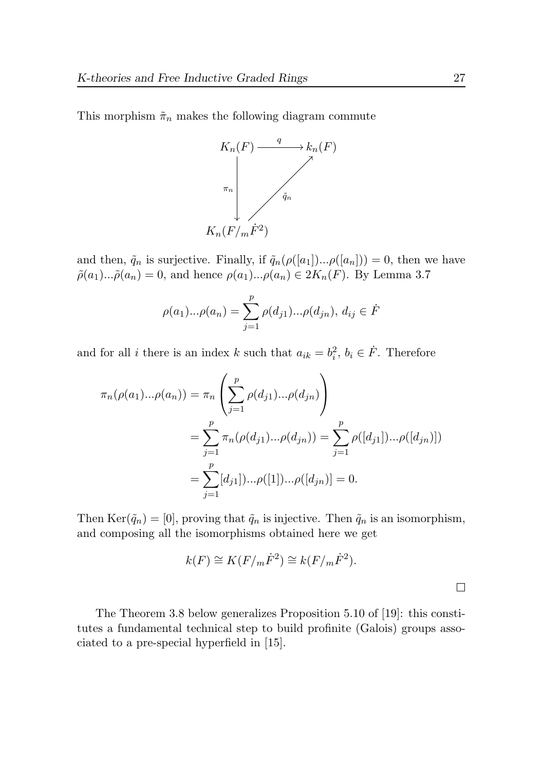This morphism $\tilde{\pi}_n$ makes the following diagram commute

$$\begin{array}{ccc} K_n(F) & \xrightarrow{q} & k_n(F) \\ \downarrow{\scriptstyle \pi_n} & \nearrow{\scriptstyle \tilde{q}_n} & \\ K_n(F/_m\dot{F}^2) & & \end{array}$$

and then, $\tilde{q}_n$ is surjective. Finally, if $\tilde{q}_n(\rho([a_1])...\rho([a_n])) = 0$, then we have $\tilde{\rho}(a_1)...\tilde{\rho}(a_n) = 0$, and hence $\rho(a_1)...\rho(a_n) \in 2K_n(F)$. By Lemma 3.7

$$\rho(a_1)...\rho(a_n) = \sum_{j=1}^{p} \rho(d_{j1})...\rho(d_{jn}),\ d_{ij} \in \dot{F}$$

and for all $i$ there is an index $k$ such that $a_{ik} = b_i^2$, $b_i \in \dot{F}$. Therefore

$$\begin{aligned}
\pi_n(\rho(a_1)...\rho(a_n)) &= \pi_n\left(\sum_{j=1}^{p} \rho(d_{j1})...\rho(d_{jn})\right) \\
&= \sum_{j=1}^{p} \pi_n(\rho(d_{j1})...\rho(d_{jn})) = \sum_{j=1}^{p} \rho([d_{j1}])...\rho([d_{jn}]) \\
&= \sum_{j=1}^{p} [d_{j1}])...\rho([1])...\rho([d_{jn})] = 0.
\end{aligned}$$

Then $\mathrm{Ker}(\tilde{q}_n) = [0]$, proving that $\tilde{q}_n$ is injective. Then $\tilde{q}_n$ is an isomorphism, and composing all the isomorphisms obtained here we get

$$k(F) \cong K(F/_m\dot{F}^2) \cong k(F/_m\dot{F}^2).$$

□

The Theorem 3.8 below generalizes Proposition 5.10 of [19]: this constitutes a fundamental technical step to build profinite (Galois) groups associated to a pre-special hyperfield in [15].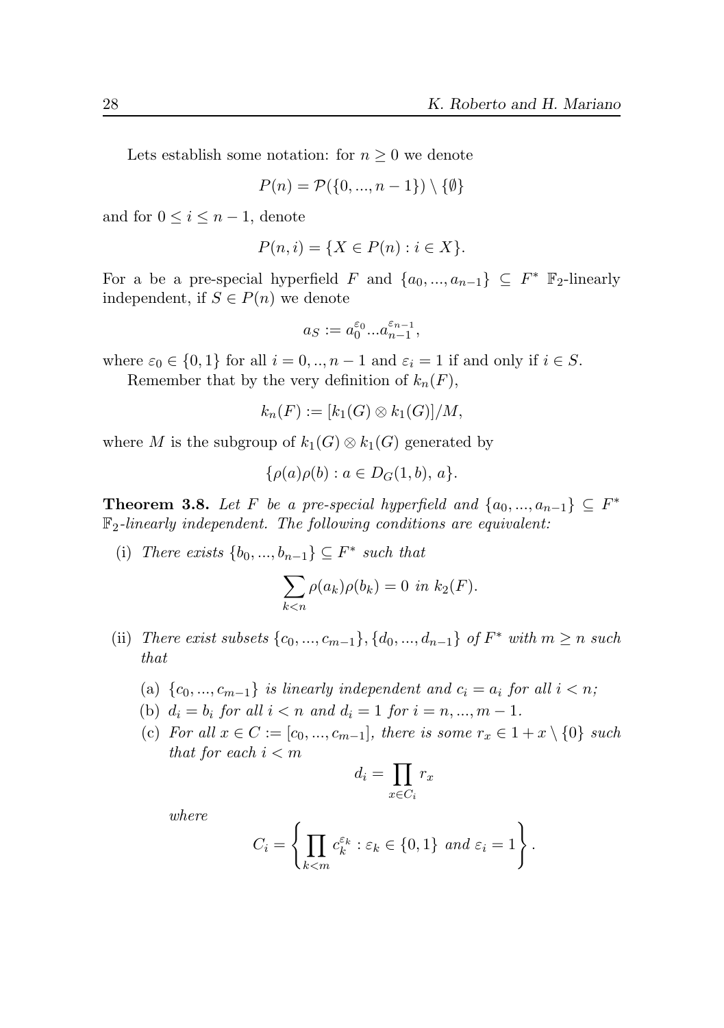Lets establish some notation: for $n \geq 0$ we denote

$$P(n) = \mathcal{P}(\{0, ..., n-1\}) \setminus \{\emptyset\}$$

and for $0 \leq i \leq n-1$, denote

$$P(n, i) = \{X \in P(n) : i \in X\}.$$

For a be a pre-special hyperfield $F$ and $\{a_0, ..., a_{n-1}\} \subseteq F^*$ $\mathbb{F}_2$-linearly independent, if $S \in P(n)$ we denote

$$a_S := a_0^{\varepsilon_0} ... a_{n-1}^{\varepsilon_{n-1}},$$

where $\varepsilon_0 \in \{0, 1\}$ for all $i = 0, .., n-1$ and $\varepsilon_i = 1$ if and only if $i \in S$.

Remember that by the very definition of $k_n(F)$,

$$k_n(F) := [k_1(G) \otimes k_1(G)]/M,$$

where $M$ is the subgroup of $k_1(G) \otimes k_1(G)$ generated by

$$\{\rho(a)\rho(b) : a \in D_G(1, b),\, a\}.$$

**Theorem 3.8.** *Let $F$ be a pre-special hyperfield and $\{a_0, ..., a_{n-1}\} \subseteq F^*$ $\mathbb{F}_2$-linearly independent. The following conditions are equivalent:*

(i) *There exists $\{b_0, ..., b_{n-1}\} \subseteq F^*$ such that*

$$\sum_{k<n} \rho(a_k)\rho(b_k) = 0 \text{ in } k_2(F).$$

(ii) *There exist subsets $\{c_0, ..., c_{m-1}\}, \{d_0, ..., d_{n-1}\}$ of $F^*$ with $m \geq n$ such that*

   (a) *$\{c_0, ..., c_{m-1}\}$ is linearly independent and $c_i = a_i$ for all $i < n$;*

   (b) *$d_i = b_i$ for all $i < n$ and $d_i = 1$ for $i = n, ..., m-1$.*

   (c) *For all $x \in C := [c_0, ..., c_{m-1}]$, there is some $r_x \in 1 + x \setminus \{0\}$ such that for each $i < m$*

$$d_i = \prod_{x \in C_i} r_x$$

   *where*

$$C_i = \left\{ \prod_{k<m} c_k^{\varepsilon_k} : \varepsilon_k \in \{0, 1\} \text{ and } \varepsilon_i = 1 \right\}.$$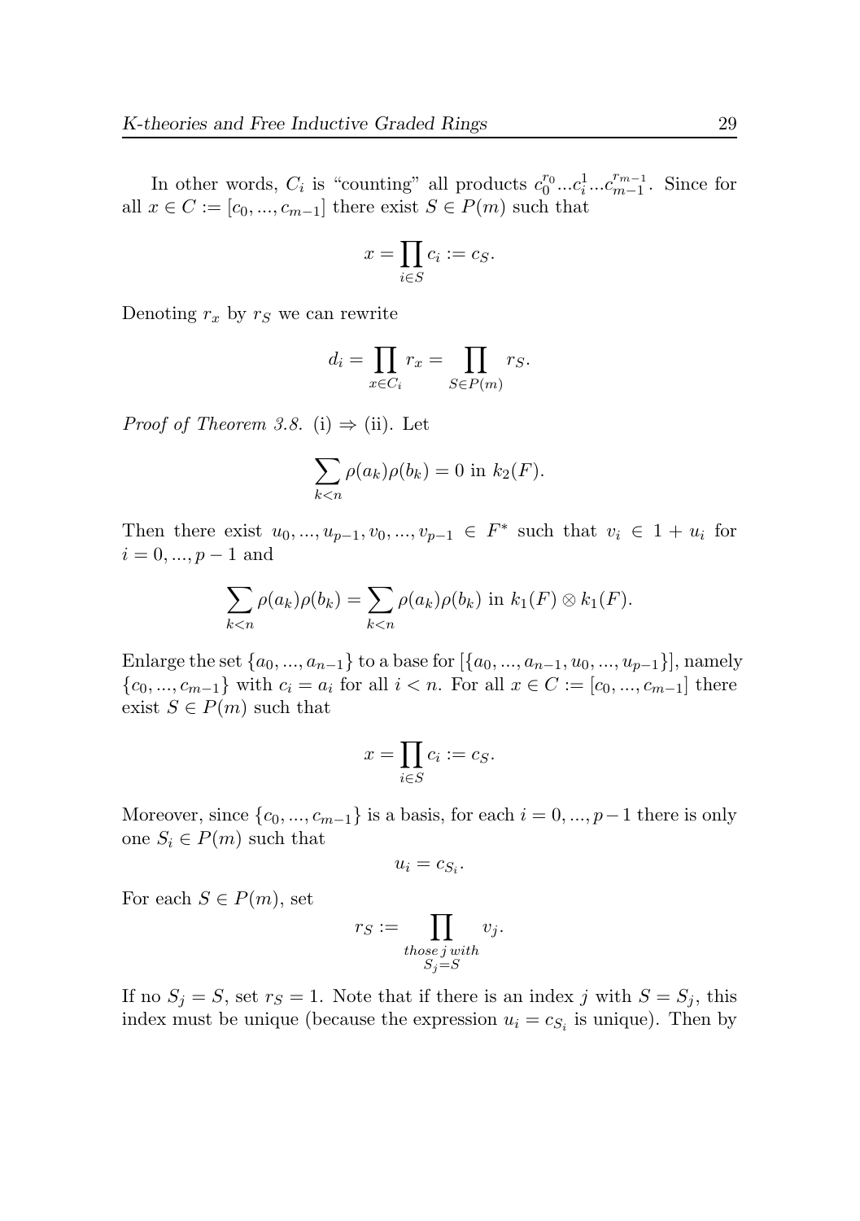In other words, $C_i$ is "counting" all products $c_0^{r_0}...c_i^1...c_{m-1}^{r_{m-1}}$. Since for all $x \in C := [c_0, ..., c_{m-1}]$ there exist $S \in P(m)$ such that

$$x = \prod_{i \in S} c_i := c_S.$$

Denoting $r_x$ by $r_S$ we can rewrite

$$d_i = \prod_{x \in C_i} r_x = \prod_{S \in P(m)} r_S.$$

*Proof of Theorem 3.8.* (i) $\Rightarrow$ (ii). Let

$$\sum_{k<n} \rho(a_k)\rho(b_k) = 0 \text{ in } k_2(F).$$

Then there exist $u_0, ..., u_{p-1}, v_0, ..., v_{p-1} \in F^*$ such that $v_i \in 1 + u_i$ for $i = 0, ..., p-1$ and

$$\sum_{k<n} \rho(a_k)\rho(b_k) = \sum_{k<n} \rho(a_k)\rho(b_k) \text{ in } k_1(F) \otimes k_1(F).$$

Enlarge the set $\{a_0, ..., a_{n-1}\}$ to a base for $[\{a_0, ..., a_{n-1}, u_0, ..., u_{p-1}\}]$, namely $\{c_0, ..., c_{m-1}\}$ with $c_i = a_i$ for all $i < n$. For all $x \in C := [c_0, ..., c_{m-1}]$ there exist $S \in P(m)$ such that

$$x = \prod_{i \in S} c_i := c_S.$$

Moreover, since $\{c_0, ..., c_{m-1}\}$ is a basis, for each $i = 0, ..., p-1$ there is only one $S_i \in P(m)$ such that

$$u_i = c_{S_i}.$$

For each $S \in P(m)$, set

$$r_S := \prod_{\substack{those\, j\, with \\ S_j = S}} v_j.$$

If no $S_j = S$, set $r_S = 1$. Note that if there is an index $j$ with $S = S_j$, this index must be unique (because the expression $u_i = c_{S_i}$ is unique). Then by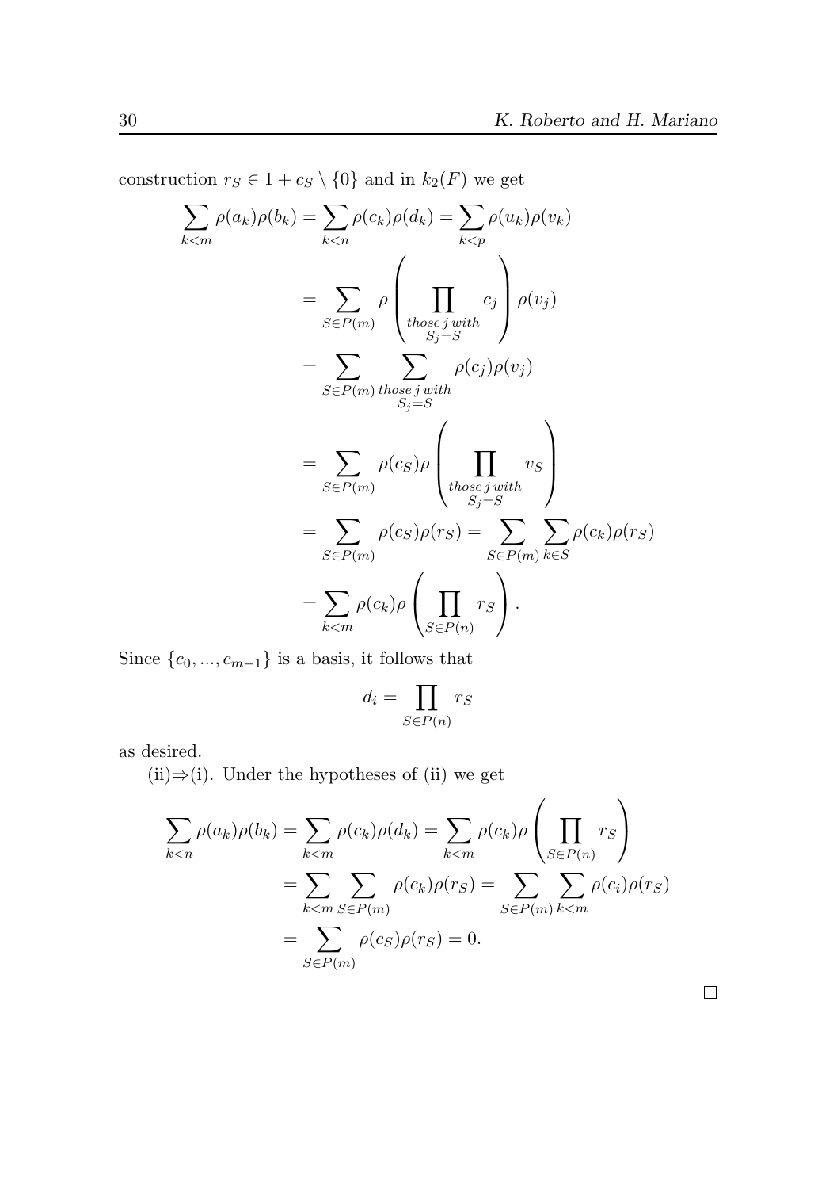construction $r_S \in 1 + c_S \setminus \{0\}$ and in $k_2(F)$ we get

$$
\begin{aligned}
\sum_{k<m} \rho(a_k)\rho(b_k) &= \sum_{k<n} \rho(c_k)\rho(d_k) = \sum_{k<p} \rho(u_k)\rho(v_k) \\
&= \sum_{S \in P(m)} \rho\left(\prod_{\substack{those\, j\, with \\ S_j = S}} c_j\right)\rho(v_j) \\
&= \sum_{S \in P(m)} \sum_{\substack{those\, j\, with \\ S_j = S}} \rho(c_j)\rho(v_j) \\
&= \sum_{S \in P(m)} \rho(c_S)\rho\left(\prod_{\substack{those\, j\, with \\ S_j = S}} v_S\right) \\
&= \sum_{S \in P(m)} \rho(c_S)\rho(r_S) = \sum_{S \in P(m)} \sum_{k \in S} \rho(c_k)\rho(r_S) \\
&= \sum_{k<m} \rho(c_k)\rho\left(\prod_{S \in P(n)} r_S\right).
\end{aligned}
$$

Since $\{c_0, ..., c_{m-1}\}$ is a basis, it follows that

$$
d_i = \prod_{S \in P(n)} r_S
$$

as desired.

(ii)$\Rightarrow$(i). Under the hypotheses of (ii) we get

$$
\begin{aligned}
\sum_{k<n} \rho(a_k)\rho(b_k) &= \sum_{k<m} \rho(c_k)\rho(d_k) = \sum_{k<m} \rho(c_k)\rho\left(\prod_{S \in P(n)} r_S\right) \\
&= \sum_{k<m} \sum_{S \in P(m)} \rho(c_k)\rho(r_S) = \sum_{S \in P(m)} \sum_{k<m} \rho(c_i)\rho(r_S) \\
&= \sum_{S \in P(m)} \rho(c_S)\rho(r_S) = 0.
\end{aligned}
$$

□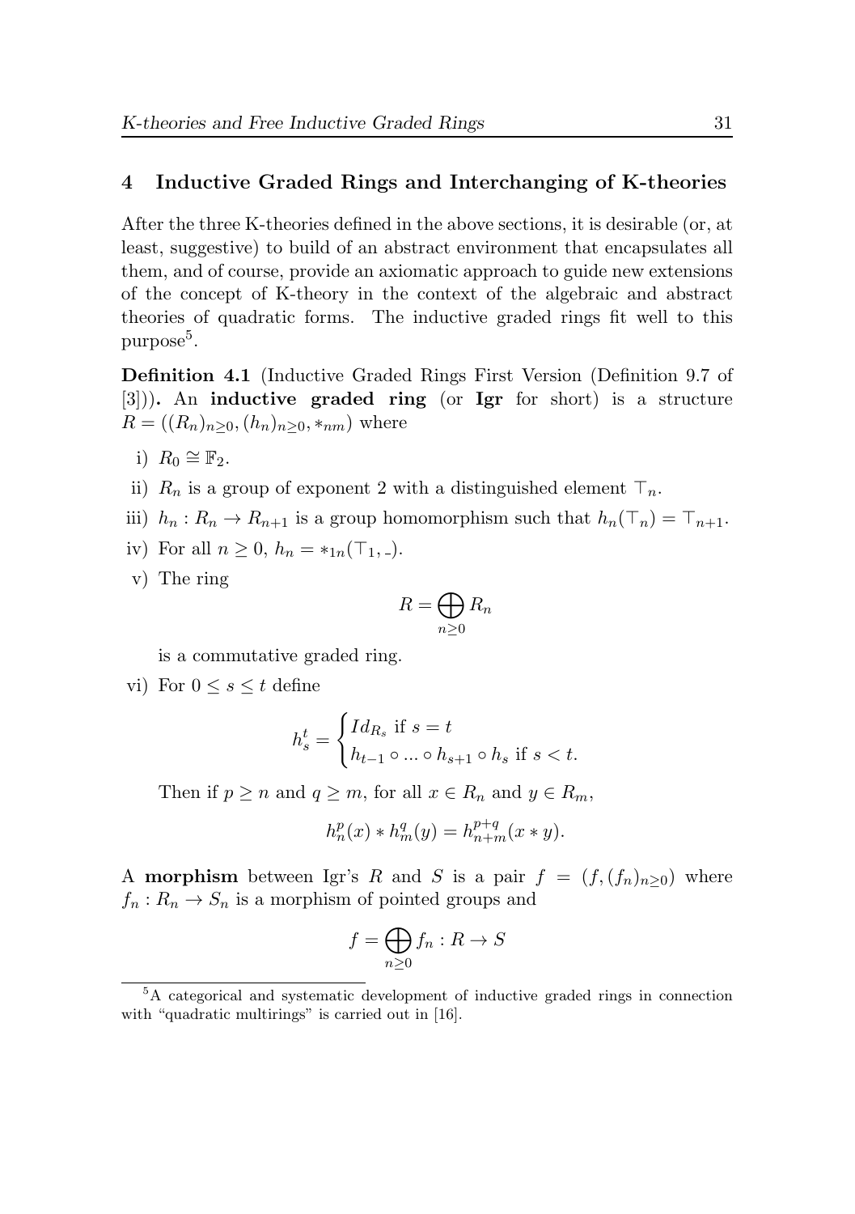## 4 Inductive Graded Rings and Interchanging of K-theories

After the three K-theories defined in the above sections, it is desirable (or, at least, suggestive) to build of an abstract environment that encapsulates all them, and of course, provide an axiomatic approach to guide new extensions of the concept of K-theory in the context of the algebraic and abstract theories of quadratic forms. The inductive graded rings fit well to this purpose[5].

**Definition 4.1** (Inductive Graded Rings First Version (Definition 9.7 of [3])). An **inductive graded ring** (or **Igr** for short) is a structure $R = ((R_n)_{n\geq 0}, (h_n)_{n\geq 0}, *_{nm})$ where

i) $R_0 \cong \mathbb{F}_2$.

ii) $R_n$ is a group of exponent 2 with a distinguished element $\top_n$.

iii) $h_n : R_n \to R_{n+1}$ is a group homomorphism such that $h_n(\top_n) = \top_{n+1}$.

iv) For all $n \geq 0$, $h_n = *_{1n}(\top_1, \_)$.

v) The ring

$$R = \bigoplus_{n\geq 0} R_n$$

is a commutative graded ring.

vi) For $0 \leq s \leq t$ define

$$h_s^t = \begin{cases} Id_{R_s} \text{ if } s = t \\ h_{t-1} \circ ... \circ h_{s+1} \circ h_s \text{ if } s < t. \end{cases}$$

Then if $p \geq n$ and $q \geq m$, for all $x \in R_n$ and $y \in R_m$,

$$h_n^p(x) * h_m^q(y) = h_{n+m}^{p+q}(x * y).$$

A **morphism** between Igr's $R$ and $S$ is a pair $f = (f, (f_n)_{n\geq 0})$ where $f_n : R_n \to S_n$ is a morphism of pointed groups and

$$f = \bigoplus_{n\geq 0} f_n : R \to S$$

[5] A categorical and systematic development of inductive graded rings in connection with "quadratic multirings" is carried out in [16].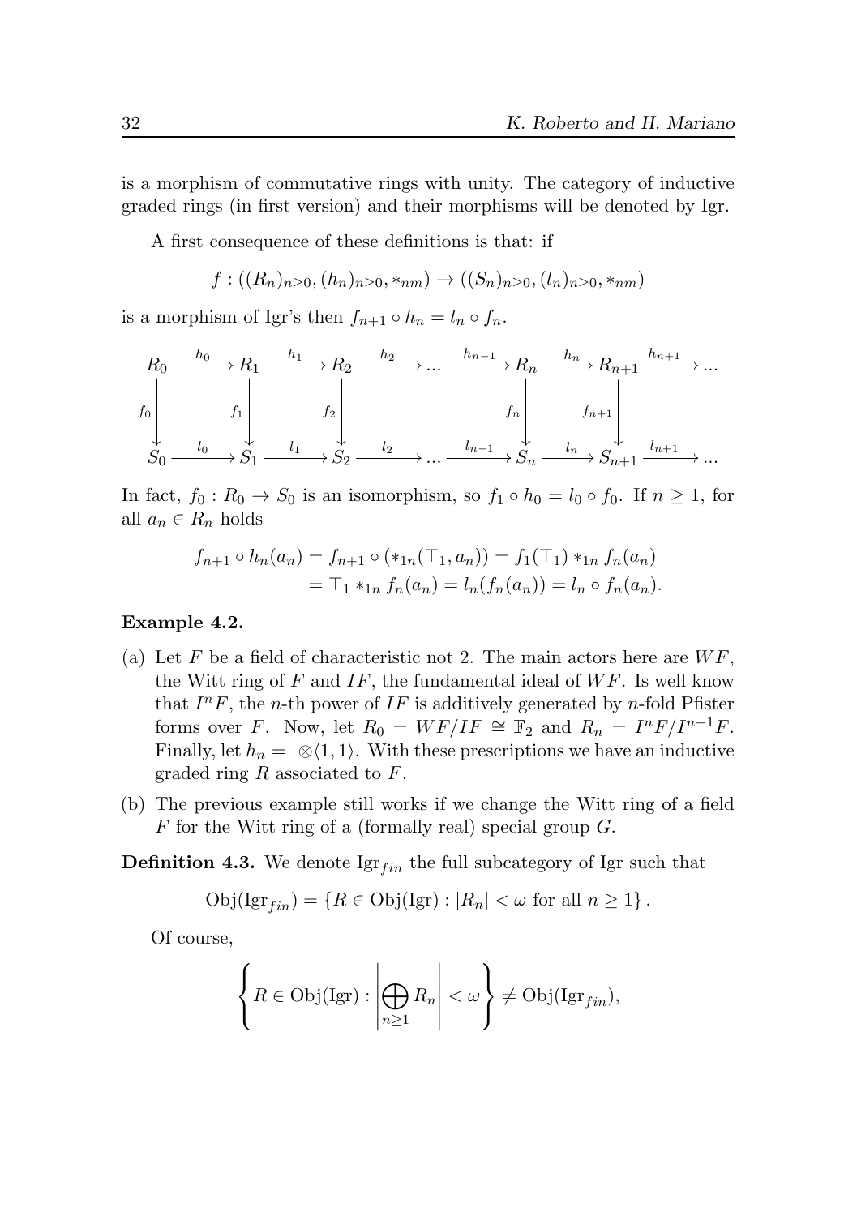is a morphism of commutative rings with unity. The category of inductive graded rings (in first version) and their morphisms will be denoted by Igr.

A first consequence of these definitions is that: if

$$f : ((R_n)_{n\geq 0}, (h_n)_{n\geq 0}, *_{nm}) \to ((S_n)_{n\geq 0}, (l_n)_{n\geq 0}, *_{nm})$$

is a morphism of Igr's then $f_{n+1} \circ h_n = l_n \circ f_n$.

$$\begin{array}{ccccccccccccc}
R_0 & \xrightarrow{h_0} & R_1 & \xrightarrow{h_1} & R_2 & \xrightarrow{h_2} & \ldots & \xrightarrow{h_{n-1}} & R_n & \xrightarrow{h_n} & R_{n+1} & \xrightarrow{h_{n+1}} & \ldots \\
\downarrow{\scriptstyle f_0} & & \downarrow{\scriptstyle f_1} & & \downarrow{\scriptstyle f_2} & & & & \downarrow{\scriptstyle f_n} & & \downarrow{\scriptstyle f_{n+1}} & & \\
S_0 & \xrightarrow{l_0} & S_1 & \xrightarrow{l_1} & S_2 & \xrightarrow{l_2} & \ldots & \xrightarrow{l_{n-1}} & S_n & \xrightarrow{l_n} & S_{n+1} & \xrightarrow{l_{n+1}} & \ldots
\end{array}$$

In fact, $f_0 : R_0 \to S_0$ is an isomorphism, so $f_1 \circ h_0 = l_0 \circ f_0$. If $n \geq 1$, for all $a_n \in R_n$ holds

$$\begin{aligned}
f_{n+1} \circ h_n(a_n) &= f_{n+1} \circ (*_{1n}(\top_1, a_n)) = f_1(\top_1) *_{1n} f_n(a_n) \\
&= \top_1 *_{1n} f_n(a_n) = l_n(f_n(a_n)) = l_n \circ f_n(a_n).
\end{aligned}$$

**Example 4.2.**

(a) Let $F$ be a field of characteristic not 2. The main actors here are $WF$, the Witt ring of $F$ and $IF$, the fundamental ideal of $WF$. Is well know that $I^nF$, the $n$-th power of $IF$ is additively generated by $n$-fold Pfister forms over $F$. Now, let $R_0 = WF/IF \cong \mathbb{F}_2$ and $R_n = I^nF/I^{n+1}F$. Finally, let $h_n = \_\otimes\langle 1, 1\rangle$. With these prescriptions we have an inductive graded ring $R$ associated to $F$.

(b) The previous example still works if we change the Witt ring of a field $F$ for the Witt ring of a (formally real) special group $G$.

**Definition 4.3.** We denote $\mathrm{Igr}_{fin}$ the full subcategory of Igr such that

$$\mathrm{Obj}(\mathrm{Igr}_{fin}) = \{R \in \mathrm{Obj}(\mathrm{Igr}) : |R_n| < \omega \text{ for all } n \geq 1\}.$$

Of course,

$$\left\{ R \in \mathrm{Obj}(\mathrm{Igr}) : \left| \bigoplus_{n\geq 1} R_n \right| < \omega \right\} \neq \mathrm{Obj}(\mathrm{Igr}_{fin}),$$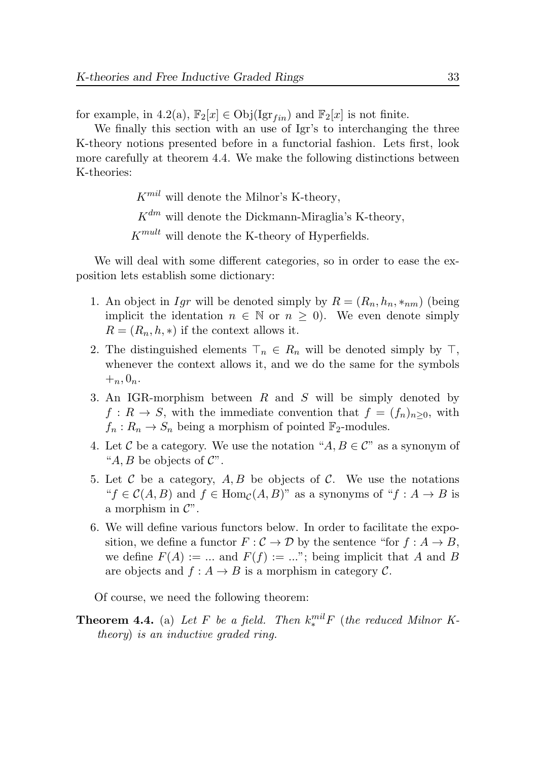for example, in 4.2(a), $\mathbb{F}_2[x] \in \mathrm{Obj}(\mathrm{Igr}_{fin})$ and $\mathbb{F}_2[x]$ is not finite.

We finally this section with an use of Igr's to interchanging the three K-theory notions presented before in a functorial fashion. Lets first, look more carefully at theorem 4.4. We make the following distinctions between K-theories:

$K^{mil}$ will denote the Milnor's K-theory,

$K^{dm}$ will denote the Dickmann-Miraglia's K-theory,

$K^{mult}$ will denote the K-theory of Hyperfields.

We will deal with some different categories, so in order to ease the exposition lets establish some dictionary:

1. An object in $Igr$ will be denoted simply by $R = (R_n, h_n, *_{nm})$ (being implicit the identation $n \in \mathbb{N}$ or $n \geq 0$). We even denote simply $R = (R_n, h, *)$ if the context allows it.
2. The distinguished elements $\top_n \in R_n$ will be denoted simply by $\top$, whenever the context allows it, and we do the same for the symbols $+_n, 0_n$.
3. An IGR-morphism between $R$ and $S$ will be simply denoted by $f : R \to S$, with the immediate convention that $f = (f_n)_{n \geq 0}$, with $f_n : R_n \to S_n$ being a morphism of pointed $\mathbb{F}_2$-modules.
4. Let $\mathcal{C}$ be a category. We use the notation "$A, B \in \mathcal{C}$" as a synonym of "$A, B$ be objects of $\mathcal{C}$".
5. Let $\mathcal{C}$ be a category, $A, B$ be objects of $\mathcal{C}$. We use the notations "$f \in \mathcal{C}(A, B)$ and $f \in \mathrm{Hom}_{\mathcal{C}}(A, B)$" as a synonyms of "$f : A \to B$ is a morphism in $\mathcal{C}$".
6. We will define various functors below. In order to facilitate the exposition, we define a functor $F : \mathcal{C} \to \mathcal{D}$ by the sentence "for $f : A \to B$, we define $F(A) := ...$ and $F(f) := ...$"; being implicit that $A$ and $B$ are objects and $f : A \to B$ is a morphism in category $\mathcal{C}$.

Of course, we need the following theorem:

**Theorem 4.4.** (a) *Let $F$ be a field. Then $k_*^{mil} F$ (the reduced Milnor K-theory) is an inductive graded ring.*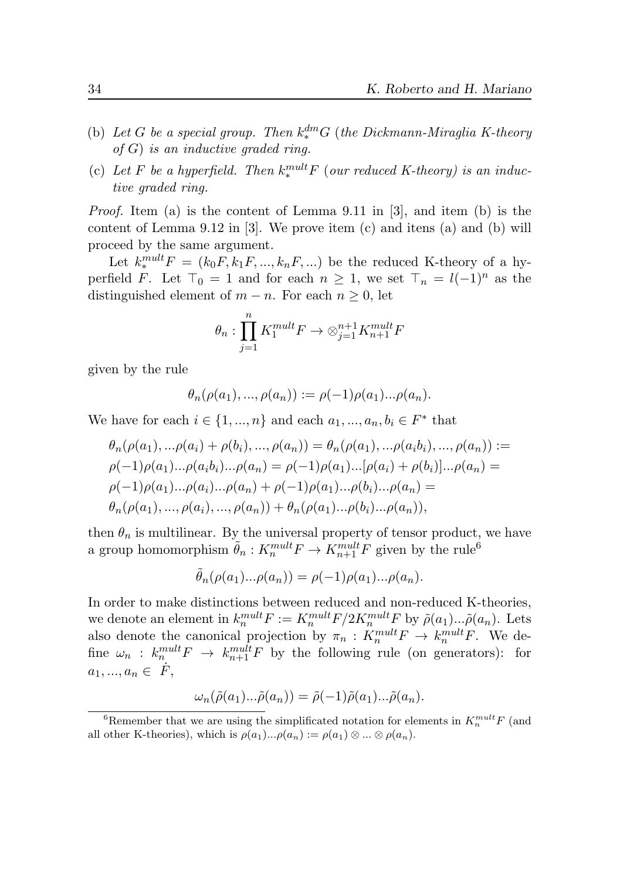(b) *Let $G$ be a special group. Then $k_*^{dm}G$ (the Dickmann-Miraglia K-theory of $G$) is an inductive graded ring.*

(c) *Let $F$ be a hyperfield. Then $k_*^{mult}F$ (our reduced K-theory) is an inductive graded ring.*

*Proof.* Item (a) is the content of Lemma 9.11 in [3], and item (b) is the content of Lemma 9.12 in [3]. We prove item (c) and itens (a) and (b) will proceed by the same argument.

Let $k_*^{mult}F = (k_0F, k_1F, ..., k_nF, ...)$ be the reduced K-theory of a hyperfield $F$. Let $\top_0 = 1$ and for each $n \geq 1$, we set $\top_n = l(-1)^n$ as the distinguished element of $m - n$. For each $n \geq 0$, let

$$\theta_n : \prod_{j=1}^{n} K_1^{mult}F \to \otimes_{j=1}^{n+1} K_{n+1}^{mult}F$$

given by the rule

$$\theta_n(\rho(a_1), ..., \rho(a_n)) := \rho(-1)\rho(a_1)...\rho(a_n).$$

We have for each $i \in \{1, ..., n\}$ and each $a_1, ..., a_n, b_i \in F^*$ that

$$\begin{aligned}
&\theta_n(\rho(a_1), ...\rho(a_i) + \rho(b_i), ..., \rho(a_n)) = \theta_n(\rho(a_1), ...\rho(a_ib_i), ..., \rho(a_n)) := \\
&\rho(-1)\rho(a_1)...\rho(a_ib_i)...\rho(a_n) = \rho(-1)\rho(a_1)...[\rho(a_i) + \rho(b_i)]...\rho(a_n) = \\
&\rho(-1)\rho(a_1)...\rho(a_i)...\rho(a_n) + \rho(-1)\rho(a_1)...\rho(b_i)...\rho(a_n) = \\
&\theta_n(\rho(a_1), ..., \rho(a_i), ..., \rho(a_n)) + \theta_n(\rho(a_1)...\rho(b_i)...\rho(a_n)),
\end{aligned}$$

then $\theta_n$ is multilinear. By the universal property of tensor product, we have a group homomorphism $\tilde{\theta}_n : K_n^{mult}F \to K_{n+1}^{mult}F$ given by the rule[6]

$$\tilde{\theta}_n(\rho(a_1)...\rho(a_n)) = \rho(-1)\rho(a_1)...\rho(a_n).$$

In order to make distinctions between reduced and non-reduced K-theories, we denote an element in $k_n^{mult}F := K_n^{mult}F/2K_n^{mult}F$ by $\tilde{\rho}(a_1)...\tilde{\rho}(a_n)$. Lets also denote the canonical projection by $\pi_n : K_n^{mult}F \to k_n^{mult}F$. We define $\omega_n : k_n^{mult}F \to k_{n+1}^{mult}F$ by the following rule (on generators): for $a_1, ..., a_n \in \dot{F}$,

$$\omega_n(\tilde{\rho}(a_1)...\tilde{\rho}(a_n)) = \tilde{\rho}(-1)\tilde{\rho}(a_1)...\tilde{\rho}(a_n).$$

[6]Remember that we are using the simplificated notation for elements in $K_n^{mult}F$ (and all other K-theories), which is $\rho(a_1)...\rho(a_n) := \rho(a_1) \otimes ... \otimes \rho(a_n)$.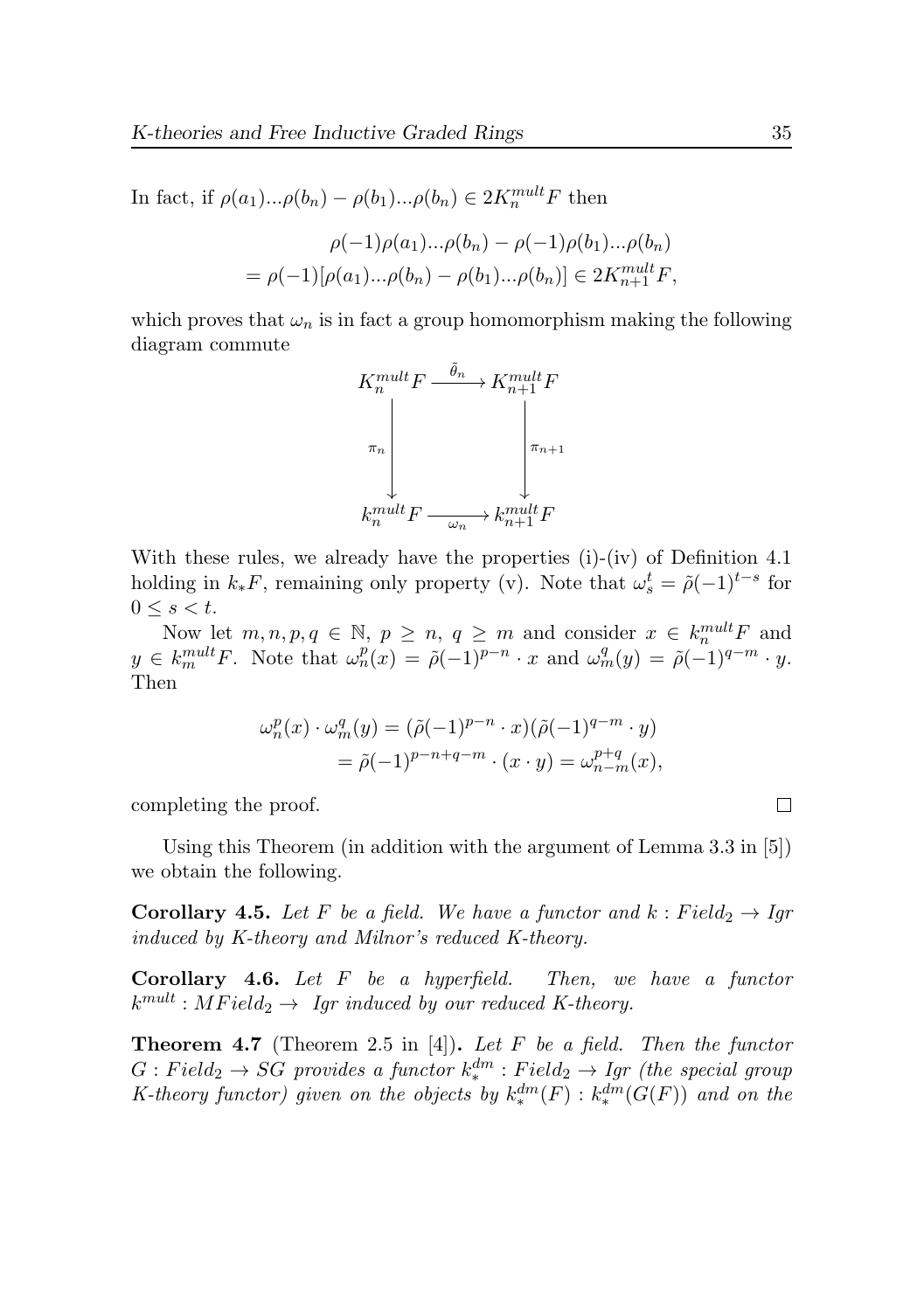In fact, if $\rho(a_1)...\rho(b_n) - \rho(b_1)...\rho(b_n) \in 2K_n^{mult}F$ then

$$
\begin{aligned}
&\rho(-1)\rho(a_1)...\rho(b_n) - \rho(-1)\rho(b_1)...\rho(b_n) \\
&= \rho(-1)[\rho(a_1)...\rho(b_n) - \rho(b_1)...\rho(b_n)] \in 2K_{n+1}^{mult}F,
\end{aligned}
$$

which proves that $\omega_n$ is in fact a group homomorphism making the following diagram commute

$$
\begin{array}{ccc}
K_n^{mult}F & \xrightarrow{\tilde{\theta}_n} & K_{n+1}^{mult}F \\
\Big\downarrow{\scriptstyle \pi_n} & & \Big\downarrow{\scriptstyle \pi_{n+1}} \\
k_n^{mult}F & \xrightarrow[\omega_n]{} & k_{n+1}^{mult}F
\end{array}
$$

With these rules, we already have the properties (i)-(iv) of Definition 4.1 holding in $k_*F$, remaining only property (v). Note that $\omega_s^t = \tilde{\rho}(-1)^{t-s}$ for $0 \leq s < t$.

Now let $m, n, p, q \in \mathbb{N}$, $p \geq n$, $q \geq m$ and consider $x \in k_n^{mult}F$ and $y \in k_m^{mult}F$. Note that $\omega_n^p(x) = \tilde{\rho}(-1)^{p-n} \cdot x$ and $\omega_m^q(y) = \tilde{\rho}(-1)^{q-m} \cdot y$. Then

$$
\begin{aligned}
\omega_n^p(x) \cdot \omega_m^q(y) &= (\tilde{\rho}(-1)^{p-n} \cdot x)(\tilde{\rho}(-1)^{q-m} \cdot y) \\
&= \tilde{\rho}(-1)^{p-n+q-m} \cdot (x \cdot y) = \omega_{n-m}^{p+q}(x),
\end{aligned}
$$

completing the proof. □

Using this Theorem (in addition with the argument of Lemma 3.3 in [5]) we obtain the following.

**Corollary 4.5.** *Let $F$ be a field. We have a functor and $k : Field_2 \to Igr$ induced by K-theory and Milnor's reduced K-theory.*

**Corollary 4.6.** *Let $F$ be a hyperfield. Then, we have a functor $k^{mult} : MField_2 \to$ Igr induced by our reduced K-theory.*

**Theorem 4.7** (Theorem 2.5 in [4])**.** *Let $F$ be a field. Then the functor $G : Field_2 \to SG$ provides a functor $k_*^{dm} : Field_2 \to Igr$ (the special group K-theory functor) given on the objects by $k_*^{dm}(F) : k_*^{dm}(G(F))$ and on the*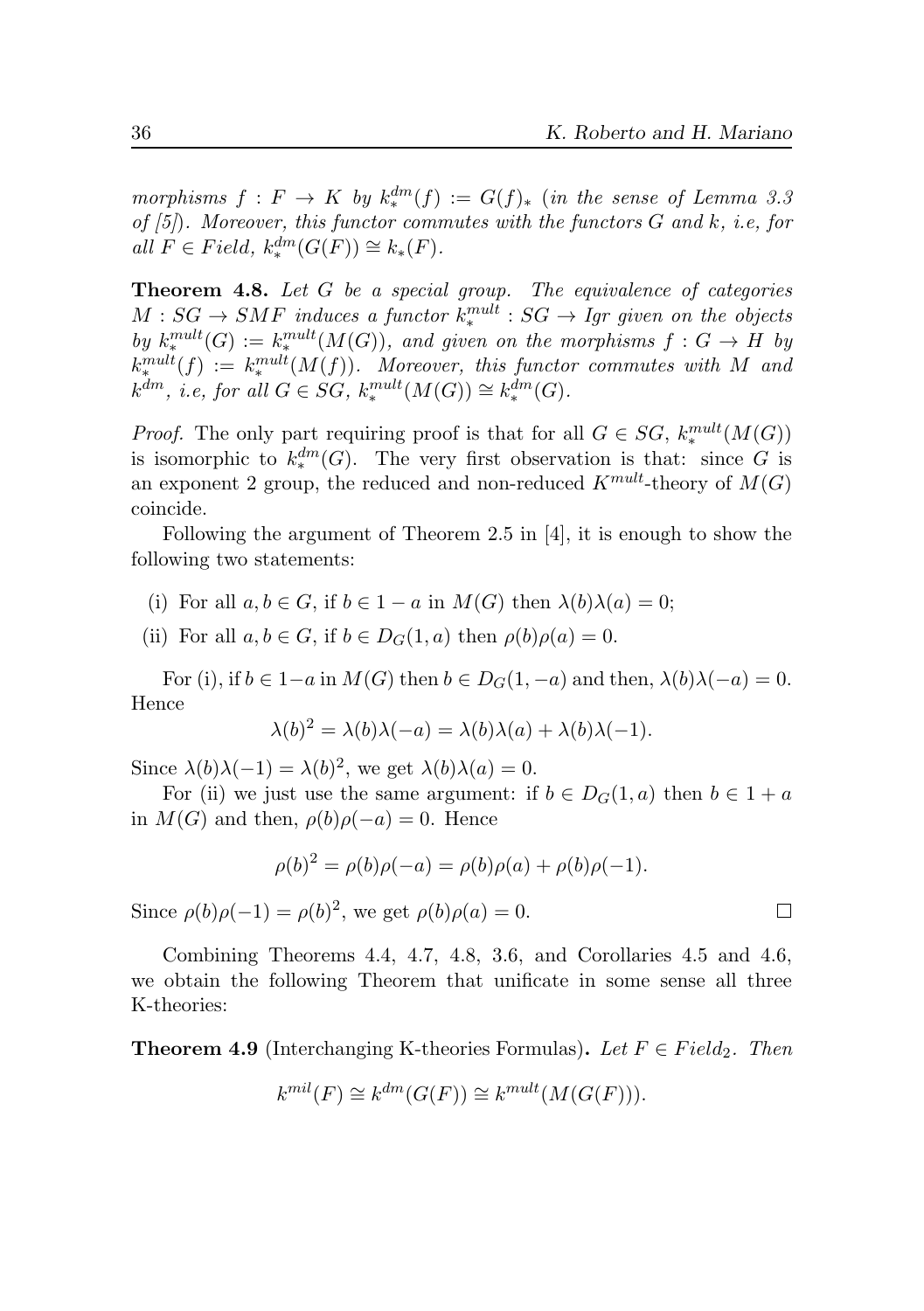*morphisms $f : F \to K$ by $k_*^{dm}(f) := G(f)_*$ (in the sense of Lemma 3.3 of [5]). Moreover, this functor commutes with the functors $G$ and $k$, i.e, for all $F \in Field$, $k_*^{dm}(G(F)) \cong k_*(F)$.*

**Theorem 4.8.** *Let $G$ be a special group. The equivalence of categories $M : SG \to SMF$ induces a functor $k_*^{mult} : SG \to Igr$ given on the objects by $k_*^{mult}(G) := k_*^{mult}(M(G))$, and given on the morphisms $f : G \to H$ by $k_*^{mult}(f) := k_*^{mult}(M(f))$. Moreover, this functor commutes with $M$ and $k^{dm}$, i.e, for all $G \in SG$, $k_*^{mult}(M(G)) \cong k_*^{dm}(G)$.*

*Proof.* The only part requiring proof is that for all $G \in SG$, $k_*^{mult}(M(G))$ is isomorphic to $k_*^{dm}(G)$. The very first observation is that: since $G$ is an exponent 2 group, the reduced and non-reduced $K^{mult}$-theory of $M(G)$ coincide.

Following the argument of Theorem 2.5 in [4], it is enough to show the following two statements:

(i) For all $a, b \in G$, if $b \in 1 - a$ in $M(G)$ then $\lambda(b)\lambda(a) = 0$;

(ii) For all $a, b \in G$, if $b \in D_G(1, a)$ then $\rho(b)\rho(a) = 0$.

For (i), if $b \in 1-a$ in $M(G)$ then $b \in D_G(1, -a)$ and then, $\lambda(b)\lambda(-a) = 0$. Hence

$$\lambda(b)^2 = \lambda(b)\lambda(-a) = \lambda(b)\lambda(a) + \lambda(b)\lambda(-1).$$

Since $\lambda(b)\lambda(-1) = \lambda(b)^2$, we get $\lambda(b)\lambda(a) = 0$.

For (ii) we just use the same argument: if $b \in D_G(1, a)$ then $b \in 1 + a$ in $M(G)$ and then, $\rho(b)\rho(-a) = 0$. Hence

$$\rho(b)^2 = \rho(b)\rho(-a) = \rho(b)\rho(a) + \rho(b)\rho(-1).$$

Since $\rho(b)\rho(-1) = \rho(b)^2$, we get $\rho(b)\rho(a) = 0$. $\square$

Combining Theorems 4.4, 4.7, 4.8, 3.6, and Corollaries 4.5 and 4.6, we obtain the following Theorem that unificate in some sense all three K-theories:

**Theorem 4.9** (Interchanging K-theories Formulas)**.** *Let $F \in Field_2$. Then*

$$k^{mil}(F) \cong k^{dm}(G(F)) \cong k^{mult}(M(G(F))).$$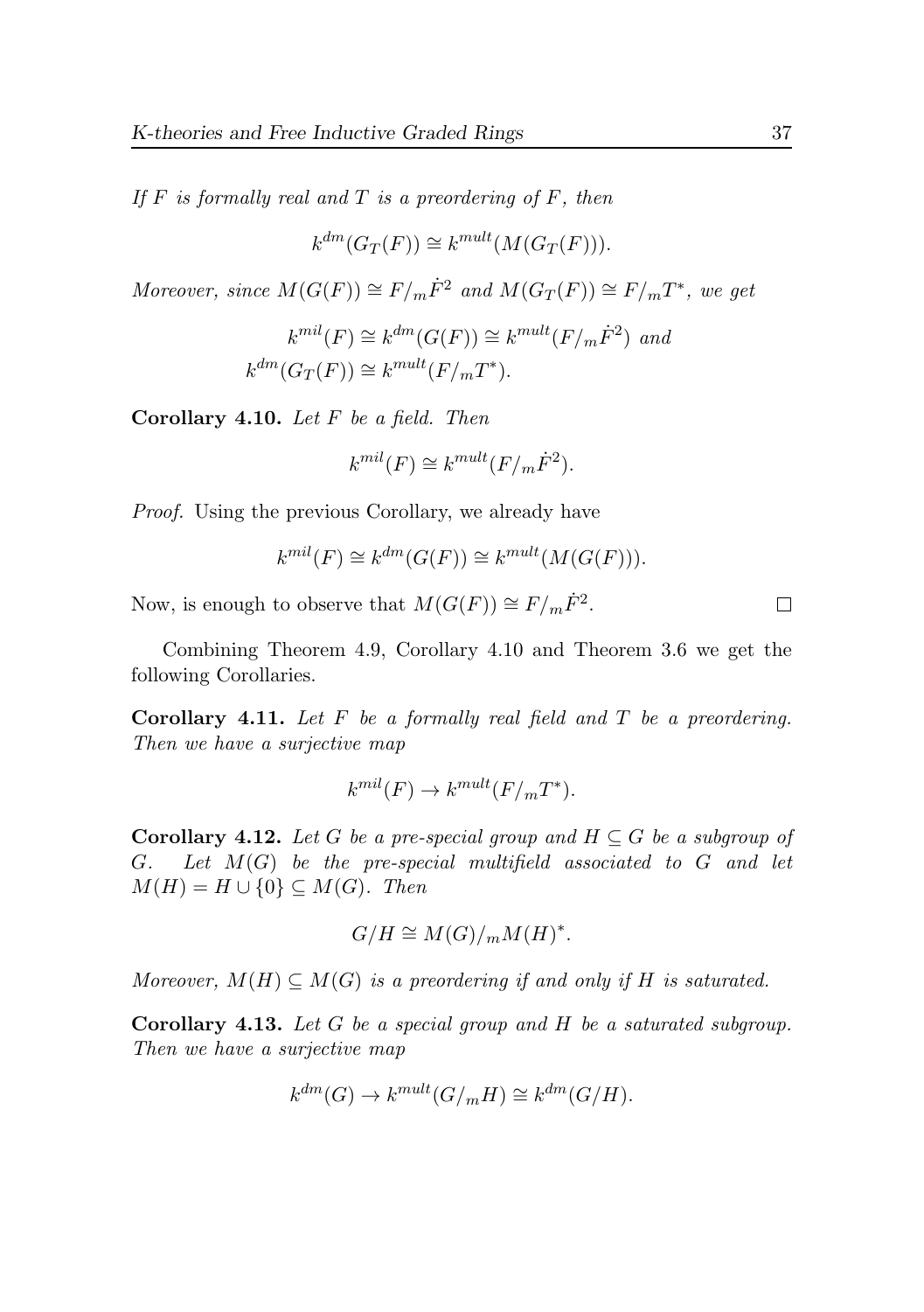*If $F$ is formally real and $T$ is a preordering of $F$, then*

$$k^{dm}(G_T(F)) \cong k^{mult}(M(G_T(F))).$$

*Moreover, since $M(G(F)) \cong F/_m\dot{F}^2$ and $M(G_T(F)) \cong F/_mT^*$, we get*

$$k^{mil}(F) \cong k^{dm}(G(F)) \cong k^{mult}(F/_m\dot{F}^2) \text{ and}$$
$$k^{dm}(G_T(F)) \cong k^{mult}(F/_mT^*).$$

**Corollary 4.10.** *Let $F$ be a field. Then*

$$k^{mil}(F) \cong k^{mult}(F/_m\dot{F}^2).$$

*Proof.* Using the previous Corollary, we already have

$$k^{mil}(F) \cong k^{dm}(G(F)) \cong k^{mult}(M(G(F))).$$

Now, is enough to observe that $M(G(F)) \cong F/_m\dot{F}^2$. $\square$

Combining Theorem 4.9, Corollary 4.10 and Theorem 3.6 we get the following Corollaries.

**Corollary 4.11.** *Let $F$ be a formally real field and $T$ be a preordering. Then we have a surjective map*

$$k^{mil}(F) \to k^{mult}(F/_mT^*).$$

**Corollary 4.12.** *Let $G$ be a pre-special group and $H \subseteq G$ be a subgroup of $G$. Let $M(G)$ be the pre-special multifield associated to $G$ and let $M(H) = H \cup \{0\} \subseteq M(G)$. Then*

$$G/H \cong M(G)/_mM(H)^*.$$

*Moreover, $M(H) \subseteq M(G)$ is a preordering if and only if $H$ is saturated.*

**Corollary 4.13.** *Let $G$ be a special group and $H$ be a saturated subgroup. Then we have a surjective map*

$$k^{dm}(G) \to k^{mult}(G/_mH) \cong k^{dm}(G/H).$$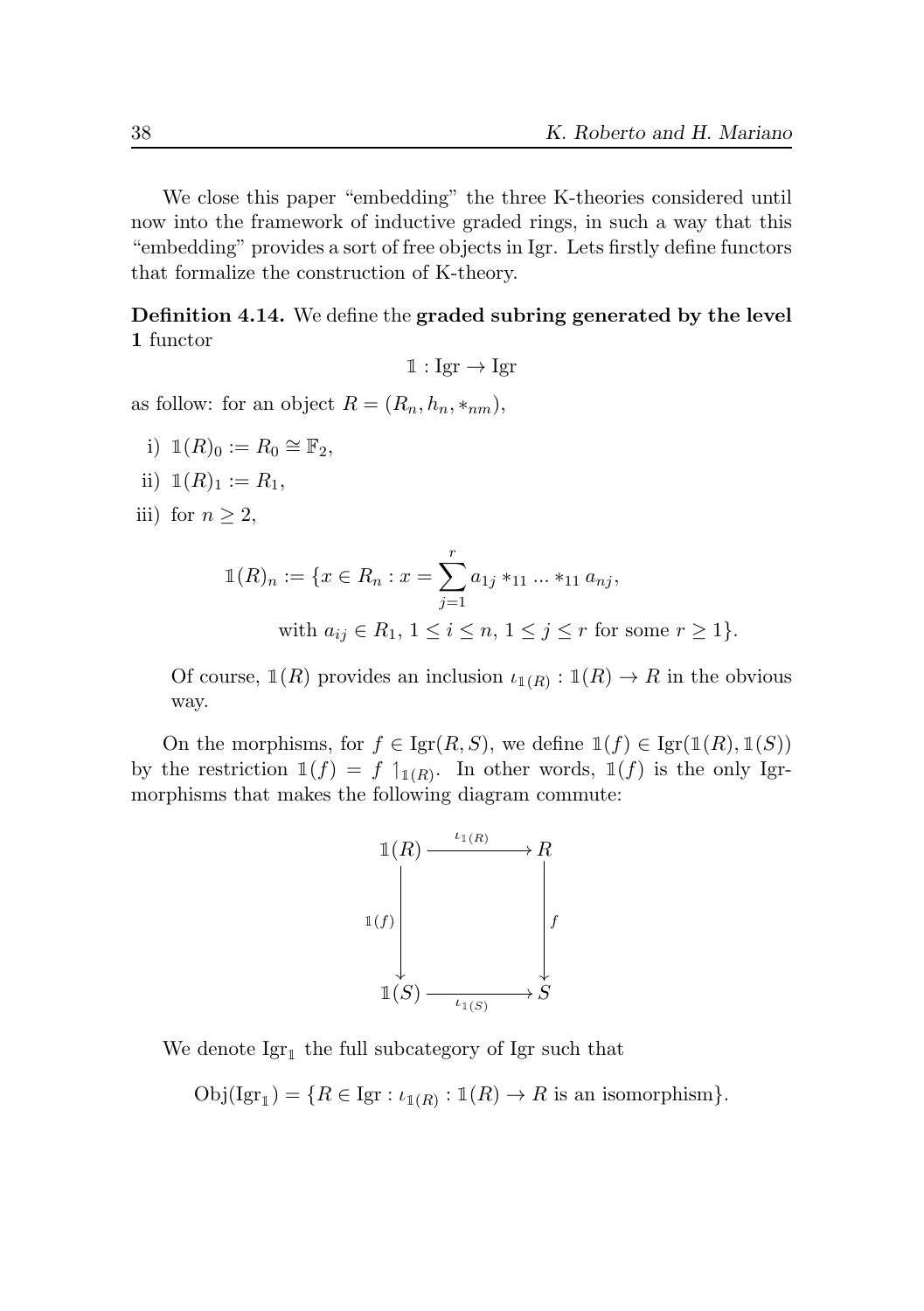We close this paper "embedding" the three K-theories considered until now into the framework of inductive graded rings, in such a way that this "embedding" provides a sort of free objects in Igr. Lets firstly define functors that formalize the construction of K-theory.

**Definition 4.14.** We define the **graded subring generated by the level 1** functor

$$\mathbb{1} : \text{Igr} \to \text{Igr}$$

as follow: for an object $R = (R_n, h_n, *_{nm})$,

i) $\mathbb{1}(R)_0 := R_0 \cong \mathbb{F}_2$,

ii) $\mathbb{1}(R)_1 := R_1$,

iii) for $n \geq 2$,

$$\mathbb{1}(R)_n := \{x \in R_n : x = \sum_{j=1}^{r} a_{1j} *_{11} ... *_{11} a_{nj},$$
$$\text{with } a_{ij} \in R_1,\ 1 \leq i \leq n,\ 1 \leq j \leq r \text{ for some } r \geq 1\}.$$

Of course, $\mathbb{1}(R)$ provides an inclusion $\iota_{\mathbb{1}(R)} : \mathbb{1}(R) \to R$ in the obvious way.

On the morphisms, for $f \in \text{Igr}(R, S)$, we define $\mathbb{1}(f) \in \text{Igr}(\mathbb{1}(R), \mathbb{1}(S))$ by the restriction $\mathbb{1}(f) = f \upharpoonright_{\mathbb{1}(R)}$. In other words, $\mathbb{1}(f)$ is the only Igr-morphisms that makes the following diagram commute:

$$\begin{array}{ccc}
\mathbb{1}(R) & \xrightarrow{\iota_{\mathbb{1}(R)}} & R \\
\Big\downarrow{\scriptstyle \mathbb{1}(f)} & & \Big\downarrow{\scriptstyle f} \\
\mathbb{1}(S) & \xrightarrow[\iota_{\mathbb{1}(S)}]{} & S
\end{array}$$

We denote $\text{Igr}_{\mathbb{1}}$ the full subcategory of Igr such that

$$\text{Obj}(\text{Igr}_{\mathbb{1}}) = \{R \in \text{Igr} : \iota_{\mathbb{1}(R)} : \mathbb{1}(R) \to R \text{ is an isomorphism}\}.$$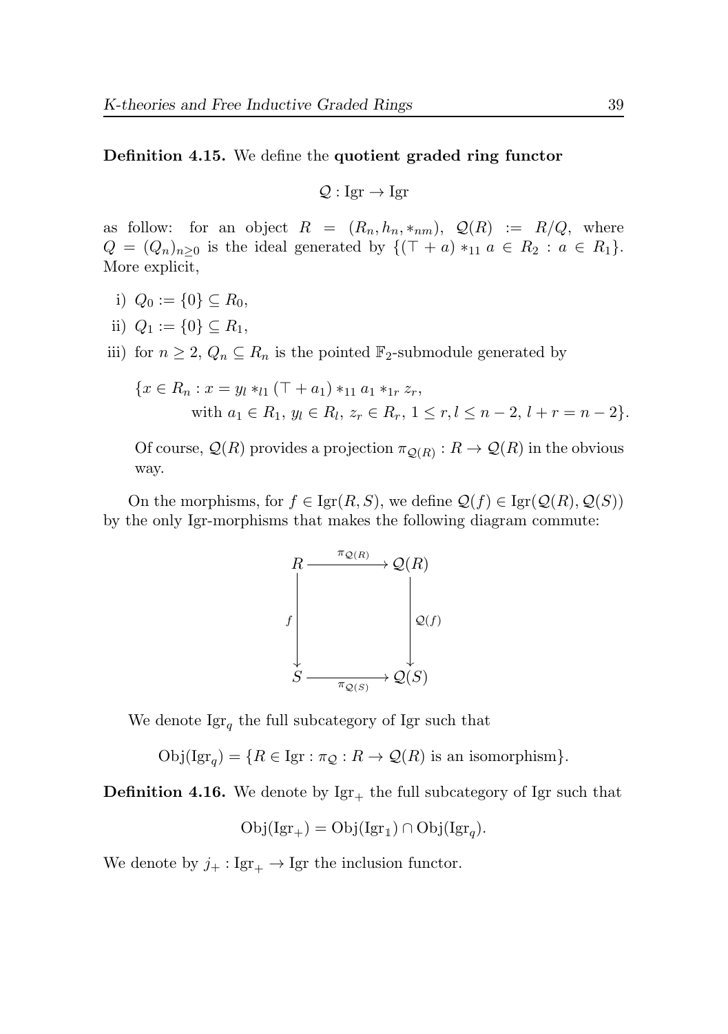**Definition 4.15.** We define the **quotient graded ring functor**

$$\mathcal{Q} : \text{Igr} \to \text{Igr}$$

as follow: for an object $R = (R_n, h_n, *_{nm})$, $\mathcal{Q}(R) := R/Q$, where $Q = (Q_n)_{n \geq 0}$ is the ideal generated by $\{(\top + a) *_{11} a \in R_2 : a \in R_1\}$. More explicit,

i) $Q_0 := \{0\} \subseteq R_0$,

ii) $Q_1 := \{0\} \subseteq R_1$,

iii) for $n \geq 2$, $Q_n \subseteq R_n$ is the pointed $\mathbb{F}_2$-submodule generated by

$$\{x \in R_n : x = y_l *_{l1} (\top + a_1) *_{11} a_1 *_{1r} z_r,$$
$$\text{with } a_1 \in R_1,\ y_l \in R_l,\ z_r \in R_r,\ 1 \leq r, l \leq n-2,\ l + r = n-2\}.$$

Of course, $\mathcal{Q}(R)$ provides a projection $\pi_{\mathcal{Q}(R)} : R \to \mathcal{Q}(R)$ in the obvious way.

On the morphisms, for $f \in \text{Igr}(R, S)$, we define $\mathcal{Q}(f) \in \text{Igr}(\mathcal{Q}(R), \mathcal{Q}(S))$ by the only Igr-morphisms that makes the following diagram commute:

$$\begin{array}{ccc} R & \xrightarrow{\pi_{\mathcal{Q}(R)}} & \mathcal{Q}(R) \\ {\scriptstyle f}\downarrow & & \downarrow{\scriptstyle \mathcal{Q}(f)} \\ S & \xrightarrow[\pi_{\mathcal{Q}(S)}]{} & \mathcal{Q}(S) \end{array}$$

We denote $\text{Igr}_q$ the full subcategory of Igr such that

$$\text{Obj}(\text{Igr}_q) = \{R \in \text{Igr} : \pi_{\mathcal{Q}} : R \to \mathcal{Q}(R) \text{ is an isomorphism}\}.$$

**Definition 4.16.** We denote by $\text{Igr}_+$ the full subcategory of Igr such that

$$\text{Obj}(\text{Igr}_+) = \text{Obj}(\text{Igr}_{\mathbb{1}}) \cap \text{Obj}(\text{Igr}_q).$$

We denote by $j_+ : \text{Igr}_+ \to \text{Igr}$ the inclusion functor.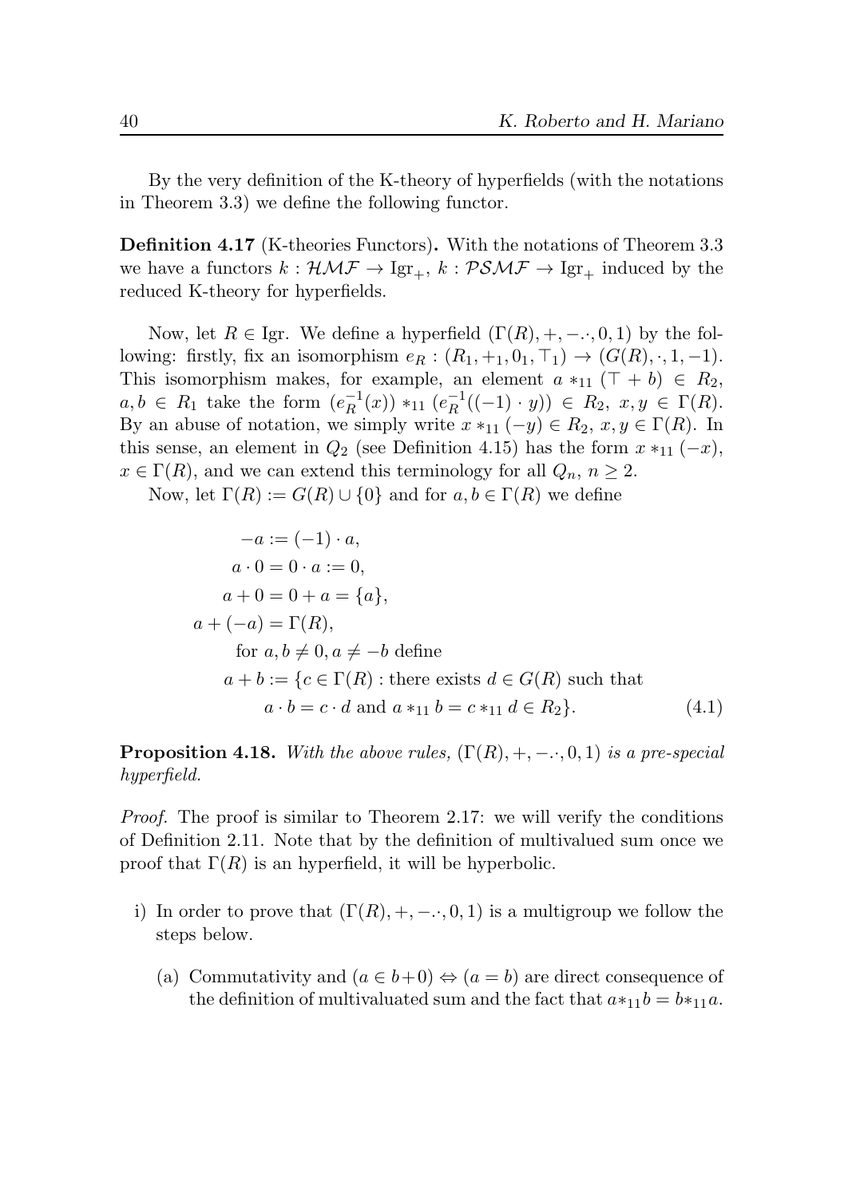By the very definition of the K-theory of hyperfields (with the notations in Theorem 3.3) we define the following functor.

**Definition 4.17** (K-theories Functors)**.** With the notations of Theorem 3.3 we have a functors $k : \mathcal{HMF} \to \mathrm{Igr}_+$, $k : \mathcal{PSMF} \to \mathrm{Igr}_+$ induced by the reduced K-theory for hyperfields.

Now, let $R \in \mathrm{Igr}$. We define a hyperfield $(\Gamma(R), +, -\cdot, 0, 1)$ by the following: firstly, fix an isomorphism $e_R : (R_1, +_1, 0_1, \top_1) \to (G(R), \cdot, 1, -1)$. This isomorphism makes, for example, an element $a *_{11} (\top + b) \in R_2$, $a, b \in R_1$ take the form $(e_R^{-1}(x)) *_{11} (e_R^{-1}((-1) \cdot y)) \in R_2$, $x, y \in \Gamma(R)$. By an abuse of notation, we simply write $x *_{11} (-y) \in R_2$, $x, y \in \Gamma(R)$. In this sense, an element in $Q_2$ (see Definition 4.15) has the form $x *_{11} (-x)$, $x \in \Gamma(R)$, and we can extend this terminology for all $Q_n$, $n \geq 2$.

Now, let $\Gamma(R) := G(R) \cup \{0\}$ and for $a, b \in \Gamma(R)$ we define

$$
\begin{aligned}
&-a := (-1) \cdot a, \\
&a \cdot 0 = 0 \cdot a := 0, \\
&a + 0 = 0 + a = \{a\}, \\
&a + (-a) = \Gamma(R), \\
&\quad \text{for } a, b \neq 0, a \neq -b \text{ define} \\
&\quad a + b := \{c \in \Gamma(R) : \text{there exists } d \in G(R) \text{ such that} \\
&\qquad a \cdot b = c \cdot d \text{ and } a *_{11} b = c *_{11} d \in R_2\}.
\end{aligned}
\tag{4.1}
$$

**Proposition 4.18.** *With the above rules, $(\Gamma(R), +, -\cdot, 0, 1)$ is a pre-special hyperfield.*

*Proof.* The proof is similar to Theorem 2.17: we will verify the conditions of Definition 2.11. Note that by the definition of multivalued sum once we proof that $\Gamma(R)$ is an hyperfield, it will be hyperbolic.

i) In order to prove that $(\Gamma(R), +, -\cdot, 0, 1)$ is a multigroup we follow the steps below.

   (a) Commutativity and $(a \in b + 0) \Leftrightarrow (a = b)$ are direct consequence of the definition of multivaluated sum and the fact that $a *_{11} b = b *_{11} a$.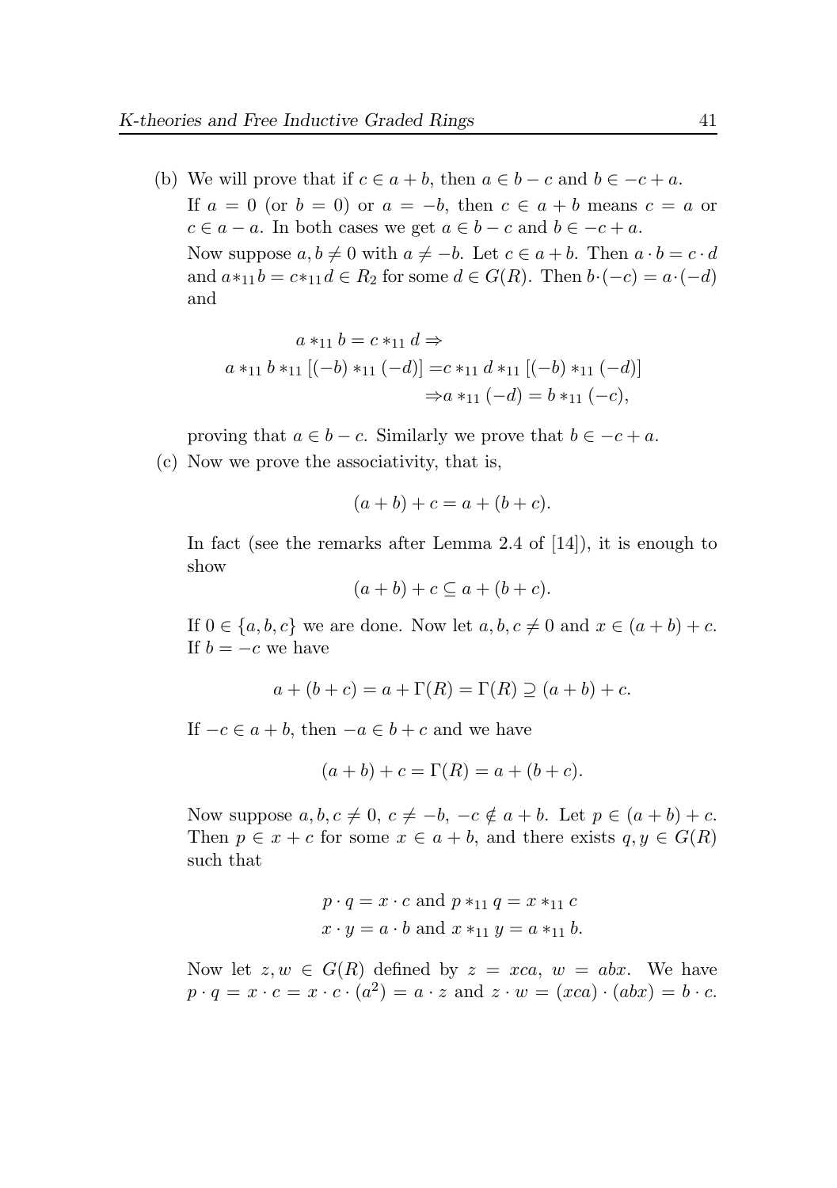(b) We will prove that if $c \in a+b$, then $a \in b-c$ and $b \in -c+a$.

If $a=0$ (or $b=0$) or $a=-b$, then $c \in a+b$ means $c=a$ or $c \in a-a$. In both cases we get $a \in b-c$ and $b \in -c+a$.

Now suppose $a, b \neq 0$ with $a \neq -b$. Let $c \in a+b$. Then $a \cdot b = c \cdot d$ and $a *_{11} b = c *_{11} d \in R_2$ for some $d \in G(R)$. Then $b \cdot (-c) = a \cdot (-d)$ and

$$\begin{aligned}
a *_{11} b = c *_{11} d &\Rightarrow \\
a *_{11} b *_{11} [(-b) *_{11} (-d)] &= c *_{11} d *_{11} [(-b) *_{11} (-d)] \\
&\Rightarrow a *_{11} (-d) = b *_{11} (-c),
\end{aligned}$$

proving that $a \in b-c$. Similarly we prove that $b \in -c+a$.

(c) Now we prove the associativity, that is,

$$(a+b)+c = a+(b+c).$$

In fact (see the remarks after Lemma 2.4 of [14]), it is enough to show

$$(a+b)+c \subseteq a+(b+c).$$

If $0 \in \{a, b, c\}$ we are done. Now let $a, b, c \neq 0$ and $x \in (a+b)+c$. If $b=-c$ we have

$$a+(b+c) = a+\Gamma(R) = \Gamma(R) \supseteq (a+b)+c.$$

If $-c \in a+b$, then $-a \in b+c$ and we have

$$(a+b)+c = \Gamma(R) = a+(b+c).$$

Now suppose $a, b, c \neq 0$, $c \neq -b$, $-c \notin a+b$. Let $p \in (a+b)+c$. Then $p \in x+c$ for some $x \in a+b$, and there exists $q, y \in G(R)$ such that

$$\begin{aligned}
&p \cdot q = x \cdot c \text{ and } p *_{11} q = x *_{11} c \\
&x \cdot y = a \cdot b \text{ and } x *_{11} y = a *_{11} b.
\end{aligned}$$

Now let $z, w \in G(R)$ defined by $z = xca$, $w = abx$. We have $p \cdot q = x \cdot c = x \cdot c \cdot (a^2) = a \cdot z$ and $z \cdot w = (xca) \cdot (abx) = b \cdot c$.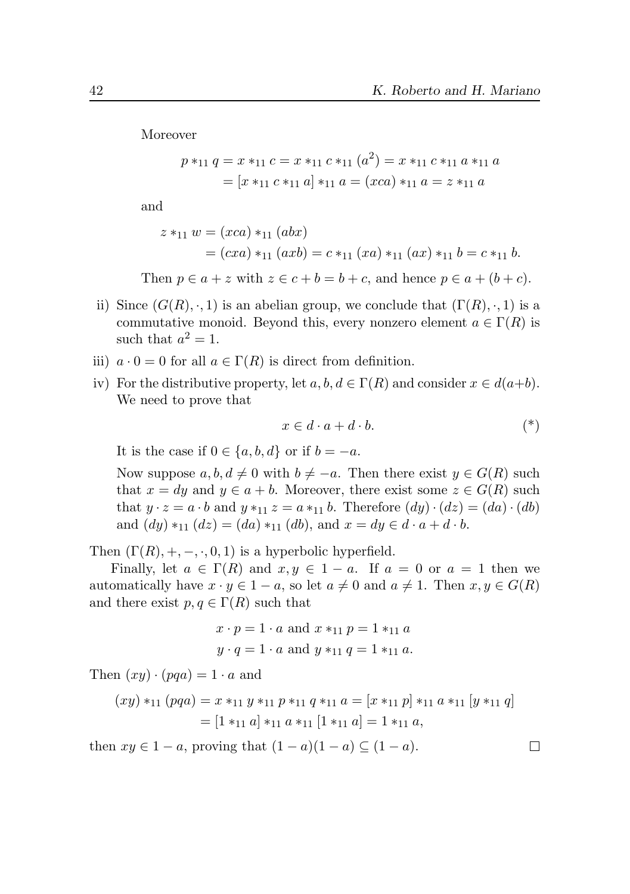Moreover

$$
\begin{aligned}
p *_{11} q = x *_{11} c &= x *_{11} c *_{11} (a^2) = x *_{11} c *_{11} a *_{11} a \\
&= [x *_{11} c *_{11} a] *_{11} a = (xca) *_{11} a = z *_{11} a
\end{aligned}
$$

and

$$
\begin{aligned}
z *_{11} w &= (xca) *_{11} (abx) \\
&= (cxa) *_{11} (axb) = c *_{11} (xa) *_{11} (ax) *_{11} b = c *_{11} b.
\end{aligned}
$$

Then $p \in a + z$ with $z \in c + b = b + c$, and hence $p \in a + (b + c)$.

ii) Since $(G(R), \cdot, 1)$ is an abelian group, we conclude that $(\Gamma(R), \cdot, 1)$ is a commutative monoid. Beyond this, every nonzero element $a \in \Gamma(R)$ is such that $a^2 = 1$.

iii) $a \cdot 0 = 0$ for all $a \in \Gamma(R)$ is direct from definition.

iv) For the distributive property, let $a, b, d \in \Gamma(R)$ and consider $x \in d(a+b)$. We need to prove that

$$
x \in d \cdot a + d \cdot b. \qquad (*)
$$

It is the case if $0 \in \{a, b, d\}$ or if $b = -a$.

Now suppose $a, b, d \neq 0$ with $b \neq -a$. Then there exist $y \in G(R)$ such that $x = dy$ and $y \in a + b$. Moreover, there exist some $z \in G(R)$ such that $y \cdot z = a \cdot b$ and $y *_{11} z = a *_{11} b$. Therefore $(dy) \cdot (dz) = (da) \cdot (db)$ and $(dy) *_{11} (dz) = (da) *_{11} (db)$, and $x = dy \in d \cdot a + d \cdot b$.

Then $(\Gamma(R), +, -, \cdot, 0, 1)$ is a hyperbolic hyperfield.

Finally, let $a \in \Gamma(R)$ and $x, y \in 1 - a$. If $a = 0$ or $a = 1$ then we automatically have $x \cdot y \in 1 - a$, so let $a \neq 0$ and $a \neq 1$. Then $x, y \in G(R)$ and there exist $p, q \in \Gamma(R)$ such that

$$
\begin{aligned}
x \cdot p = 1 \cdot a &\text{ and } x *_{11} p = 1 *_{11} a \\
y \cdot q = 1 \cdot a &\text{ and } y *_{11} q = 1 *_{11} a.
\end{aligned}
$$

Then $(xy) \cdot (pqa) = 1 \cdot a$ and

$$
\begin{aligned}
(xy) *_{11} (pqa) &= x *_{11} y *_{11} p *_{11} q *_{11} a = [x *_{11} p] *_{11} a *_{11} [y *_{11} q] \\
&= [1 *_{11} a] *_{11} a *_{11} [1 *_{11} a] = 1 *_{11} a,
\end{aligned}
$$

then $xy \in 1 - a$, proving that $(1 - a)(1 - a) \subseteq (1 - a)$. □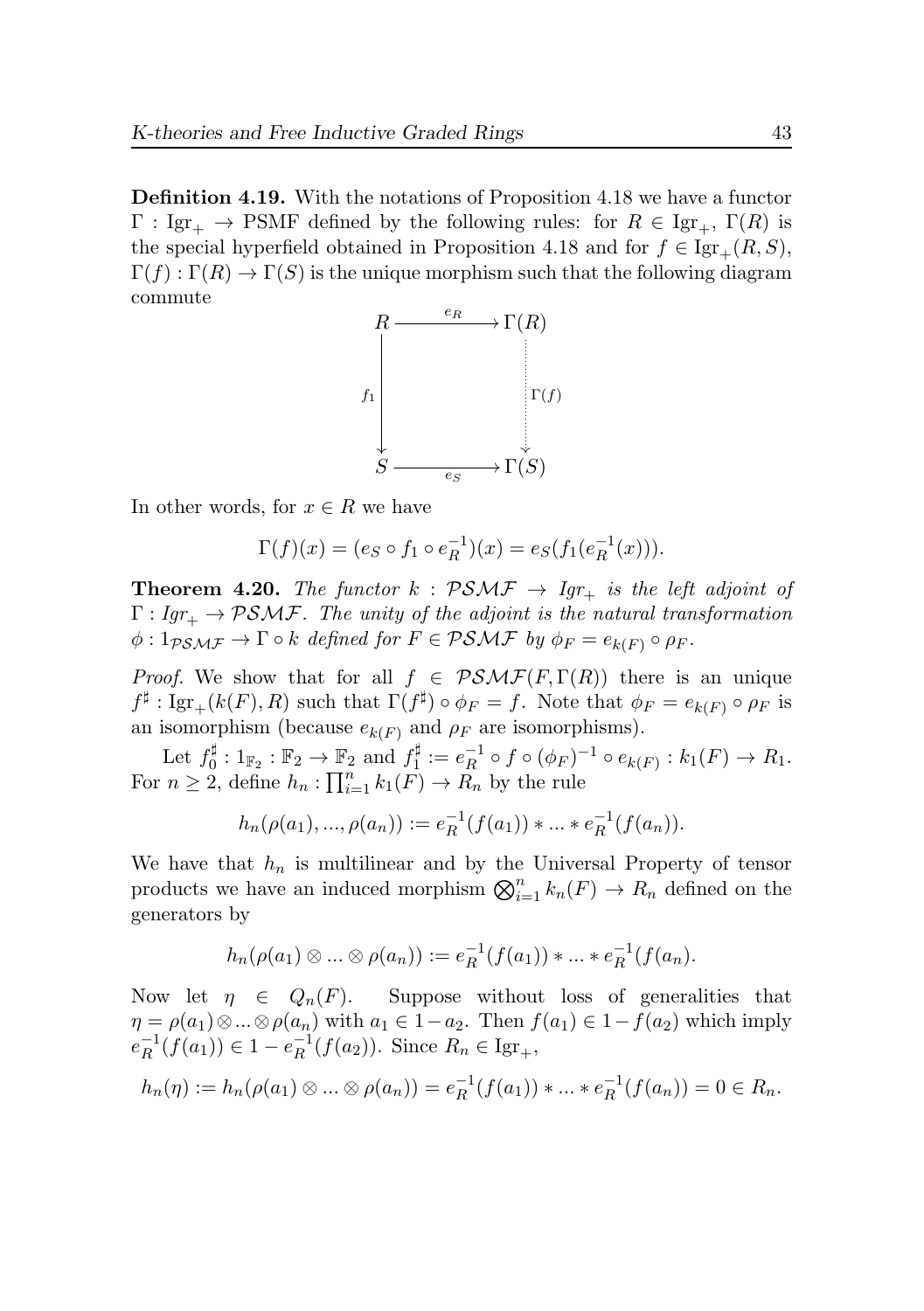**Definition 4.19.** With the notations of Proposition 4.18 we have a functor $\Gamma : \text{Igr}_+ \to \text{PSMF}$ defined by the following rules: for $R \in \text{Igr}_+$, $\Gamma(R)$ is the special hyperfield obtained in Proposition 4.18 and for $f \in \text{Igr}_+(R, S)$, $\Gamma(f) : \Gamma(R) \to \Gamma(S)$ is the unique morphism such that the following diagram commute

$$\begin{array}{ccc} R & \xrightarrow{e_R} & \Gamma(R) \\ {\scriptstyle f_1}\downarrow & & \vdots\, {\scriptstyle \Gamma(f)} \\ S & \xrightarrow[e_S]{} & \Gamma(S) \end{array}$$

In other words, for $x \in R$ we have

$$\Gamma(f)(x) = (e_S \circ f_1 \circ e_R^{-1})(x) = e_S(f_1(e_R^{-1}(x))).$$

**Theorem 4.20.** *The functor $k : \mathcal{PSMF} \to Igr_+$ is the left adjoint of $\Gamma : Igr_+ \to \mathcal{PSMF}$. The unity of the adjoint is the natural transformation $\phi : 1_{\mathcal{PSMF}} \to \Gamma \circ k$ defined for $F \in \mathcal{PSMF}$ by $\phi_F = e_{k(F)} \circ \rho_F$.*

*Proof.* We show that for all $f \in \mathcal{PSMF}(F, \Gamma(R))$ there is an unique $f^\sharp : \text{Igr}_+(k(F), R)$ such that $\Gamma(f^\sharp) \circ \phi_F = f$. Note that $\phi_F = e_{k(F)} \circ \rho_F$ is an isomorphism (because $e_{k(F)}$ and $\rho_F$ are isomorphisms).

Let $f_0^\sharp : 1_{\mathbb{F}_2} : \mathbb{F}_2 \to \mathbb{F}_2$ and $f_1^\sharp := e_R^{-1} \circ f \circ (\phi_F)^{-1} \circ e_{k(F)} : k_1(F) \to R_1$. For $n \geq 2$, define $h_n : \prod_{i=1}^n k_1(F) \to R_n$ by the rule

$$h_n(\rho(a_1), ..., \rho(a_n)) := e_R^{-1}(f(a_1)) * ... * e_R^{-1}(f(a_n)).$$

We have that $h_n$ is multilinear and by the Universal Property of tensor products we have an induced morphism $\bigotimes_{i=1}^n k_n(F) \to R_n$ defined on the generators by

$$h_n(\rho(a_1) \otimes ... \otimes \rho(a_n)) := e_R^{-1}(f(a_1)) * ... * e_R^{-1}(f(a_n).$$

Now let $\eta \in Q_n(F)$. Suppose without loss of generalities that $\eta = \rho(a_1) \otimes ... \otimes \rho(a_n)$ with $a_1 \in 1 - a_2$. Then $f(a_1) \in 1 - f(a_2)$ which imply $e_R^{-1}(f(a_1)) \in 1 - e_R^{-1}(f(a_2))$. Since $R_n \in \text{Igr}_+$,

$$h_n(\eta) := h_n(\rho(a_1) \otimes ... \otimes \rho(a_n)) = e_R^{-1}(f(a_1)) * ... * e_R^{-1}(f(a_n)) = 0 \in R_n.$$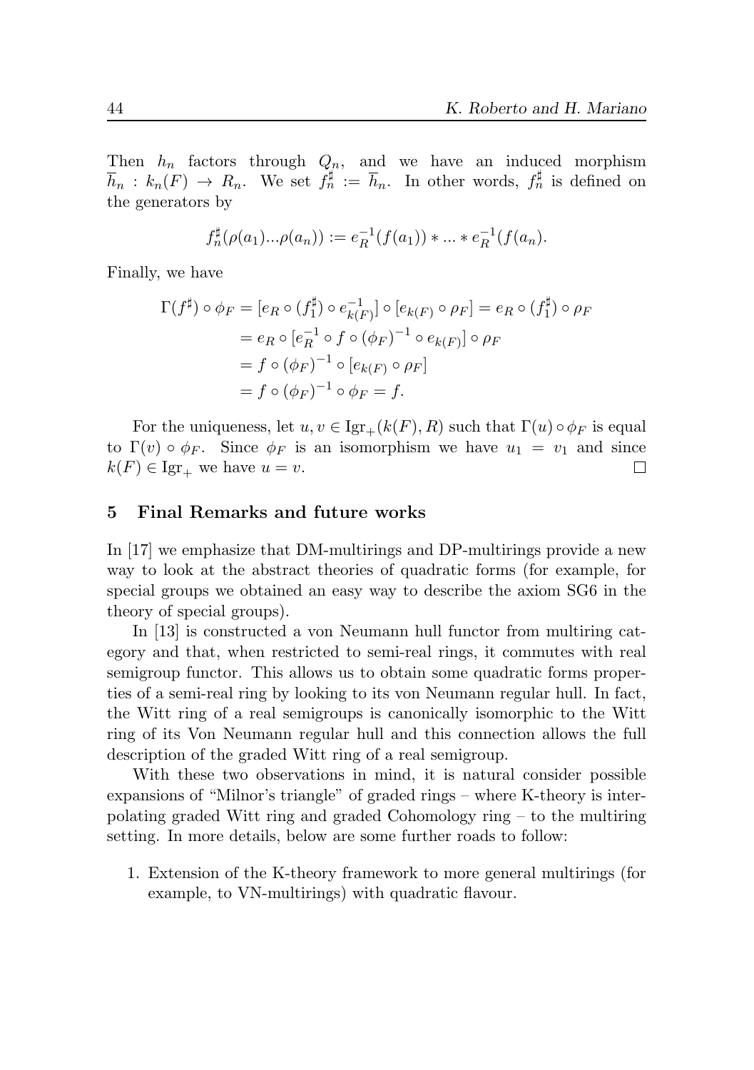Then $h_n$ factors through $Q_n$, and we have an induced morphism $\overline{h}_n : k_n(F) \to R_n$. We set $f^\sharp_n := \overline{h}_n$. In other words, $f^\sharp_n$ is defined on the generators by

$$f^\sharp_n(\rho(a_1)...\rho(a_n)) := e_R^{-1}(f(a_1)) * ... * e_R^{-1}(f(a_n).$$

Finally, we have

$$\begin{aligned}
\Gamma(f^\sharp) \circ \phi_F &= [e_R \circ (f^\sharp_1) \circ e^{-1}_{k(F)}] \circ [e_{k(F)} \circ \rho_F] = e_R \circ (f^\sharp_1) \circ \rho_F \\
&= e_R \circ [e_R^{-1} \circ f \circ (\phi_F)^{-1} \circ e_{k(F)}] \circ \rho_F \\
&= f \circ (\phi_F)^{-1} \circ [e_{k(F)} \circ \rho_F] \\
&= f \circ (\phi_F)^{-1} \circ \phi_F = f.
\end{aligned}$$

For the uniqueness, let $u, v \in \mathrm{Igr}_+(k(F), R)$ such that $\Gamma(u) \circ \phi_F$ is equal to $\Gamma(v) \circ \phi_F$. Since $\phi_F$ is an isomorphism we have $u_1 = v_1$ and since $k(F) \in \mathrm{Igr}_+$ we have $u = v$. $\square$

## 5 Final Remarks and future works

In [17] we emphasize that DM-multirings and DP-multirings provide a new way to look at the abstract theories of quadratic forms (for example, for special groups we obtained an easy way to describe the axiom SG6 in the theory of special groups).

In [13] is constructed a von Neumann hull functor from multiring category and that, when restricted to semi-real rings, it commutes with real semigroup functor. This allows us to obtain some quadratic forms properties of a semi-real ring by looking to its von Neumann regular hull. In fact, the Witt ring of a real semigroups is canonically isomorphic to the Witt ring of its Von Neumann regular hull and this connection allows the full description of the graded Witt ring of a real semigroup.

With these two observations in mind, it is natural consider possible expansions of "Milnor's triangle" of graded rings – where K-theory is interpolating graded Witt ring and graded Cohomology ring – to the multiring setting. In more details, below are some further roads to follow:

1. Extension of the K-theory framework to more general multirings (for example, to VN-multirings) with quadratic flavour.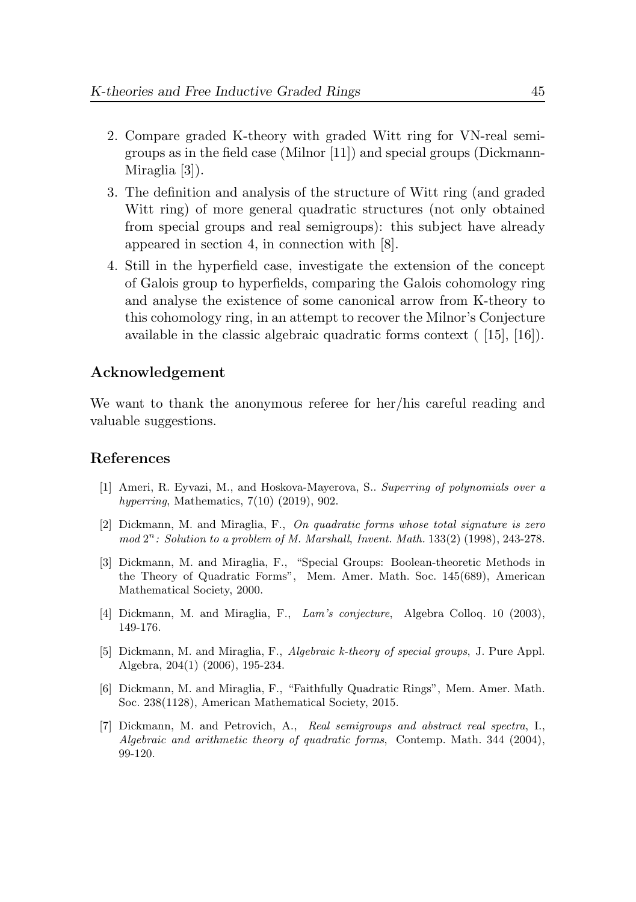2. Compare graded K-theory with graded Witt ring for VN-real semigroups as in the field case (Milnor [11]) and special groups (Dickmann-Miraglia [3]).
3. The definition and analysis of the structure of Witt ring (and graded Witt ring) of more general quadratic structures (not only obtained from special groups and real semigroups): this subject have already appeared in section 4, in connection with [8].
4. Still in the hyperfield case, investigate the extension of the concept of Galois group to hyperfields, comparing the Galois cohomology ring and analyse the existence of some canonical arrow from K-theory to this cohomology ring, in an attempt to recover the Milnor's Conjecture available in the classic algebraic quadratic forms context ( [15], [16]).

## Acknowledgement

We want to thank the anonymous referee for her/his careful reading and valuable suggestions.

## References

[1] Ameri, R. Eyvazi, M., and Hoskova-Mayerova, S.. *Superring of polynomials over a hyperring*, Mathematics, 7(10) (2019), 902.

[2] Dickmann, M. and Miraglia, F., *On quadratic forms whose total signature is zero mod $2^n$: Solution to a problem of M. Marshall*, *Invent. Math.* 133(2) (1998), 243-278.

[3] Dickmann, M. and Miraglia, F., "Special Groups: Boolean-theoretic Methods in the Theory of Quadratic Forms", Mem. Amer. Math. Soc. 145(689), American Mathematical Society, 2000.

[4] Dickmann, M. and Miraglia, F., *Lam's conjecture*, Algebra Colloq. 10 (2003), 149-176.

[5] Dickmann, M. and Miraglia, F., *Algebraic k-theory of special groups*, J. Pure Appl. Algebra, 204(1) (2006), 195-234.

[6] Dickmann, M. and Miraglia, F., "Faithfully Quadratic Rings", Mem. Amer. Math. Soc. 238(1128), American Mathematical Society, 2015.

[7] Dickmann, M. and Petrovich, A., *Real semigroups and abstract real spectra*, I., *Algebraic and arithmetic theory of quadratic forms*, Contemp. Math. 344 (2004), 99-120.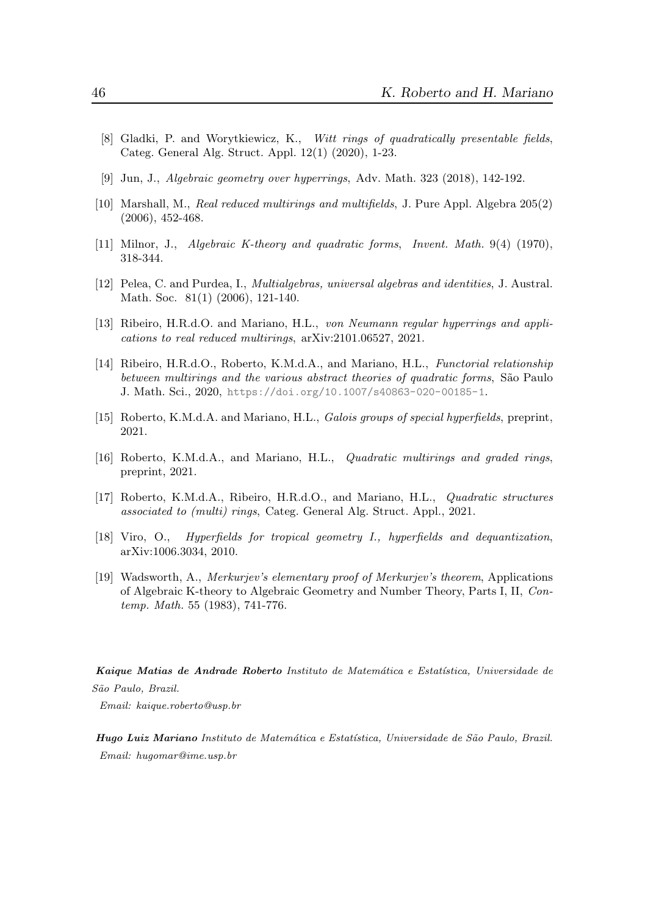[8] Gladki, P. and Worytkiewicz, K., *Witt rings of quadratically presentable fields*, Categ. General Alg. Struct. Appl. 12(1) (2020), 1-23.

[9] Jun, J., *Algebraic geometry over hyperrings*, Adv. Math. 323 (2018), 142-192.

[10] Marshall, M., *Real reduced multirings and multifields*, J. Pure Appl. Algebra 205(2) (2006), 452-468.

[11] Milnor, J., *Algebraic K-theory and quadratic forms*, *Invent. Math.* 9(4) (1970), 318-344.

[12] Pelea, C. and Purdea, I., *Multialgebras, universal algebras and identities*, J. Austral. Math. Soc. 81(1) (2006), 121-140.

[13] Ribeiro, H.R.d.O. and Mariano, H.L., *von Neumann regular hyperrings and applications to real reduced multirings*, arXiv:2101.06527, 2021.

[14] Ribeiro, H.R.d.O., Roberto, K.M.d.A., and Mariano, H.L., *Functorial relationship between multirings and the various abstract theories of quadratic forms*, São Paulo J. Math. Sci., 2020, https://doi.org/10.1007/s40863-020-00185-1.

[15] Roberto, K.M.d.A. and Mariano, H.L., *Galois groups of special hyperfields*, preprint, 2021.

[16] Roberto, K.M.d.A., and Mariano, H.L., *Quadratic multirings and graded rings*, preprint, 2021.

[17] Roberto, K.M.d.A., Ribeiro, H.R.d.O., and Mariano, H.L., *Quadratic structures associated to (multi) rings*, Categ. General Alg. Struct. Appl., 2021.

[18] Viro, O., *Hyperfields for tropical geometry I., hyperfields and dequantization*, arXiv:1006.3034, 2010.

[19] Wadsworth, A., *Merkurjev's elementary proof of Merkurjev's theorem*, Applications of Algebraic K-theory to Algebraic Geometry and Number Theory, Parts I, II, *Contemp. Math.* 55 (1983), 741-776.

***Kaique Matias de Andrade Roberto*** *Instituto de Matemática e Estatística, Universidade de São Paulo, Brazil.*

*Email: kaique.roberto@usp.br*

***Hugo Luiz Mariano*** *Instituto de Matemática e Estatística, Universidade de São Paulo, Brazil.*

*Email: hugomar@ime.usp.br*